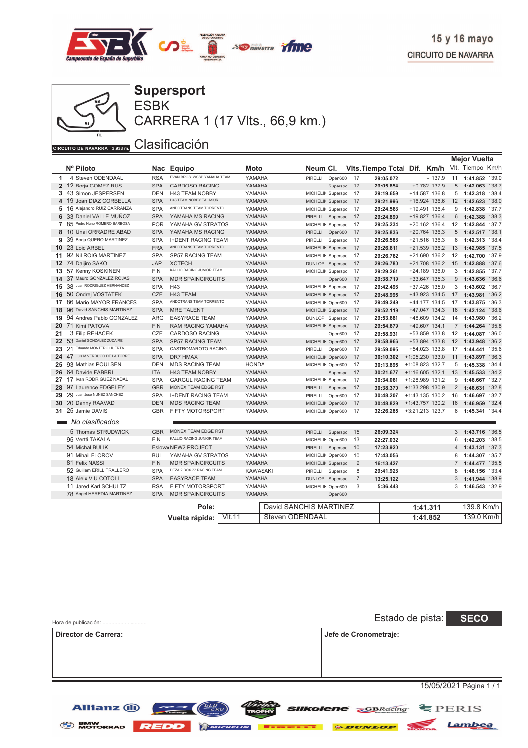15 y 16 mayo

CIRCUITO DE NAVARRA

# Supersport

## ESBK

## CARRERA 1 (17 Vlts., 66,9 km.)

## Clasificación

CIRCUITO DE NAVARRA 3.933 m.

| | Nº | Piloto | Nac | Equipo | Moto | Neum | Cl. | Vlts. | Tiempo Total | Dif. | Km/h | Mejor Vuelta Vlt. | Tiempo | Km/h |
|---|---|---|---|---|---|---|---|---|---|---|---|---|---|---|
| 1 | 4 | Steven ODENDAAL | RSA | EVAN BROS. WSSP YAMAHA TEAM | YAMAHA | PIRELLI | Open600 | 17 | 29:05.072 | - | 137.9 | 11 | 1:41.852 | 139.0 |
| 2 | 12 | Borja GOMEZ RUS | SPA | CARDOSO RACING | YAMAHA | | Superspc | 17 | 29:05.854 | +0.782 | 137.9 | 5 | 1:42.063 | 138.7 |
| 3 | 43 | Simon JESPERSEN | DEN | H43 TEAM NOBBY | YAMAHA | MICHELIN | Superspc | 17 | 29:19.659 | +14.587 | 136.8 | 5 | 1:42.318 | 138.4 |
| 4 | 19 | Joan DIAZ CORBELLA | SPA | H43 TEAM NOBBY TALASUR | YAMAHA | MICHELIN | Superspc | 17 | 29:21.996 | +16.924 | 136.6 | 12 | 1:42.623 | 138.0 |
| 5 | 16 | Alejandro RUIZ CARRANZA | SPA | ANDOTRANS TEAM TORRENTÓ | YAMAHA | MICHELIN | Superspc | 17 | 29:24.563 | +19.491 | 136.4 | 9 | 1:42.838 | 137.7 |
| 6 | 33 | Daniel VALLE MUÑOZ | SPA | YAMAHA MS RACING | YAMAHA | PIRELLI | Superspc | 17 | 29:24.899 | +19.827 | 136.4 | 6 | 1:42.388 | 138.3 |
| 7 | 85 | Pedro Nuno ROMERO BARBOSA | POR | YAMAHA GV STRATOS | YAMAHA | MICHELIN | Superspc | 17 | 29:25.234 | +20.162 | 136.4 | 12 | 1:42.844 | 137.7 |
| 8 | 10 | Unai ORRADRE ABAD | SPA | YAMAHA MS RACING | YAMAHA | PIRELLI | Open600 | 17 | 29:25.836 | +20.764 | 136.3 | 5 | 1:42.517 | 138.1 |
| 9 | 39 | Borja QUERO MARTINEZ | SPA | I+DENT RACING TEAM | YAMAHA | PIRELLI | Superspc | 17 | 29:26.588 | +21.516 | 136.3 | 6 | 1:42.313 | 138.4 |
| 10 | 23 | Loic ARBEL | FRA | ANDOTRANS TEAM TORRENTÓ | YAMAHA | MICHELIN | Superspc | 17 | 29:26.611 | +21.539 | 136.2 | 13 | 1:42.985 | 137.5 |
| 11 | 92 | Nil ROIG MARTINEZ | SPA | SP57 RACING TEAM | YAMAHA | MICHELIN | Superspc | 17 | 29:26.762 | +21.690 | 136.2 | 12 | 1:42.700 | 137.9 |
| 12 | 74 | Daijiro SAKO | JAP | XCTECH | YAMAHA | DUNLOP | Superspc | 17 | 29:26.780 | +21.708 | 136.2 | 15 | 1:42.888 | 137.6 |
| 13 | 57 | Kenny KOSKINEN | FIN | KALLIO RACING JUNIOR TEAM | YAMAHA | MICHELIN | Superspc | 17 | 29:29.261 | +24.189 | 136.0 | 3 | 1:42.855 | 137.7 |
| 14 | 37 | Mauro GONZALEZ ROJAS | SPA | MDR SPAINCIRCUITS | YAMAHA | | Open600 | 17 | 29:38.719 | +33.647 | 135.3 | 9 | 1:43.636 | 136.6 |
| 15 | 38 | Juan RODRIGUEZ HERNANDEZ | SPA | H43 | YAMAHA | MICHELIN | Superspc | 17 | 29:42.498 | +37.426 | 135.0 | 3 | 1:43.602 | 136.7 |
| 16 | 50 | Ondrej VOSTATEK | CZE | H43 TEAM | YAMAHA | MICHELIN | Superspc | 17 | 29:48.995 | +43.923 | 134.5 | 17 | 1:43.981 | 136.2 |
| 17 | 86 | Mario MAYOR FRANCES | SPA | ANDOTRANS TEAM TORRENTÓ | YAMAHA | MICHELIN | Open600 | 17 | 29:49.249 | +44.177 | 134.5 | 17 | 1:43.875 | 136.3 |
| 18 | 96 | David SANCHIS MARTINEZ | SPA | MRE TALENT | YAMAHA | MICHELIN | Superspc | 17 | 29:52.119 | +47.047 | 134.3 | 16 | 1:42.124 | 138.6 |
| 19 | 94 | Andres Pablo GONZALEZ | ARG | EASYRACE TEAM | YAMAHA | DUNLOP | Superspc | 17 | 29:53.681 | +48.609 | 134.2 | 14 | 1:43.980 | 136.2 |
| 20 | 71 | Kimi PATOVA | FIN | RAM RACING YAMAHA | YAMAHA | MICHELIN | Superspc | 17 | 29:54.679 | +49.607 | 134.1 | 7 | 1:44.264 | 135.8 |
| 21 | 3 | Filip REHACEK | CZE | CARDOSO RACING | YAMAHA | | Open600 | 17 | 29:58.931 | +53.859 | 133.8 | 12 | 1:44.087 | 136.0 |
| 22 | 53 | Daniel GONZALEZ ZUDAIRE | SPA | SP57 RACING TEAM | YAMAHA | MICHELIN | Open600 | 17 | 29:58.966 | +53.894 | 133.8 | 12 | 1:43.948 | 136.2 |
| 23 | 21 | Eduardo MONTERO HUERTA | SPA | CASTROMAROTO RACING | YAMAHA | PIRELLI | Open600 | 17 | 29:59.095 | +54.023 | 133.8 | 17 | 1:44.441 | 135.6 |
| 24 | 47 | Luis M VERDUGO DE LA TORRE | SPA | DR7 HMAX | YAMAHA | MICHELIN | Open600 | 17 | 30:10.302 | +1:05.230 | 133.0 | 11 | 1:43.897 | 136.3 |
| 25 | 93 | Mathias POULSEN | DEN | MDS RACING TEAM | HONDA | MICHELIN | Open600 | 17 | 30:13.895 | +1:08.823 | 132.7 | 5 | 1:45.338 | 134.4 |
| 26 | 64 | Davide FABBRI | ITA | H43 TEAM NOBBY | YAMAHA | | Superspc | 17 | 30:21.677 | +1:16.605 | 132.1 | 13 | 1:45.533 | 134.2 |
| 27 | 17 | Ivan RODRIGUEZ NADAL | SPA | GARGUL RACING TEAM | YAMAHA | MICHELIN | Superspc | 17 | 30:34.061 | +1:28.989 | 131.2 | 9 | 1:46.667 | 132.7 |
| 28 | 97 | Laurence EDGELEY | GBR | MONEX TEAM EDGE RST | YAMAHA | PIRELLI | Superspc | 17 | 30:38.370 | +1:33.298 | 130.9 | 2 | 1:46.631 | 132.8 |
| 29 | 29 | Juan Jose NUÑEZ SANCHEZ | SPA | I+DENT RACING TEAM | YAMAHA | PIRELLI | Open600 | 17 | 30:48.207 | +1:43.135 | 130.2 | 16 | 1:46.697 | 132.7 |
| 30 | 20 | Danny RAAVAD | DEN | MDS RACING TEAM | YAMAHA | MICHELIN | Open600 | 17 | 30:48.829 | +1:43.757 | 130.2 | 16 | 1:46.959 | 132.4 |
| 31 | 25 | Jamie DAVIS | GBR | FIFTY MOTORSPORT | YAMAHA | MICHELIN | Open600 | 17 | 32:26.285 | +3:21.213 | 123.7 | 6 | 1:45.341 | 134.4 |

*No clasificados*

| | Nº | Piloto | Nac | Equipo | Moto | Neum | Cl. | Vlts. | Tiempo Total | Dif. | Km/h | Mejor Vuelta Vlt. | Tiempo | Km/h |
|---|---|---|---|---|---|---|---|---|---|---|---|---|---|---|
| | 5 | Thomas STRUDWICK | GBR | MONEX TEAM EDGE RST | YAMAHA | PIRELLI | Superspc | 15 | 26:09.324 | | | 3 | 1:43.716 | 136.5 |
| | 95 | Vertti TAKALA | FIN | KALLIO RACING JUNIOR TEAM | YAMAHA | MICHELIN | Open600 | 13 | 22:27.032 | | | 6 | 1:42.203 | 138.5 |
| | 54 | Michal BULIK | Eslovac | NEW2 PROJECT | YAMAHA | PIRELLI | Superspc | 10 | 17:23.920 | | | 4 | 1:43.131 | 137.3 |
| | 91 | Mihail FLOROV | BUL | YAMAHA GV STRATOS | YAMAHA | MICHELIN | Open600 | 10 | 17:43.056 | | | 8 | 1:44.307 | 135.7 |
| | 81 | Felix NASSI | FIN | MDR SPAINCIRCUITS | YAMAHA | MICHELIN | Superspc | 9 | 16:13.427 | | | 7 | 1:44.477 | 135.5 |
| | 52 | Guillem ERILL TRALLERO | SPA | DEZA ? BOX 77 RACING TEAM | KAWASAKI | PIRELLI | Superspc | 8 | 29:41.928 | | | 8 | 1:46.156 | 133.4 |
| | 18 | Aleix VIU COTOLI | SPA | EASYRACE TEAM | YAMAHA | DUNLOP | Superspc | 7 | 13:25.122 | | | 3 | 1:41.944 | 138.9 |
| | 11 | Jared Karl SCHULTZ | RSA | FIFTY MOTORSPORT | YAMAHA | MICHELIN | Open600 | 3 | 5:36.443 | | | 3 | 1:46.543 | 132.9 |
| | 78 | Angel HEREDIA MARTINEZ | SPA | MDR SPAINCIRCUITS | YAMAHA | | Open600 | | | | | | | |

| | | | | |
|---|---|---|---|---|
| **Pole:** | | David SANCHIS MARTINEZ | 1:41.311 | 139.8 Km/h |
| **Vuelta rápida:** | Vlt.11 | Steven ODENDAAL | 1:41.852 | 139.0 Km/h |

Hora de publicación: ..............................

Estado de pista: **SECO**

| **Director de Carrera:** | **Jefe de Cronometraje:** |
|---|---|
| | |

15/05/2021 Página 1 / 1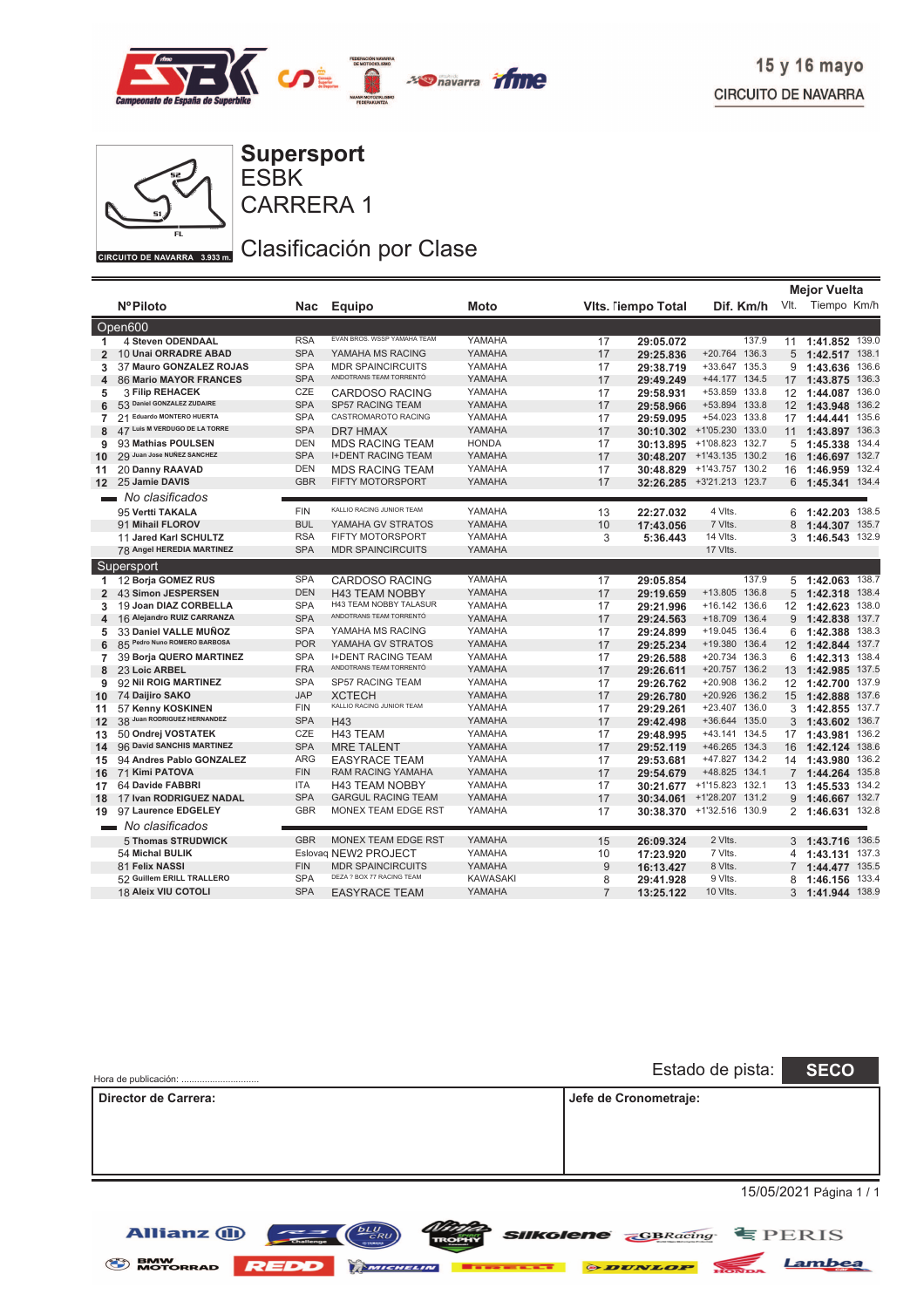15 y 16 mayo
CIRCUITO DE NAVARRA

CIRCUITO DE NAVARRA 3.933 m.

# Supersport
## ESBK
## CARRERA 1

## Clasificación por Clase

| | NºPiloto | Nac | Equipo | Moto | Vlts. | Tiempo Total | Dif. | Km/h | Mejor Vuelta Vlt. | Tiempo | Km/h |
|---|---|---|---|---|---|---|---|---|---|---|---|
| **Open600** | | | | | | | | | | | |
| 1 | 4 Steven ODENDAAL | RSA | EVAN BROS. WSSP YAMAHA TEAM | YAMAHA | 17 | 29:05.072 | | 137.9 | 11 | 1:41.852 | 139.0 |
| 2 | 10 Unai ORRADRE ABAD | SPA | YAMAHA MS RACING | YAMAHA | 17 | 29:25.836 | +20.764 | 136.3 | 5 | 1:42.517 | 138.1 |
| 3 | 37 Mauro GONZALEZ ROJAS | SPA | MDR SPAINCIRCUITS | YAMAHA | 17 | 29:38.719 | +33.647 | 135.3 | 9 | 1:43.636 | 136.6 |
| 4 | 86 Mario MAYOR FRANCES | SPA | ANDOTRANS TEAM TORRENTO | YAMAHA | 17 | 29:49.249 | +44.177 | 134.5 | 17 | 1:43.875 | 136.3 |
| 5 | 3 Filip REHACEK | CZE | CARDOSO RACING | YAMAHA | 17 | 29:58.931 | +53.859 | 133.8 | 12 | 1:44.087 | 136.0 |
| 6 | 53 Daniel GONZALEZ ZUDAIRE | SPA | SP57 RACING TEAM | YAMAHA | 17 | 29:58.966 | +53.894 | 133.8 | 12 | 1:43.948 | 136.2 |
| 7 | 21 Eduardo MONTERO HUERTA | SPA | CASTROMAROTO RACING | YAMAHA | 17 | 29:59.095 | +54.023 | 133.8 | 17 | 1:44.441 | 135.6 |
| 8 | 47 Luis M VERDUGO DE LA TORRE | SPA | DR7 HMAX | YAMAHA | 17 | 30:10.302 | +1'05.230 | 133.0 | 11 | 1:43.897 | 136.3 |
| 9 | 93 Mathias POULSEN | DEN | MDS RACING TEAM | HONDA | 17 | 30:13.895 | +1'08.823 | 132.7 | 5 | 1:45.338 | 134.4 |
| 10 | 29 Juan Jose NUÑEZ SANCHEZ | SPA | I+DENT RACING TEAM | YAMAHA | 17 | 30:48.207 | +1'43.135 | 130.2 | 16 | 1:46.697 | 132.7 |
| 11 | 20 Danny RAAVAD | DEN | MDS RACING TEAM | YAMAHA | 17 | 30:48.829 | +1'43.757 | 130.2 | 16 | 1:46.959 | 132.4 |
| 12 | 25 Jamie DAVIS | GBR | FIFTY MOTORSPORT | YAMAHA | 17 | 32:26.285 | +3'21.213 | 123.7 | 6 | 1:45.341 | 134.4 |
| *No clasificados* | | | | | | | | | | | |
| | 95 Vertti TAKALA | FIN | KALLIO RACING JUNIOR TEAM | YAMAHA | 13 | 22:27.032 | 4 Vlts. | | 6 | 1:42.203 | 138.5 |
| | 91 Mihail FLOROV | BUL | YAMAHA GV STRATOS | YAMAHA | 10 | 17:43.056 | 7 Vlts. | | 8 | 1:44.307 | 135.7 |
| | 11 Jared Karl SCHULTZ | RSA | FIFTY MOTORSPORT | YAMAHA | 3 | 5:36.443 | 14 Vlts. | | 3 | 1:46.543 | 132.9 |
| | 78 Angel HEREDIA MARTINEZ | SPA | MDR SPAINCIRCUITS | YAMAHA | | | 17 Vlts. | | | | |
| **Supersport** | | | | | | | | | | | |
| 1 | 12 Borja GOMEZ RUS | SPA | CARDOSO RACING | YAMAHA | 17 | 29:05.854 | | 137.9 | 5 | 1:42.063 | 138.7 |
| 2 | 43 Simon JESPERSEN | DEN | H43 TEAM NOBBY | YAMAHA | 17 | 29:19.659 | +13.805 | 136.8 | 5 | 1:42.318 | 138.4 |
| 3 | 19 Joan DIAZ CORBELLA | SPA | H43 TEAM NOBBY TALASUR | YAMAHA | 17 | 29:21.996 | +16.142 | 136.6 | 12 | 1:42.623 | 138.0 |
| 4 | 16 Alejandro RUIZ CARRANZA | SPA | ANDOTRANS TEAM TORRENTÓ | YAMAHA | 17 | 29:24.563 | +18.709 | 136.4 | 9 | 1:42.838 | 137.7 |
| 5 | 33 Daniel VALLE MUÑOZ | SPA | YAMAHA MS RACING | YAMAHA | 17 | 29:24.899 | +19.045 | 136.4 | 6 | 1:42.388 | 138.3 |
| 6 | 85 Pedro Nuno ROMERO BARBOSA | POR | YAMAHA GV STRATOS | YAMAHA | 17 | 29:25.234 | +19.380 | 136.4 | 12 | 1:42.844 | 137.7 |
| 7 | 39 Borja QUERO MARTINEZ | SPA | I+DENT RACING TEAM | YAMAHA | 17 | 29:26.588 | +20.734 | 136.3 | 6 | 1:42.313 | 138.4 |
| 8 | 23 Loic ARBEL | FRA | ANDOTRANS TEAM TORRENTÓ | YAMAHA | 17 | 29:26.611 | +20.757 | 136.2 | 13 | 1:42.985 | 137.5 |
| 9 | 92 Nil ROIG MARTINEZ | SPA | SP57 RACING TEAM | YAMAHA | 17 | 29:26.762 | +20.908 | 136.2 | 12 | 1:42.700 | 137.9 |
| 10 | 74 Daijiro SAKO | JAP | XCTECH | YAMAHA | 17 | 29:26.780 | +20.926 | 136.2 | 15 | 1:42.888 | 137.6 |
| 11 | 57 Kenny KOSKINEN | FIN | KALLIO RACING JUNIOR TEAM | YAMAHA | 17 | 29:29.261 | +23.407 | 136.0 | 5 | 1:42.855 | 137.7 |
| 12 | 38 Juan RODRIGUEZ HERNANDEZ | SPA | H43 | YAMAHA | 17 | 29:42.498 | +36.644 | 135.0 | 3 | 1:43.602 | 136.7 |
| 13 | 50 Ondrej VOSTATEK | CZE | H43 TEAM | YAMAHA | 17 | 29:48.995 | +43.141 | 134.5 | 17 | 1:43.981 | 136.2 |
| 14 | 96 David SANCHIS MARTINEZ | SPA | MRE TALENT | YAMAHA | 17 | 29:52.119 | +46.265 | 134.3 | 16 | 1:42.124 | 138.6 |
| 15 | 94 Andres Pablo GONZALEZ | ARG | EASYRACE TEAM | YAMAHA | 17 | 29:53.681 | +47.827 | 134.2 | 14 | 1:43.980 | 136.2 |
| 16 | 71 Kimi PATOVA | FIN | RAM RACING YAMAHA | YAMAHA | 17 | 29:54.679 | +48.825 | 134.1 | 7 | 1:44.264 | 135.8 |
| 17 | 64 Davide FABBRI | ITA | H43 TEAM NOBBY | YAMAHA | 17 | 30:21.677 | +1'15.823 | 132.1 | 13 | 1:45.533 | 134.2 |
| 18 | 17 Ivan RODRIGUEZ NADAL | SPA | GARGUL RACING TEAM | YAMAHA | 17 | 30:34.061 | +1'28.207 | 131.2 | 9 | 1:46.667 | 132.7 |
| 19 | 97 Laurence EDGELEY | GBR | MONEX TEAM EDGE RST | YAMAHA | 17 | 30:38.370 | +1'32.516 | 130.9 | 2 | 1:46.631 | 132.8 |
| *No clasificados* | | | | | | | | | | | |
| | 5 Thomas STRUDWICK | GBR | MONEX TEAM EDGE RST | YAMAHA | 15 | 26:09.324 | 2 Vlts. | | 3 | 1:43.716 | 136.5 |
| | 54 Michal BULIK | Eslovaq | NEW2 PROJECT | YAMAHA | 10 | 17:23.920 | 7 Vlts. | | 4 | 1:43.131 | 137.3 |
| | 81 Felix NASSI | FIN | MDR SPAINCIRCUITS | YAMAHA | 9 | 16:13.427 | 8 Vlts. | | 7 | 1:44.477 | 135.5 |
| | 52 Guillem ERILL TRALLERO | SPA | DEZA ? BOX 77 RACING TEAM | KAWASAKI | 8 | 29:41.928 | 9 Vlts. | | 8 | 1:46.156 | 133.4 |
| | 18 Aleix VIU COTOLI | SPA | EASYRACE TEAM | YAMAHA | 7 | 13:25.122 | 10 Vlts. | | 3 | 1:41.944 | 138.9 |

Hora de publicación: ..............................

Estado de pista: **SECO**

| Director de Carrera: | Jefe de Cronometraje: |
|---|---|
| | |

15/05/2021 Página 1 / 1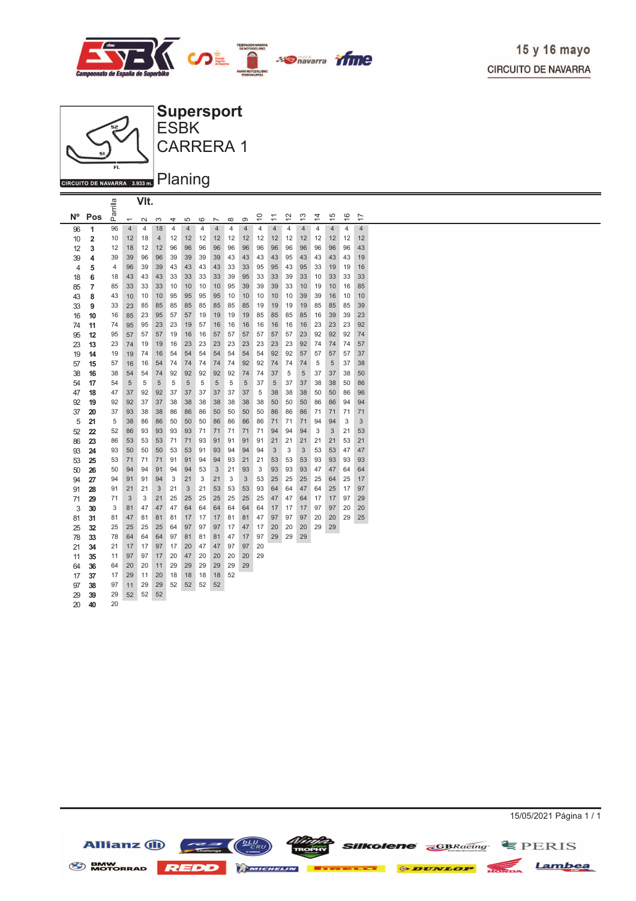# Supersport
## ESBK
## CARRERA 1

CIRCUITO DE NAVARRA 3.933 m.

## Planing

15 y 16 mayo
CIRCUITO DE NAVARRA

| Nº | Pos | Parrilla | Vlt. 1 | 2 | 3 | 4 | 5 | 6 | 7 | 8 | 9 | 10 | 11 | 12 | 13 | 14 | 15 | 16 | 17 |
|---|---|---|---|---|---|---|---|---|---|---|---|---|---|---|---|---|---|---|---|
| 96 | **1** | 96 | 4 | 4 | 18 | 4 | 4 | 4 | 4 | 4 | 4 | 4 | 4 | 4 | 4 | 4 | 4 | 4 | 4 |
| 10 | **2** | 10 | 12 | 18 | 4 | 12 | 12 | 12 | 12 | 12 | 12 | 12 | 12 | 12 | 12 | 12 | 12 | 12 | 12 |
| 12 | **3** | 12 | 18 | 12 | 12 | 96 | 96 | 96 | 96 | 96 | 96 | 96 | 96 | 96 | 96 | 96 | 96 | 96 | 43 |
| 39 | **4** | 39 | 39 | 96 | 96 | 39 | 39 | 39 | 39 | 43 | 43 | 43 | 43 | 95 | 43 | 43 | 43 | 43 | 19 |
| 4 | **5** | 4 | 96 | 39 | 39 | 43 | 43 | 43 | 43 | 33 | 33 | 95 | 95 | 43 | 95 | 33 | 19 | 19 | 16 |
| 18 | **6** | 18 | 43 | 43 | 43 | 33 | 33 | 33 | 33 | 39 | 95 | 33 | 33 | 39 | 33 | 10 | 33 | 33 | 33 |
| 85 | **7** | 85 | 33 | 33 | 33 | 10 | 10 | 10 | 10 | 95 | 39 | 39 | 39 | 33 | 10 | 19 | 10 | 16 | 85 |
| 43 | **8** | 43 | 10 | 10 | 10 | 95 | 95 | 95 | 95 | 10 | 10 | 10 | 10 | 10 | 39 | 39 | 16 | 10 | 10 |
| 33 | **9** | 33 | 23 | 85 | 85 | 85 | 85 | 85 | 85 | 85 | 85 | 19 | 19 | 19 | 19 | 85 | 85 | 85 | 39 |
| 16 | **10** | 16 | 85 | 23 | 95 | 57 | 57 | 19 | 19 | 19 | 19 | 85 | 85 | 85 | 85 | 16 | 39 | 39 | 23 |
| 74 | **11** | 74 | 95 | 95 | 23 | 23 | 19 | 57 | 16 | 16 | 16 | 16 | 16 | 16 | 16 | 23 | 23 | 23 | 92 |
| 95 | **12** | 95 | 57 | 57 | 57 | 19 | 16 | 16 | 57 | 57 | 57 | 57 | 57 | 57 | 23 | 92 | 92 | 92 | 74 |
| 23 | **13** | 23 | 74 | 19 | 19 | 16 | 23 | 23 | 23 | 23 | 23 | 23 | 23 | 23 | 92 | 74 | 74 | 74 | 57 |
| 19 | **14** | 19 | 19 | 74 | 16 | 54 | 54 | 54 | 54 | 54 | 54 | 54 | 92 | 92 | 57 | 57 | 57 | 57 | 37 |
| 57 | **15** | 57 | 16 | 16 | 54 | 74 | 74 | 74 | 74 | 74 | 92 | 92 | 74 | 74 | 74 | 5 | 5 | 37 | 38 |
| 38 | **16** | 38 | 54 | 54 | 74 | 92 | 92 | 92 | 92 | 92 | 74 | 74 | 37 | 5 | 5 | 37 | 37 | 38 | 50 |
| 54 | **17** | 54 | 5 | 5 | 5 | 5 | 5 | 5 | 5 | 5 | 5 | 37 | 5 | 37 | 37 | 38 | 38 | 50 | 86 |
| 47 | **18** | 47 | 37 | 92 | 92 | 37 | 37 | 37 | 37 | 37 | 37 | 5 | 38 | 38 | 38 | 50 | 50 | 86 | 96 |
| 92 | **19** | 92 | 92 | 37 | 37 | 38 | 38 | 38 | 38 | 38 | 38 | 38 | 50 | 50 | 50 | 86 | 86 | 94 | 94 |
| 37 | **20** | 37 | 93 | 38 | 38 | 86 | 86 | 86 | 50 | 50 | 50 | 50 | 86 | 86 | 86 | 71 | 71 | 71 | 71 |
| 5 | **21** | 5 | 38 | 86 | 86 | 50 | 50 | 50 | 86 | 86 | 86 | 86 | 71 | 71 | 71 | 94 | 94 | 3 | 3 |
| 52 | **22** | 52 | 86 | 93 | 93 | 93 | 93 | 71 | 71 | 71 | 71 | 71 | 94 | 94 | 94 | 3 | 3 | 21 | 53 |
| 86 | **23** | 86 | 53 | 53 | 53 | 71 | 71 | 93 | 91 | 91 | 91 | 91 | 21 | 21 | 21 | 21 | 21 | 53 | 21 |
| 93 | **24** | 93 | 50 | 50 | 50 | 53 | 53 | 91 | 93 | 94 | 94 | 94 | 3 | 3 | 3 | 53 | 53 | 47 | 47 |
| 53 | **25** | 53 | 71 | 71 | 71 | 91 | 91 | 94 | 94 | 93 | 21 | 21 | 53 | 53 | 53 | 93 | 93 | 93 | 93 |
| 50 | **26** | 50 | 94 | 94 | 91 | 94 | 94 | 53 | 3 | 21 | 93 | 3 | 93 | 93 | 93 | 47 | 47 | 64 | 64 |
| 94 | **27** | 94 | 91 | 91 | 94 | 3 | 21 | 3 | 21 | 3 | 3 | 53 | 25 | 25 | 25 | 25 | 64 | 25 | 17 |
| 91 | **28** | 91 | 21 | 21 | 3 | 21 | 3 | 21 | 53 | 53 | 53 | 93 | 64 | 64 | 47 | 64 | 25 | 17 | 97 |
| 71 | **29** | 71 | 3 | 3 | 21 | 25 | 25 | 25 | 25 | 25 | 25 | 25 | 47 | 47 | 64 | 17 | 17 | 97 | 29 |
| 3 | **30** | 3 | 81 | 47 | 47 | 47 | 64 | 64 | 64 | 64 | 64 | 64 | 17 | 17 | 17 | 97 | 97 | 20 | 20 |
| 81 | **31** | 81 | 47 | 81 | 81 | 81 | 17 | 17 | 17 | 81 | 81 | 47 | 97 | 97 | 97 | 20 | 20 | 29 | 25 |
| 25 | **32** | 25 | 25 | 25 | 25 | 64 | 97 | 97 | 97 | 17 | 47 | 17 | 20 | 20 | 20 | 29 | 29 | | |
| 78 | **33** | 78 | 64 | 64 | 64 | 97 | 81 | 81 | 81 | 47 | 17 | 97 | 29 | 29 | 29 | | | | |
| 21 | **34** | 21 | 17 | 17 | 97 | 17 | 20 | 47 | 47 | 97 | 97 | 20 | | | | | | | |
| 11 | **35** | 11 | 97 | 97 | 17 | 20 | 47 | 20 | 20 | 20 | 20 | 29 | | | | | | | |
| 64 | **36** | 64 | 20 | 20 | 11 | 29 | 29 | 29 | 29 | 29 | 29 | | | | | | | | |
| 17 | **37** | 17 | 29 | 11 | 20 | 18 | 18 | 18 | 18 | 52 | | | | | | | | | |
| 97 | **38** | 97 | 11 | 29 | 29 | 52 | 52 | 52 | 52 | | | | | | | | | | |
| 29 | **39** | 29 | 52 | 52 | 52 | | | | | | | | | | | | | | |
| 20 | **40** | 20 | | | | | | | | | | | | | | | | | |

15/05/2021 Página 1 / 1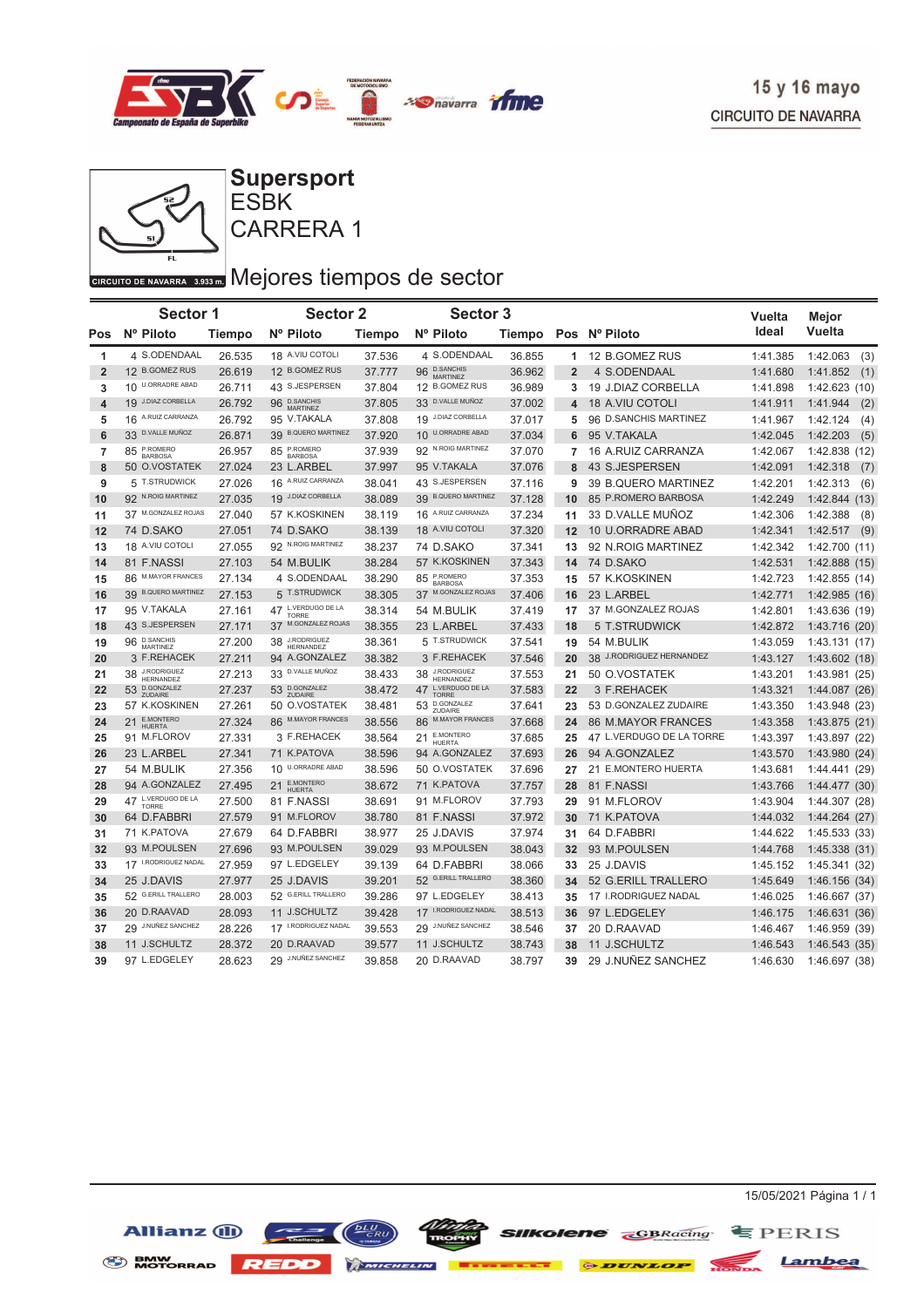15 y 16 mayo
CIRCUITO DE NAVARRA

# Supersport
## ESBK
## CARRERA 1

CIRCUITO DE NAVARRA 3.933 m.

## Mejores tiempos de sector

| Pos | Sector 1 Nº Piloto | Tiempo | Sector 2 Nº Piloto | Tiempo | Sector 3 Nº Piloto | Tiempo | Pos | Nº Piloto | Vuelta Ideal | Mejor Vuelta |
|---|---|---|---|---|---|---|---|---|---|---|
| 1 | 4 S.ODENDAAL | 26.535 | 18 A.VIU COTOLI | 37.536 | 4 S.ODENDAAL | 36.855 | 1 | 12 B.GOMEZ RUS | 1:41.385 | 1:42.063 (3) |
| 2 | 12 B.GOMEZ RUS | 26.619 | 12 B.GOMEZ RUS | 37.777 | 96 D.SANCHIS MARTINEZ | 36.962 | 2 | 4 S.ODENDAAL | 1:41.680 | 1:41.852 (1) |
| 3 | 10 U.ORRADRE ABAD | 26.711 | 43 S.JESPERSEN | 37.804 | 12 B.GOMEZ RUS | 36.989 | 3 | 19 J.DIAZ CORBELLA | 1:41.898 | 1:42.623 (10) |
| 4 | 19 J.DIAZ CORBELLA | 26.792 | 96 D.SANCHIS MARTINEZ | 37.805 | 33 D.VALLE MUÑOZ | 37.002 | 4 | 18 A.VIU COTOLI | 1:41.911 | 1:41.944 (2) |
| 5 | 16 A.RUIZ CARRANZA | 26.792 | 95 V.TAKALA | 37.808 | 19 J.DIAZ CORBELLA | 37.017 | 5 | 96 D.SANCHIS MARTINEZ | 1:41.967 | 1:42.124 (4) |
| 6 | 33 D.VALLE MUÑOZ | 26.871 | 39 B.QUERO MARTINEZ | 37.920 | 10 U.ORRADRE ABAD | 37.034 | 6 | 95 V.TAKALA | 1:42.045 | 1:42.203 (5) |
| 7 | 85 P.ROMERO BARBOSA | 26.957 | 85 P.ROMERO BARBOSA | 37.939 | 92 N.ROIG MARTINEZ | 37.070 | 7 | 16 A.RUIZ CARRANZA | 1:42.067 | 1:42.838 (12) |
| 8 | 50 O.VOSTATEK | 27.024 | 23 L.ARBEL | 37.997 | 95 V.TAKALA | 37.076 | 8 | 43 S.JESPERSEN | 1:42.091 | 1:42.318 (7) |
| 9 | 5 T.STRUDWICK | 27.026 | 16 A.RUIZ CARRANZA | 38.041 | 43 S.JESPERSEN | 37.116 | 9 | 39 B.QUERO MARTINEZ | 1:42.201 | 1:42.313 (6) |
| 10 | 92 N.ROIG MARTINEZ | 27.035 | 19 J.DIAZ CORBELLA | 38.089 | 39 B.QUERO MARTINEZ | 37.128 | 10 | 85 P.ROMERO BARBOSA | 1:42.249 | 1:42.844 (13) |
| 11 | 37 M.GONZALEZ ROJAS | 27.040 | 57 K.KOSKINEN | 38.119 | 16 A.RUIZ CARRANZA | 37.234 | 11 | 33 D.VALLE MUÑOZ | 1:42.306 | 1:42.388 (8) |
| 12 | 74 D.SAKO | 27.051 | 74 D.SAKO | 38.139 | 18 A.VIU COTOLI | 37.320 | 12 | 10 U.ORRADRE ABAD | 1:42.341 | 1:42.517 (9) |
| 13 | 18 A.VIU COTOLI | 27.055 | 92 N.ROIG MARTINEZ | 38.237 | 74 D.SAKO | 37.341 | 13 | 92 N.ROIG MARTINEZ | 1:42.342 | 1:42.700 (11) |
| 14 | 81 F.NASSI | 27.103 | 54 M.BULIK | 38.284 | 57 K.KOSKINEN | 37.343 | 14 | 74 D.SAKO | 1:42.531 | 1:42.888 (15) |
| 15 | 86 M.MAYOR FRANCES | 27.134 | 4 S.ODENDAAL | 38.290 | 85 P.ROMERO BARBOSA | 37.353 | 15 | 57 K.KOSKINEN | 1:42.723 | 1:42.855 (14) |
| 16 | 39 B.QUERO MARTINEZ | 27.153 | 5 T.STRUDWICK | 38.305 | 37 M.GONZALEZ ROJAS | 37.406 | 16 | 23 L.ARBEL | 1:42.771 | 1:42.985 (16) |
| 17 | 95 V.TAKALA | 27.161 | 47 L.VERDUGO DE LA TORRE | 38.314 | 54 M.BULIK | 37.419 | 17 | 37 M.GONZALEZ ROJAS | 1:42.801 | 1:43.636 (19) |
| 18 | 43 S.JESPERSEN | 27.171 | 37 M.GONZALEZ ROJAS | 38.355 | 23 L.ARBEL | 37.433 | 18 | 5 T.STRUDWICK | 1:42.872 | 1:43.716 (20) |
| 19 | 96 D.SANCHIS MARTINEZ | 27.200 | 38 J.RODRIGUEZ HERNANDEZ | 38.361 | 5 T.STRUDWICK | 37.541 | 19 | 54 M.BULIK | 1:43.059 | 1:43.131 (17) |
| 20 | 3 F.REHACEK | 27.211 | 94 A.GONZALEZ | 38.382 | 3 F.REHACEK | 37.546 | 20 | 38 J.RODRIGUEZ HERNANDEZ | 1:43.127 | 1:43.602 (18) |
| 21 | 38 J.RODRIGUEZ HERNANDEZ | 27.213 | 33 D.VALLE MUÑOZ | 38.433 | 38 J.RODRIGUEZ HERNANDEZ | 37.553 | 21 | 50 O.VOSTATEK | 1:43.201 | 1:43.981 (25) |
| 22 | 53 D.GONZALEZ ZUDAIRE | 27.237 | 53 D.GONZALEZ ZUDAIRE | 38.472 | 47 L.VERDUGO DE LA TORRE | 37.583 | 22 | 3 F.REHACEK | 1:43.321 | 1:44.087 (26) |
| 23 | 57 K.KOSKINEN | 27.261 | 50 O.VOSTATEK | 38.481 | 53 D.GONZALEZ ZUDAIRE | 37.641 | 23 | 53 D.GONZALEZ ZUDAIRE | 1:43.350 | 1:43.948 (23) |
| 24 | 21 E.MONTERO HUERTA | 27.324 | 86 M.MAYOR FRANCES | 38.556 | 86 M.MAYOR FRANCES | 37.668 | 24 | 86 M.MAYOR FRANCES | 1:43.358 | 1:43.875 (21) |
| 25 | 91 M.FLOROV | 27.331 | 3 F.REHACEK | 38.564 | 21 E.MONTERO HUERTA | 37.685 | 25 | 47 L.VERDUGO DE LA TORRE | 1:43.397 | 1:43.897 (22) |
| 26 | 23 L.ARBEL | 27.341 | 71 K.PATOVA | 38.596 | 94 A.GONZALEZ | 37.693 | 26 | 94 A.GONZALEZ | 1:43.570 | 1:43.980 (24) |
| 27 | 54 M.BULIK | 27.356 | 10 U.ORRADRE ABAD | 38.596 | 50 O.VOSTATEK | 37.696 | 27 | 21 E.MONTERO HUERTA | 1:43.681 | 1:44.441 (29) |
| 28 | 94 A.GONZALEZ | 27.495 | 21 E.MONTERO HUERTA | 38.672 | 71 K.PATOVA | 37.757 | 28 | 81 F.NASSI | 1:43.766 | 1:44.477 (30) |
| 29 | 47 L.VERDUGO DE LA TORRE | 27.500 | 81 F.NASSI | 38.691 | 91 M.FLOROV | 37.793 | 29 | 91 M.FLOROV | 1:43.904 | 1:44.307 (28) |
| 30 | 64 D.FABBRI | 27.579 | 91 M.FLOROV | 38.780 | 81 F.NASSI | 37.972 | 30 | 71 K.PATOVA | 1:44.032 | 1:44.264 (27) |
| 31 | 71 K.PATOVA | 27.679 | 64 D.FABBRI | 38.977 | 25 J.DAVIS | 37.974 | 31 | 64 D.FABBRI | 1:44.622 | 1:45.533 (33) |
| 32 | 93 M.POULSEN | 27.696 | 93 M.POULSEN | 39.029 | 93 M.POULSEN | 38.043 | 32 | 93 M.POULSEN | 1:44.768 | 1:45.338 (31) |
| 33 | 17 I.RODRIGUEZ NADAL | 27.959 | 97 L.EDGELEY | 39.139 | 64 D.FABBRI | 38.066 | 33 | 25 J.DAVIS | 1:45.152 | 1:45.341 (32) |
| 34 | 25 J.DAVIS | 27.977 | 25 J.DAVIS | 39.201 | 52 G.ERILL TRALLERO | 38.360 | 34 | 52 G.ERILL TRALLERO | 1:45.649 | 1:46.156 (34) |
| 35 | 52 G.ERILL TRALLERO | 28.003 | 52 G.ERILL TRALLERO | 39.286 | 97 L.EDGELEY | 38.413 | 35 | 17 I.RODRIGUEZ NADAL | 1:46.025 | 1:46.667 (37) |
| 36 | 20 D.RAAVAD | 28.093 | 11 J.SCHULTZ | 39.428 | 17 I.RODRIGUEZ NADAL | 38.513 | 36 | 97 L.EDGELEY | 1:46.175 | 1:46.631 (36) |
| 37 | 29 J.NUÑEZ SANCHEZ | 28.226 | 17 I.RODRIGUEZ NADAL | 39.553 | 29 J.NUÑEZ SANCHEZ | 38.546 | 37 | 20 D.RAAVAD | 1:46.467 | 1:46.959 (39) |
| 38 | 11 J.SCHULTZ | 28.372 | 20 D.RAAVAD | 39.577 | 11 J.SCHULTZ | 38.743 | 38 | 11 J.SCHULTZ | 1:46.543 | 1:46.543 (35) |
| 39 | 97 L.EDGELEY | 28.623 | 29 J.NUÑEZ SANCHEZ | 39.858 | 20 D.RAAVAD | 38.797 | 39 | 29 J.NUÑEZ SANCHEZ | 1:46.630 | 1:46.697 (38) |

15/05/2021 Página 1 / 1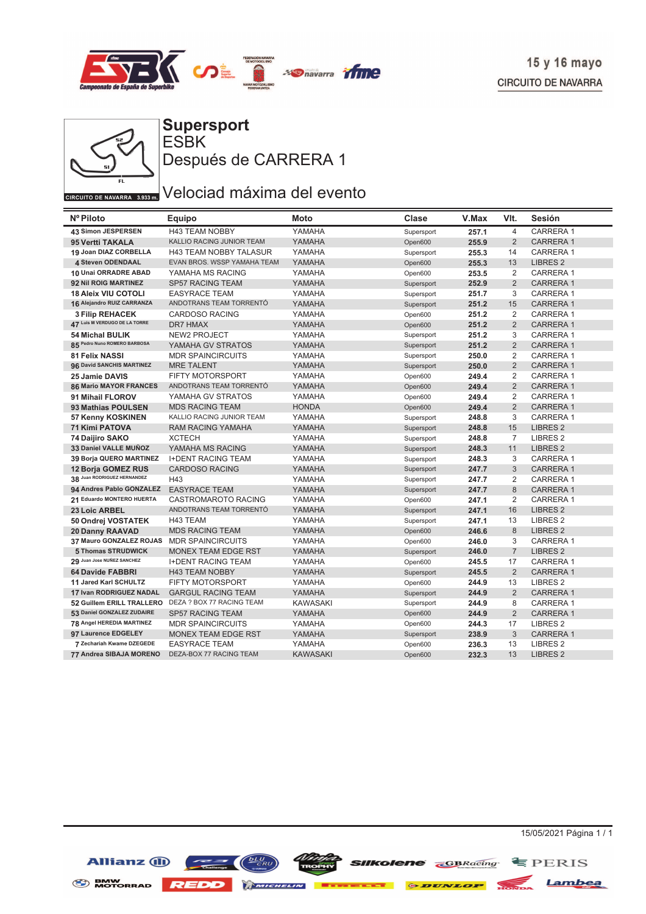15 y 16 mayo

CIRCUITO DE NAVARRA

CIRCUITO DE NAVARRA 3.933 m.

# Supersport

## ESBK

## Después de CARRERA 1

## Velociad máxima del evento

| Nº Piloto | Equipo | Moto | Clase | V.Max | Vlt. | Sesión |
|---|---|---|---|---|---|---|
| 43 Simon JESPERSEN | H43 TEAM NOBBY | YAMAHA | Supersport | 257.1 | 4 | CARRERA 1 |
| 95 Vertti TAKALA | KALLIO RACING JUNIOR TEAM | YAMAHA | Open600 | 255.9 | 2 | CARRERA 1 |
| 19 Joan DIAZ CORBELLA | H43 TEAM NOBBY TALASUR | YAMAHA | Supersport | 255.3 | 14 | CARRERA 1 |
| 4 Steven ODENDAAL | EVAN BROS. WSSP YAMAHA TEAM | YAMAHA | Open600 | 255.3 | 13 | LIBRES 2 |
| 10 Unai ORRADRE ABAD | YAMAHA MS RACING | YAMAHA | Open600 | 253.5 | 2 | CARRERA 1 |
| 92 Nil ROIG MARTINEZ | SP57 RACING TEAM | YAMAHA | Supersport | 252.9 | 2 | CARRERA 1 |
| 18 Aleix VIU COTOLI | EASYRACE TEAM | YAMAHA | Supersport | 251.7 | 3 | CARRERA 1 |
| 16 Alejandro RUIZ CARRANZA | ANDOTRANS TEAM TORRENTÓ | YAMAHA | Supersport | 251.2 | 15 | CARRERA 1 |
| 3 Filip REHACEK | CARDOSO RACING | YAMAHA | Open600 | 251.2 | 2 | CARRERA 1 |
| 47 Luis M VERDUGO DE LA TORRE | DR7 HMAX | YAMAHA | Open600 | 251.2 | 2 | CARRERA 1 |
| 54 Michal BULIK | NEW2 PROJECT | YAMAHA | Supersport | 251.2 | 3 | CARRERA 1 |
| 85 Pedro Nuno ROMERO BARBOSA | YAMAHA GV STRATOS | YAMAHA | Supersport | 251.2 | 2 | CARRERA 1 |
| 81 Felix NASSI | MDR SPAINCIRCUITS | YAMAHA | Supersport | 250.0 | 2 | CARRERA 1 |
| 96 David SANCHIS MARTINEZ | MRE TALENT | YAMAHA | Supersport | 250.0 | 2 | CARRERA 1 |
| 25 Jamie DAVIS | FIFTY MOTORSPORT | YAMAHA | Open600 | 249.4 | 2 | CARRERA 1 |
| 86 Mario MAYOR FRANCES | ANDOTRANS TEAM TORRENTÓ | YAMAHA | Open600 | 249.4 | 2 | CARRERA 1 |
| 91 Mihail FLOROV | YAMAHA GV STRATOS | YAMAHA | Open600 | 249.4 | 2 | CARRERA 1 |
| 93 Mathias POULSEN | MDS RACING TEAM | HONDA | Open600 | 249.4 | 2 | CARRERA 1 |
| 57 Kenny KOSKINEN | KALLIO RACING JUNIOR TEAM | YAMAHA | Supersport | 248.8 | 3 | CARRERA 1 |
| 71 Kimi PATOVA | RAM RACING YAMAHA | YAMAHA | Supersport | 248.8 | 15 | LIBRES 2 |
| 74 Daijiro SAKO | XCTECH | YAMAHA | Supersport | 248.8 | 7 | LIBRES 2 |
| 33 Daniel VALLE MUÑOZ | YAMAHA MS RACING | YAMAHA | Supersport | 248.3 | 11 | LIBRES 2 |
| 39 Borja QUERO MARTINEZ | I+DENT RACING TEAM | YAMAHA | Supersport | 248.3 | 3 | CARRERA 1 |
| 12 Borja GOMEZ RUS | CARDOSO RACING | YAMAHA | Supersport | 247.7 | 3 | CARRERA 1 |
| 38 Juan RODRIGUEZ HERNANDEZ | H43 | YAMAHA | Supersport | 247.7 | 2 | CARRERA 1 |
| 94 Andres Pablo GONZALEZ | EASYRACE TEAM | YAMAHA | Supersport | 247.7 | 8 | CARRERA 1 |
| 21 Eduardo MONTERO HUERTA | CASTROMAROTO RACING | YAMAHA | Open600 | 247.1 | 2 | CARRERA 1 |
| 23 Loic ARBEL | ANDOTRANS TEAM TORRENTÓ | YAMAHA | Supersport | 247.1 | 16 | LIBRES 2 |
| 50 Ondrej VOSTATEK | H43 TEAM | YAMAHA | Supersport | 247.1 | 13 | LIBRES 2 |
| 20 Danny RAAVAD | MDS RACING TEAM | YAMAHA | Open600 | 246.6 | 8 | LIBRES 2 |
| 37 Mauro GONZALEZ ROJAS | MDR SPAINCIRCUITS | YAMAHA | Open600 | 246.0 | 3 | CARRERA 1 |
| 5 Thomas STRUDWICK | MONEX TEAM EDGE RST | YAMAHA | Supersport | 246.0 | 7 | LIBRES 2 |
| 29 Juan Jose NUÑEZ SANCHEZ | I+DENT RACING TEAM | YAMAHA | Open600 | 245.5 | 17 | CARRERA 1 |
| 64 Davide FABBRI | H43 TEAM NOBBY | YAMAHA | Supersport | 245.5 | 2 | CARRERA 1 |
| 11 Jared Karl SCHULTZ | FIFTY MOTORSPORT | YAMAHA | Open600 | 244.9 | 13 | LIBRES 2 |
| 17 Ivan RODRIGUEZ NADAL | GARGUL RACING TEAM | YAMAHA | Supersport | 244.9 | 2 | CARRERA 1 |
| 52 Guillem ERILL TRALLERO | DEZA ? BOX 77 RACING TEAM | KAWASAKI | Supersport | 244.9 | 8 | CARRERA 1 |
| 53 Daniel GONZALEZ ZUDAIRE | SP57 RACING TEAM | YAMAHA | Open600 | 244.9 | 2 | CARRERA 1 |
| 78 Angel HEREDIA MARTINEZ | MDR SPAINCIRCUITS | YAMAHA | Open600 | 244.3 | 17 | LIBRES 2 |
| 97 Laurence EDGELEY | MONEX TEAM EDGE RST | YAMAHA | Supersport | 238.9 | 3 | CARRERA 1 |
| 7 Zechariah Kwame DZEGEDE | EASYRACE TEAM | YAMAHA | Open600 | 236.3 | 13 | LIBRES 2 |
| 77 Andrea SIBAJA MORENO | DEZA-BOX 77 RACING TEAM | KAWASAKI | Open600 | 232.3 | 13 | LIBRES 2 |

15/05/2021 Página 1 / 1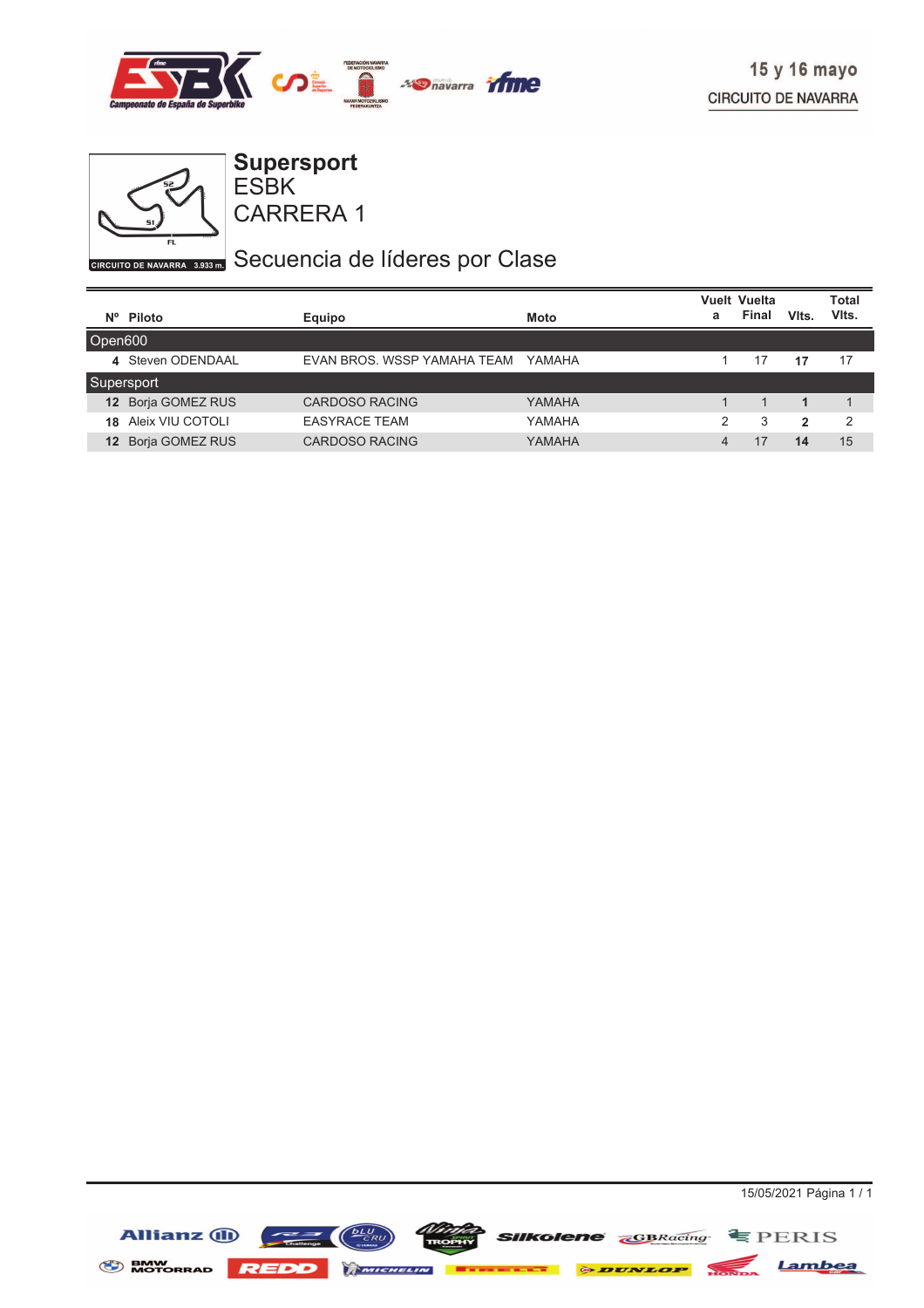15 y 16 mayo

CIRCUITO DE NAVARRA

# Supersport
## ESBK
## CARRERA 1

CIRCUITO DE NAVARRA 3.933 m.

## Secuencia de líderes por Clase

| Nº | Piloto | Equipo | Moto | Vuelta | Vuelta Final | Vlts. | Total Vlts. |
|---|---|---|---|---|---|---|---|
| **Open600** | | | | | | | |
| 4 | Steven ODENDAAL | EVAN BROS. WSSP YAMAHA TEAM | YAMAHA | 1 | 17 | **17** | 17 |
| **Supersport** | | | | | | | |
| **12** | Borja GOMEZ RUS | CARDOSO RACING | YAMAHA | 1 | 1 | **1** | 1 |
| **18** | Aleix VIU COTOLI | EASYRACE TEAM | YAMAHA | 2 | 3 | **2** | 2 |
| **12** | Borja GOMEZ RUS | CARDOSO RACING | YAMAHA | 4 | 17 | **14** | 15 |

15/05/2021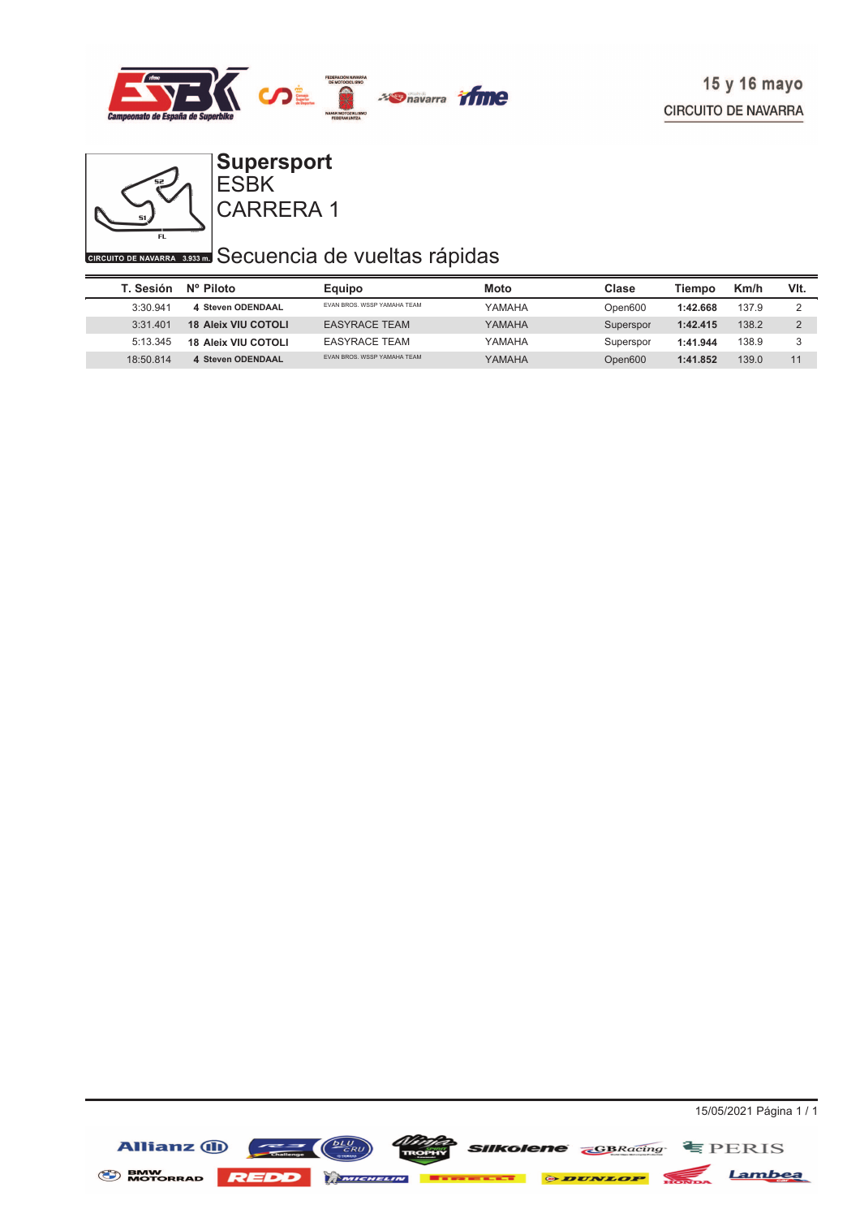15 y 16 mayo

CIRCUITO DE NAVARRA

# Supersport
## ESBK
## CARRERA 1

CIRCUITO DE NAVARRA 3.933 m.

## Secuencia de vueltas rápidas

| T. Sesión | Nº Piloto | Equipo | Moto | Clase | Tiempo | Km/h | Vlt. |
|---|---|---|---|---|---|---|---|
| 3:30.941 | **4 Steven ODENDAAL** | EVAN BROS. WSSP YAMAHA TEAM | YAMAHA | Open600 | **1:42.668** | 137.9 | 2 |
| 3:31.401 | **18 Aleix VIU COTOLI** | EASYRACE TEAM | YAMAHA | Supersport | **1:42.415** | 138.2 | 2 |
| 5:13.345 | **18 Aleix VIU COTOLI** | EASYRACE TEAM | YAMAHA | Supersport | **1:41.944** | 138.9 | 3 |
| 18:50.814 | **4 Steven ODENDAAL** | EVAN BROS. WSSP YAMAHA TEAM | YAMAHA | Open600 | **1:41.852** | 139.0 | 11 |

15/05/2021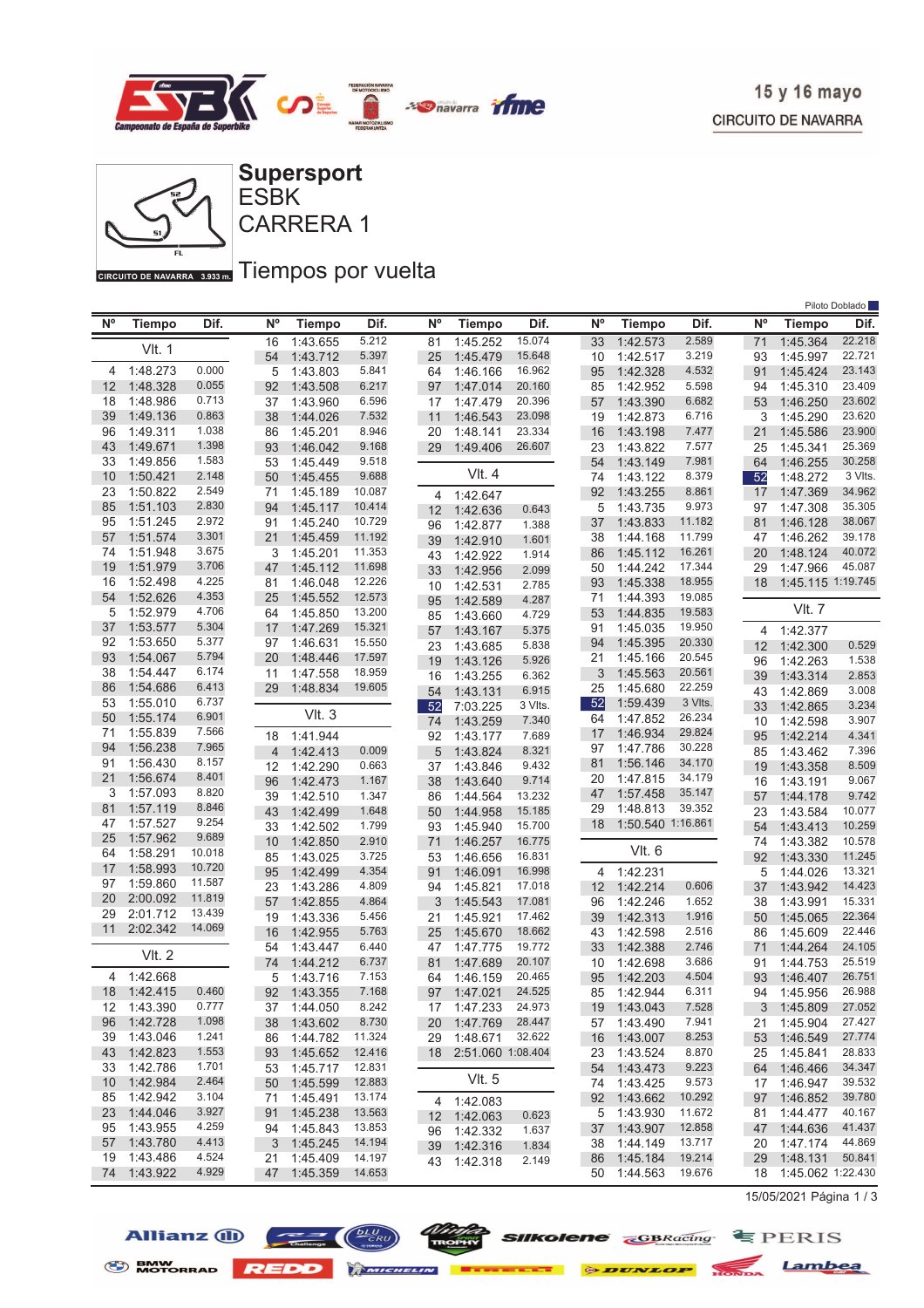15 y 16 mayo

CIRCUITO DE NAVARRA

# Supersport

## ESBK

## CARRERA 1

## Tiempos por vuelta

Piloto Doblado

| Nº | Tiempo | Dif. |
|---|---|---|
| **Vlt. 1** | | |
| 4 | 1:48.273 | 0.000 |
| 12 | 1:48.328 | 0.055 |
| 18 | 1:48.986 | 0.713 |
| 39 | 1:49.136 | 0.863 |
| 96 | 1:49.311 | 1.038 |
| 43 | 1:49.671 | 1.398 |
| 33 | 1:49.856 | 1.583 |
| 10 | 1:50.421 | 2.148 |
| 23 | 1:50.822 | 2.549 |
| 85 | 1:51.103 | 2.830 |
| 95 | 1:51.245 | 2.972 |
| 57 | 1:51.574 | 3.301 |
| 74 | 1:51.948 | 3.675 |
| 19 | 1:51.979 | 3.706 |
| 16 | 1:52.498 | 4.225 |
| 54 | 1:52.626 | 4.353 |
| 5 | 1:52.979 | 4.706 |
| 37 | 1:53.577 | 5.304 |
| 92 | 1:53.650 | 5.377 |
| 93 | 1:54.067 | 5.794 |
| 38 | 1:54.447 | 6.174 |
| 86 | 1:54.686 | 6.413 |
| 53 | 1:55.010 | 6.737 |
| 50 | 1:55.174 | 6.901 |
| 71 | 1:55.839 | 7.566 |
| 94 | 1:56.238 | 7.965 |
| 91 | 1:56.430 | 8.157 |
| 21 | 1:56.674 | 8.401 |
| 3 | 1:57.093 | 8.820 |
| 81 | 1:57.119 | 8.846 |
| 47 | 1:57.527 | 9.254 |
| 25 | 1:57.962 | 9.689 |
| 64 | 1:58.291 | 10.018 |
| 17 | 1:58.993 | 10.720 |
| 97 | 1:59.860 | 11.587 |
| 20 | 2:00.092 | 11.819 |
| 29 | 2:01.712 | 13.439 |
| 11 | 2:02.342 | 14.069 |
| **Vlt. 2** | | |
| 4 | 1:42.668 | |
| 18 | 1:42.415 | 0.460 |
| 12 | 1:43.390 | 0.777 |
| 96 | 1:42.728 | 1.098 |
| 39 | 1:43.046 | 1.241 |
| 43 | 1:42.823 | 1.553 |
| 33 | 1:42.786 | 1.701 |
| 10 | 1:42.984 | 2.464 |
| 85 | 1:42.942 | 3.104 |
| 23 | 1:44.046 | 3.927 |
| 95 | 1:43.955 | 4.259 |
| 57 | 1:43.780 | 4.413 |
| 19 | 1:43.486 | 4.524 |
| 74 | 1:43.922 | 4.929 |
| 16 | 1:43.655 | 5.212 |
| 54 | 1:43.712 | 5.397 |
| 5 | 1:43.803 | 5.841 |
| 92 | 1:43.508 | 6.217 |
| 37 | 1:43.960 | 6.596 |
| 38 | 1:44.026 | 7.532 |
| 86 | 1:45.201 | 8.946 |
| 93 | 1:46.042 | 9.168 |
| 53 | 1:45.449 | 9.518 |
| 50 | 1:45.455 | 9.688 |
| 71 | 1:45.189 | 10.087 |
| 94 | 1:45.117 | 10.414 |
| 91 | 1:45.240 | 10.729 |
| 21 | 1:45.459 | 11.192 |
| 3 | 1:45.201 | 11.353 |
| 47 | 1:45.112 | 11.698 |
| 81 | 1:46.048 | 12.226 |
| 25 | 1:45.552 | 12.573 |
| 64 | 1:45.850 | 13.200 |
| 17 | 1:47.269 | 15.321 |
| 97 | 1:46.631 | 15.550 |
| 20 | 1:48.446 | 17.597 |
| 11 | 1:47.558 | 18.959 |
| 29 | 1:48.834 | 19.605 |
| **Vlt. 3** | | |
| 18 | 1:41.944 | |
| 4 | 1:42.413 | 0.009 |
| 12 | 1:42.290 | 0.663 |
| 96 | 1:42.473 | 1.167 |
| 39 | 1:42.510 | 1.347 |
| 43 | 1:42.499 | 1.648 |
| 33 | 1:42.502 | 1.799 |
| 10 | 1:42.850 | 2.910 |
| 85 | 1:43.025 | 3.725 |
| 95 | 1:42.499 | 4.354 |
| 23 | 1:43.286 | 4.809 |
| 57 | 1:42.855 | 4.864 |
| 19 | 1:43.336 | 5.456 |
| 16 | 1:42.959 | 5.763 |
| 54 | 1:43.447 | 6.440 |
| 74 | 1:44.212 | 6.737 |
| 5 | 1:43.716 | 7.153 |
| 92 | 1:43.355 | 7.168 |
| 37 | 1:44.050 | 8.242 |
| 38 | 1:43.602 | 8.730 |
| 86 | 1:44.782 | 11.324 |
| 93 | 1:45.652 | 12.416 |
| 53 | 1:45.717 | 12.831 |
| 50 | 1:45.599 | 12.883 |
| 71 | 1:45.491 | 13.174 |
| 91 | 1:45.238 | 13.563 |
| 94 | 1:45.843 | 13.853 |
| 3 | 1:45.245 | 14.194 |
| 21 | 1:45.409 | 14.197 |
| 47 | 1:45.359 | 14.653 |
| 81 | 1:45.252 | 15.074 |
| 25 | 1:45.479 | 15.648 |
| 64 | 1:46.166 | 16.962 |
| 97 | 1:47.014 | 20.160 |
| 17 | 1:47.479 | 20.396 |
| 11 | 1:46.543 | 23.098 |
| 20 | 1:48.141 | 23.334 |
| 29 | 1:49.406 | 26.607 |
| **Vlt. 4** | | |
| 4 | 1:42.647 | |
| 12 | 1:42.636 | 0.643 |
| 96 | 1:42.877 | 1.388 |
| 39 | 1:42.910 | 1.601 |
| 43 | 1:42.922 | 1.914 |
| 33 | 1:42.956 | 2.099 |
| 10 | 1:42.531 | 2.785 |
| 95 | 1:42.589 | 4.287 |
| 85 | 1:43.660 | 4.729 |
| 57 | 1:43.167 | 5.375 |
| 23 | 1:43.685 | 5.838 |
| 19 | 1:43.126 | 5.926 |
| 16 | 1:43.255 | 6.362 |
| 54 | 1:43.131 | 6.915 |
| 52 | 7:03.225 | 3 Vlts. |
| 74 | 1:43.259 | 7.340 |
| 92 | 1:43.177 | 7.689 |
| 5 | 1:43.824 | 8.321 |
| 37 | 1:43.846 | 9.432 |
| 38 | 1:43.640 | 9.714 |
| 86 | 1:44.564 | 13.232 |
| 50 | 1:44.958 | 15.185 |
| 93 | 1:45.940 | 15.700 |
| 71 | 1:46.257 | 16.775 |
| 53 | 1:46.656 | 16.831 |
| 91 | 1:46.091 | 16.998 |
| 94 | 1:45.821 | 17.018 |
| 3 | 1:45.543 | 17.081 |
| 21 | 1:45.921 | 17.462 |
| 25 | 1:45.670 | 18.662 |
| 47 | 1:47.775 | 19.772 |
| 81 | 1:47.689 | 20.107 |
| 64 | 1:46.159 | 20.465 |
| 97 | 1:47.021 | 24.525 |
| 17 | 1:47.233 | 24.973 |
| 20 | 1:47.769 | 28.447 |
| 29 | 1:48.671 | 32.622 |
| 18 | 2:51.060 | 1:08.404 |
| **Vlt. 5** | | |
| 4 | 1:42.083 | |
| 12 | 1:42.063 | 0.623 |
| 96 | 1:42.332 | 1.637 |
| 39 | 1:42.316 | 1.834 |
| 43 | 1:42.318 | 2.149 |
| 33 | 1:42.573 | 2.589 |
| 10 | 1:42.517 | 3.219 |
| 95 | 1:42.328 | 4.532 |
| 85 | 1:42.952 | 5.598 |
| 57 | 1:43.390 | 6.682 |
| 19 | 1:42.873 | 6.716 |
| 16 | 1:43.198 | 7.477 |
| 23 | 1:43.822 | 7.577 |
| 54 | 1:43.149 | 7.981 |
| 74 | 1:43.122 | 8.379 |
| 92 | 1:43.255 | 8.861 |
| 5 | 1:43.735 | 9.973 |
| 37 | 1:43.833 | 11.182 |
| 38 | 1:44.168 | 11.799 |
| 86 | 1:45.112 | 16.261 |
| 50 | 1:44.242 | 17.344 |
| 93 | 1:45.338 | 18.955 |
| 71 | 1:44.393 | 19.085 |
| 53 | 1:44.835 | 19.583 |
| 91 | 1:45.035 | 19.950 |
| 94 | 1:45.395 | 20.330 |
| 21 | 1:45.166 | 20.545 |
| 3 | 1:45.563 | 20.561 |
| 25 | 1:45.680 | 22.259 |
| 52 | 1:59.439 | 3 Vlts. |
| 64 | 1:47.852 | 26.234 |
| 17 | 1:46.934 | 29.824 |
| 97 | 1:47.786 | 30.228 |
| 81 | 1:56.146 | 34.170 |
| 20 | 1:47.815 | 34.179 |
| 47 | 1:57.458 | 35.147 |
| 29 | 1:48.813 | 39.352 |
| 18 | 1:50.540 | 1:16.861 |
| **Vlt. 6** | | |
| 4 | 1:42.231 | |
| 12 | 1:42.214 | 0.606 |
| 96 | 1:42.246 | 1.652 |
| 39 | 1:42.313 | 1.916 |
| 43 | 1:42.598 | 2.516 |
| 33 | 1:42.388 | 2.746 |
| 10 | 1:42.698 | 3.686 |
| 95 | 1:42.203 | 4.504 |
| 85 | 1:42.944 | 6.311 |
| 19 | 1:43.043 | 7.528 |
| 57 | 1:43.490 | 7.941 |
| 16 | 1:43.007 | 8.253 |
| 23 | 1:43.524 | 8.870 |
| 54 | 1:43.473 | 9.223 |
| 74 | 1:43.425 | 9.573 |
| 92 | 1:43.662 | 10.292 |
| 5 | 1:43.930 | 11.672 |
| 37 | 1:43.907 | 12.858 |
| 38 | 1:44.149 | 13.717 |
| 86 | 1:45.184 | 19.214 |
| 50 | 1:44.563 | 19.676 |
| 71 | 1:45.364 | 22.218 |
| 93 | 1:45.997 | 22.721 |
| 91 | 1:45.424 | 23.143 |
| 94 | 1:45.310 | 23.409 |
| 53 | 1:46.250 | 23.602 |
| 3 | 1:45.290 | 23.620 |
| 21 | 1:45.586 | 23.900 |
| 25 | 1:45.341 | 25.369 |
| 64 | 1:46.255 | 30.258 |
| 52 | 1:48.272 | 3 Vlts. |
| 17 | 1:47.369 | 34.962 |
| 97 | 1:47.308 | 35.305 |
| 81 | 1:46.128 | 38.067 |
| 47 | 1:46.262 | 39.178 |
| 20 | 1:48.124 | 40.072 |
| 29 | 1:47.966 | 45.087 |
| 18 | 1:45.115 | 1:19.745 |
| **Vlt. 7** | | |
| 4 | 1:42.377 | |
| 12 | 1:42.300 | 0.529 |
| 96 | 1:42.263 | 1.538 |
| 39 | 1:43.314 | 2.853 |
| 43 | 1:42.869 | 3.008 |
| 33 | 1:42.865 | 3.234 |
| 10 | 1:42.598 | 3.907 |
| 95 | 1:42.214 | 4.341 |
| 85 | 1:43.462 | 7.396 |
| 19 | 1:43.358 | 8.509 |
| 16 | 1:43.191 | 9.067 |
| 57 | 1:44.178 | 9.742 |
| 23 | 1:43.584 | 10.077 |
| 54 | 1:43.413 | 10.259 |
| 74 | 1:43.382 | 10.578 |
| 92 | 1:43.330 | 11.245 |
| 5 | 1:44.026 | 13.321 |
| 37 | 1:43.942 | 14.423 |
| 38 | 1:43.991 | 15.331 |
| 50 | 1:45.065 | 22.364 |
| 86 | 1:45.609 | 22.446 |
| 71 | 1:44.264 | 24.105 |
| 91 | 1:44.753 | 25.519 |
| 93 | 1:46.407 | 26.751 |
| 94 | 1:45.956 | 26.988 |
| 3 | 1:45.809 | 27.052 |
| 21 | 1:45.904 | 27.427 |
| 53 | 1:46.549 | 27.774 |
| 25 | 1:45.841 | 28.833 |
| 64 | 1:46.466 | 34.347 |
| 17 | 1:46.947 | 39.532 |
| 97 | 1:46.852 | 39.780 |
| 81 | 1:44.477 | 40.167 |
| 47 | 1:44.636 | 41.437 |
| 20 | 1:47.174 | 44.869 |
| 29 | 1:48.131 | 50.841 |
| 18 | 1:45.062 | 1:22.430 |

15/05/2021 Página 1 / 3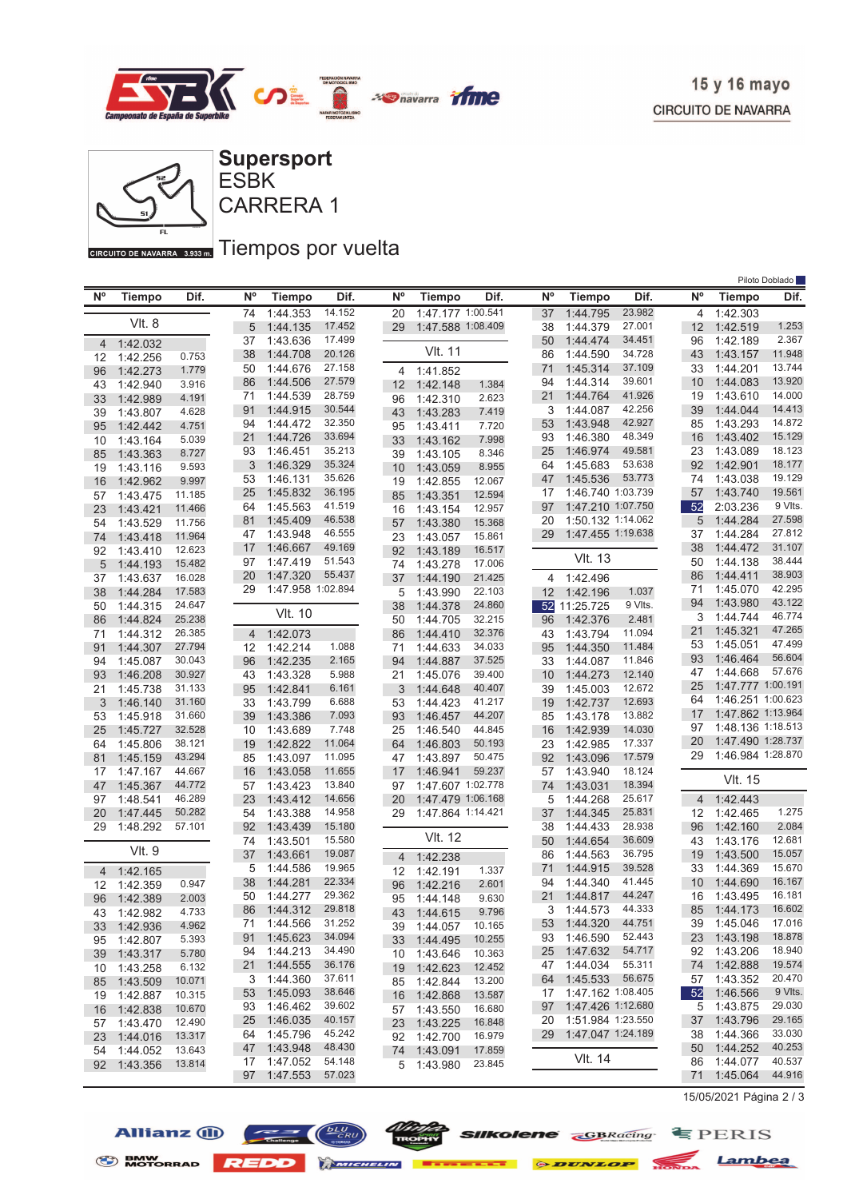15 y 16 mayo
CIRCUITO DE NAVARRA

# Supersport
## ESBK
## CARRERA 1

CIRCUITO DE NAVARRA 3.933 m.

## Tiempos por vuelta

Piloto Doblado

### Vlt. 8

| Nº | Tiempo | Dif. |
|---|---|---|
| 4 | 1:42.032 | |
| 12 | 1:42.256 | 0.753 |
| 96 | 1:42.273 | 1.779 |
| 43 | 1:42.940 | 3.916 |
| 33 | 1:42.989 | 4.191 |
| 39 | 1:43.807 | 4.628 |
| 95 | 1:42.442 | 4.751 |
| 10 | 1:43.164 | 5.039 |
| 85 | 1:43.363 | 8.727 |
| 19 | 1:43.116 | 9.593 |
| 16 | 1:42.962 | 9.997 |
| 57 | 1:43.475 | 11.185 |
| 23 | 1:43.421 | 11.466 |
| 54 | 1:43.529 | 11.756 |
| 74 | 1:43.418 | 11.964 |
| 92 | 1:43.410 | 12.623 |
| 5 | 1:44.193 | 15.482 |
| 37 | 1:43.637 | 16.028 |
| 38 | 1:44.284 | 17.583 |
| 50 | 1:44.315 | 24.647 |
| 86 | 1:44.824 | 25.238 |
| 71 | 1:44.312 | 26.385 |
| 91 | 1:44.307 | 27.794 |
| 94 | 1:45.087 | 30.043 |
| 93 | 1:46.208 | 30.927 |
| 21 | 1:45.738 | 31.133 |
| 3 | 1:46.140 | 31.160 |
| 53 | 1:45.918 | 31.660 |
| 25 | 1:45.727 | 32.528 |
| 64 | 1:45.806 | 38.121 |
| 81 | 1:45.159 | 43.294 |
| 17 | 1:47.167 | 44.667 |
| 47 | 1:45.367 | 44.772 |
| 97 | 1:48.541 | 46.289 |
| 20 | 1:47.445 | 50.282 |
| 29 | 1:48.292 | 57.101 |

### Vlt. 9

| Nº | Tiempo | Dif. |
|---|---|---|
| 4 | 1:42.165 | |
| 12 | 1:42.359 | 0.947 |
| 96 | 1:42.389 | 2.003 |
| 43 | 1:42.982 | 4.733 |
| 33 | 1:42.936 | 4.962 |
| 95 | 1:42.807 | 5.393 |
| 39 | 1:43.317 | 5.780 |
| 10 | 1:43.258 | 6.132 |
| 85 | 1:43.509 | 10.071 |
| 19 | 1:42.887 | 10.315 |
| 16 | 1:42.838 | 10.670 |
| 57 | 1:43.470 | 12.490 |
| 23 | 1:44.016 | 13.317 |
| 54 | 1:44.052 | 13.643 |
| 92 | 1:43.356 | 13.814 |
| 74 | 1:44.353 | 14.152 |
| 5 | 1:44.135 | 17.452 |
| 37 | 1:43.636 | 17.499 |
| 38 | 1:44.708 | 20.126 |
| 50 | 1:44.676 | 27.158 |
| 86 | 1:44.506 | 27.579 |
| 71 | 1:44.539 | 28.759 |
| 91 | 1:44.915 | 30.544 |
| 94 | 1:44.472 | 32.350 |
| 21 | 1:44.726 | 33.694 |
| 93 | 1:46.451 | 35.213 |
| 3 | 1:46.329 | 35.324 |
| 53 | 1:46.131 | 35.626 |
| 25 | 1:45.832 | 36.195 |
| 64 | 1:45.563 | 41.519 |
| 81 | 1:45.409 | 46.538 |
| 47 | 1:43.948 | 46.555 |
| 17 | 1:46.667 | 49.169 |
| 97 | 1:47.419 | 51.543 |
| 20 | 1:47.320 | 55.437 |
| 29 | 1:47.958 | 1:02.894 |

### Vlt. 10

| Nº | Tiempo | Dif. |
|---|---|---|
| 4 | 1:42.073 | |
| 12 | 1:42.214 | 1.088 |
| 96 | 1:42.235 | 2.165 |
| 43 | 1:43.328 | 5.988 |
| 95 | 1:42.841 | 6.161 |
| 33 | 1:43.799 | 6.688 |
| 39 | 1:43.386 | 7.093 |
| 10 | 1:43.689 | 7.748 |
| 19 | 1:42.822 | 11.064 |
| 85 | 1:43.097 | 11.095 |
| 16 | 1:43.058 | 11.655 |
| 57 | 1:43.423 | 13.840 |
| 23 | 1:43.412 | 14.656 |
| 54 | 1:43.388 | 14.958 |
| 92 | 1:43.439 | 15.180 |
| 74 | 1:43.501 | 15.580 |
| 37 | 1:43.661 | 19.087 |
| 5 | 1:44.586 | 19.965 |
| 38 | 1:44.281 | 22.334 |
| 50 | 1:44.277 | 29.362 |
| 86 | 1:44.312 | 29.818 |
| 71 | 1:44.566 | 31.252 |
| 91 | 1:45.623 | 34.094 |
| 94 | 1:44.213 | 34.490 |
| 21 | 1:44.555 | 36.176 |
| 3 | 1:44.360 | 37.611 |
| 53 | 1:45.093 | 38.646 |
| 93 | 1:46.462 | 39.602 |
| 25 | 1:46.035 | 40.157 |
| 64 | 1:45.796 | 45.242 |
| 47 | 1:43.948 | 48.430 |
| 17 | 1:47.052 | 54.148 |
| 97 | 1:47.553 | 57.023 |
| 20 | 1:47.177 | 1:00.541 |
| 29 | 1:47.588 | 1:08.409 |

### Vlt. 11

| Nº | Tiempo | Dif. |
|---|---|---|
| 4 | 1:41.852 | |
| 12 | 1:42.148 | 1.384 |
| 96 | 1:42.310 | 2.623 |
| 43 | 1:43.283 | 7.419 |
| 95 | 1:43.411 | 7.720 |
| 33 | 1:43.162 | 7.998 |
| 39 | 1:43.105 | 8.346 |
| 10 | 1:43.059 | 8.955 |
| 19 | 1:42.855 | 12.067 |
| 85 | 1:43.351 | 12.594 |
| 16 | 1:43.154 | 12.957 |
| 57 | 1:43.380 | 15.368 |
| 23 | 1:43.057 | 15.861 |
| 92 | 1:43.189 | 16.517 |
| 74 | 1:43.278 | 17.006 |
| 37 | 1:44.190 | 21.425 |
| 5 | 1:43.990 | 22.103 |
| 38 | 1:44.378 | 24.860 |
| 50 | 1:44.705 | 32.215 |
| 86 | 1:44.410 | 32.376 |
| 71 | 1:44.633 | 34.033 |
| 94 | 1:44.887 | 37.525 |
| 21 | 1:45.076 | 39.400 |
| 3 | 1:44.648 | 40.407 |
| 53 | 1:44.423 | 41.217 |
| 93 | 1:46.457 | 44.207 |
| 25 | 1:46.540 | 44.845 |
| 64 | 1:46.803 | 50.193 |
| 47 | 1:43.897 | 50.475 |
| 17 | 1:46.941 | 59.237 |
| 97 | 1:47.607 | 1:02.778 |
| 20 | 1:47.479 | 1:06.168 |
| 29 | 1:47.864 | 1:14.421 |

### Vlt. 12

| Nº | Tiempo | Dif. |
|---|---|---|
| 4 | 1:42.238 | |
| 12 | 1:42.191 | 1.337 |
| 96 | 1:42.216 | 2.601 |
| 95 | 1:44.148 | 9.630 |
| 43 | 1:44.615 | 9.796 |
| 39 | 1:42.870 | 10.165 |
| 33 | 1:44.495 | 10.255 |
| 10 | 1:43.646 | 10.363 |
| 19 | 1:42.623 | 12.452 |
| 85 | 1:42.844 | 13.200 |
| 16 | 1:42.868 | 13.587 |
| 57 | 1:43.550 | 16.680 |
| 23 | 1:43.225 | 16.848 |
| 92 | 1:42.700 | 16.979 |
| 74 | 1:43.091 | 17.859 |
| 5 | 1:43.980 | 23.845 |
| 37 | 1:44.795 | 23.982 |
| 38 | 1:44.379 | 27.001 |
| 50 | 1:44.474 | 34.451 |
| 86 | 1:44.590 | 34.728 |
| 71 | 1:45.314 | 37.109 |
| 94 | 1:44.314 | 39.601 |
| 21 | 1:44.764 | 41.926 |
| 3 | 1:44.087 | 42.256 |
| 53 | 1:43.948 | 42.927 |
| 93 | 1:46.380 | 48.349 |
| 25 | 1:46.974 | 49.581 |
| 64 | 1:45.683 | 53.638 |
| 47 | 1:45.536 | 53.773 |
| 17 | 1:46.740 | 1:03.739 |
| 97 | 1:47.210 | 1:07.750 |
| 20 | 1:50.132 | 1:14.062 |
| 29 | 1:47.455 | 1:19.638 |

### Vlt. 13

| Nº | Tiempo | Dif. |
|---|---|---|
| 4 | 1:42.496 | |
| 12 | 1:42.196 | 1.037 |
| 52 | 11:25.725 | 9 Vlts. |
| 96 | 1:42.376 | 2.481 |
| 43 | 1:43.794 | 11.094 |
| 95 | 1:44.350 | 11.484 |
| 33 | 1:44.087 | 11.846 |
| 10 | 1:44.273 | 12.140 |
| 39 | 1:45.003 | 12.672 |
| 19 | 1:42.737 | 12.693 |
| 85 | 1:43.178 | 13.882 |
| 16 | 1:42.939 | 14.030 |
| 23 | 1:42.985 | 17.337 |
| 92 | 1:43.096 | 17.579 |
| 57 | 1:43.940 | 18.124 |
| 74 | 1:43.031 | 18.394 |
| 5 | 1:44.268 | 25.617 |
| 37 | 1:44.345 | 25.831 |
| 38 | 1:44.433 | 28.938 |
| 50 | 1:44.654 | 36.609 |
| 86 | 1:44.563 | 36.795 |
| 71 | 1:44.915 | 39.528 |
| 94 | 1:44.340 | 41.445 |
| 21 | 1:44.817 | 44.247 |
| 3 | 1:44.573 | 44.333 |
| 53 | 1:44.320 | 44.751 |
| 93 | 1:46.590 | 52.443 |
| 25 | 1:47.632 | 54.717 |
| 47 | 1:44.034 | 55.311 |
| 64 | 1:45.533 | 56.675 |
| 17 | 1:47.162 | 1:08.405 |
| 97 | 1:47.426 | 1:12.680 |
| 20 | 1:51.984 | 1:23.550 |
| 29 | 1:47.047 | 1:24.189 |

### Vlt. 14

| Nº | Tiempo | Dif. |
|---|---|---|
| 4 | 1:42.303 | |
| 12 | 1:42.519 | 1.253 |
| 96 | 1:42.189 | 2.367 |
| 43 | 1:43.157 | 11.948 |
| 33 | 1:44.201 | 13.744 |
| 10 | 1:44.083 | 13.920 |
| 19 | 1:43.610 | 14.000 |
| 39 | 1:44.044 | 14.413 |
| 85 | 1:43.293 | 14.872 |
| 16 | 1:43.402 | 15.129 |
| 23 | 1:43.089 | 18.123 |
| 92 | 1:42.901 | 18.177 |
| 74 | 1:43.038 | 19.129 |
| 57 | 1:43.740 | 19.561 |
| 52 | 2:03.236 | 9 Vlts. |
| 5 | 1:44.284 | 27.598 |
| 37 | 1:44.284 | 27.812 |
| 38 | 1:44.472 | 31.107 |
| 50 | 1:44.138 | 38.444 |
| 86 | 1:44.411 | 38.903 |
| 71 | 1:45.070 | 42.295 |
| 94 | 1:43.980 | 43.122 |
| 3 | 1:44.744 | 46.774 |
| 21 | 1:45.321 | 47.265 |
| 53 | 1:45.051 | 47.499 |
| 93 | 1:46.464 | 56.604 |
| 47 | 1:44.668 | 57.676 |
| 25 | 1:47.777 | 1:00.191 |
| 64 | 1:46.251 | 1:00.623 |
| 17 | 1:47.862 | 1:13.964 |
| 97 | 1:48.136 | 1:18.513 |
| 20 | 1:47.490 | 1:28.737 |
| 29 | 1:46.984 | 1:28.870 |

### Vlt. 15

| Nº | Tiempo | Dif. |
|---|---|---|
| 4 | 1:42.443 | |
| 12 | 1:42.465 | 1.275 |
| 96 | 1:42.160 | 2.084 |
| 43 | 1:43.176 | 12.681 |
| 19 | 1:43.500 | 15.057 |
| 33 | 1:44.369 | 15.670 |
| 10 | 1:44.690 | 16.167 |
| 16 | 1:43.495 | 16.181 |
| 85 | 1:44.173 | 16.602 |
| 39 | 1:45.046 | 17.016 |
| 23 | 1:43.198 | 18.878 |
| 92 | 1:43.206 | 18.940 |
| 74 | 1:42.888 | 19.574 |
| 57 | 1:43.352 | 20.470 |
| 52 | 1:46.566 | 9 Vlts. |
| 5 | 1:43.875 | 29.030 |
| 37 | 1:43.796 | 29.165 |
| 38 | 1:44.366 | 33.030 |
| 50 | 1:44.252 | 40.253 |
| 86 | 1:44.077 | 40.537 |
| 71 | 1:45.064 | 44.916 |

15/05/2021 Página 2 / 3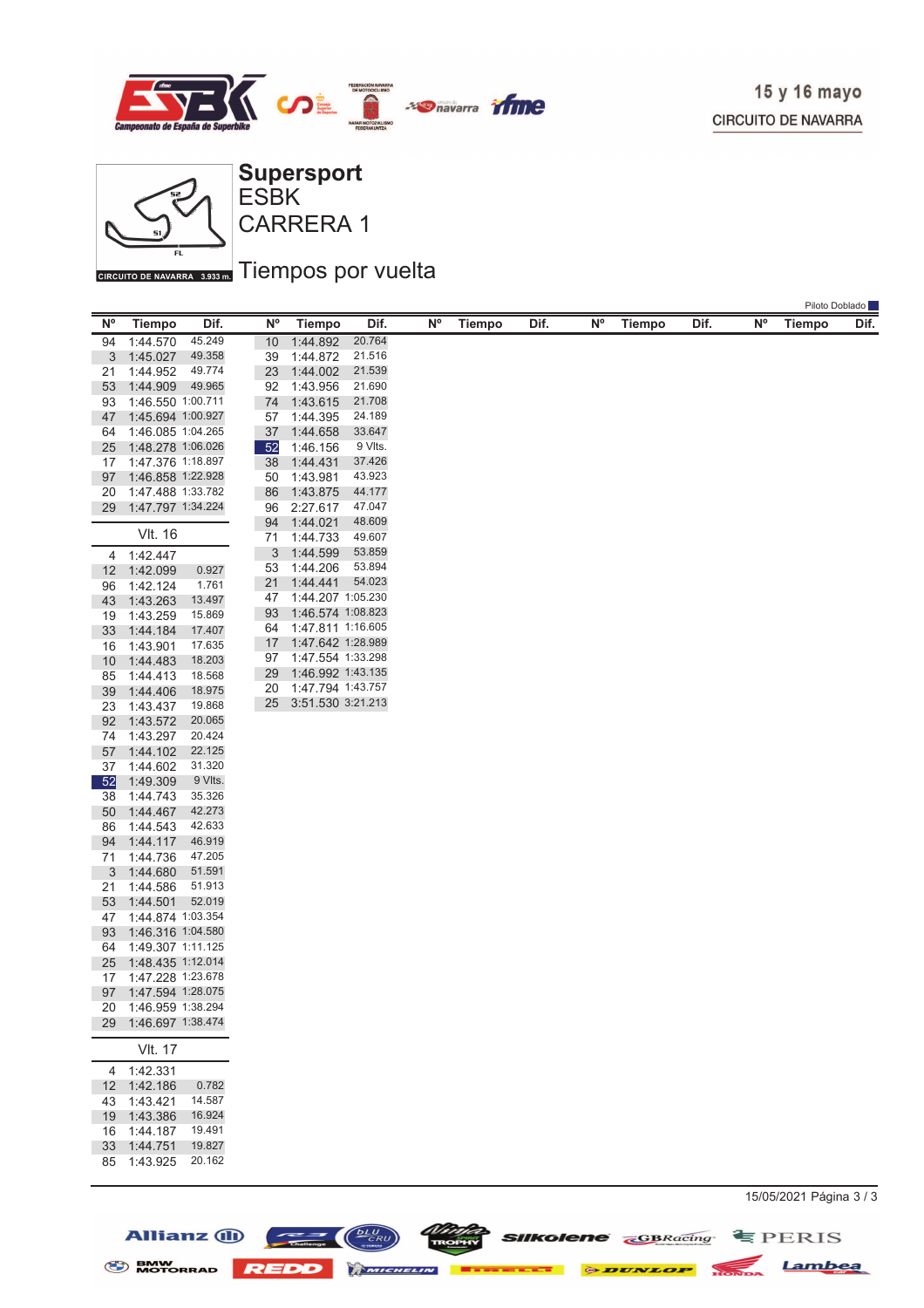# Supersport
## ESBK
## CARRERA 1

## Tiempos por vuelta

Piloto Doblado

| Nº | Tiempo | Dif. |
|---|---|---|
| 94 | 1:44.570 | 45.249 |
| 3 | 1:45.027 | 49.358 |
| 21 | 1:44.952 | 49.774 |
| 53 | 1:44.909 | 49.965 |
| 93 | 1:46.550 | 1:00.711 |
| 47 | 1:45.694 | 1:00.927 |
| 64 | 1:46.085 | 1:04.265 |
| 25 | 1:48.278 | 1:06.026 |
| 17 | 1:47.376 | 1:18.897 |
| 97 | 1:46.858 | 1:22.928 |
| 20 | 1:47.488 | 1:33.782 |
| 29 | 1:47.797 | 1:34.224 |

**Vlt. 16**

| Nº | Tiempo | Dif. |
|---|---|---|
| 4 | 1:42.447 | |
| 12 | 1:42.099 | 0.927 |
| 96 | 1:42.124 | 1.761 |
| 43 | 1:43.263 | 13.497 |
| 19 | 1:43.259 | 15.869 |
| 33 | 1:44.184 | 17.407 |
| 16 | 1:43.901 | 17.635 |
| 10 | 1:44.483 | 18.203 |
| 85 | 1:44.413 | 18.568 |
| 39 | 1:44.406 | 18.975 |
| 23 | 1:43.437 | 19.868 |
| 92 | 1:43.572 | 20.065 |
| 74 | 1:43.297 | 20.424 |
| 57 | 1:44.102 | 22.125 |
| 37 | 1:44.602 | 31.320 |
| 52 | 1:49.309 | 9 Vlts. |
| 38 | 1:44.743 | 35.326 |
| 50 | 1:44.467 | 42.273 |
| 86 | 1:44.543 | 42.633 |
| 94 | 1:44.117 | 46.919 |
| 71 | 1:44.736 | 47.205 |
| 3 | 1:44.680 | 51.591 |
| 21 | 1:44.586 | 51.913 |
| 53 | 1:44.501 | 52.019 |
| 47 | 1:44.874 | 1:03.354 |
| 93 | 1:46.316 | 1:04.580 |
| 64 | 1:49.307 | 1:11.125 |
| 25 | 1:48.435 | 1:12.014 |
| 17 | 1:47.228 | 1:23.678 |
| 97 | 1:47.594 | 1:28.075 |
| 20 | 1:46.959 | 1:38.294 |
| 29 | 1:46.697 | 1:38.474 |

**Vlt. 17**

| Nº | Tiempo | Dif. |
|---|---|---|
| 4 | 1:42.331 | |
| 12 | 1:42.186 | 0.782 |
| 43 | 1:43.421 | 14.587 |
| 19 | 1:43.386 | 16.924 |
| 16 | 1:44.187 | 19.491 |
| 33 | 1:44.751 | 19.827 |
| 85 | 1:43.925 | 20.162 |
| 10 | 1:44.892 | 20.764 |
| 39 | 1:44.872 | 21.516 |
| 23 | 1:44.002 | 21.539 |
| 92 | 1:43.956 | 21.690 |
| 74 | 1:43.615 | 21.708 |
| 57 | 1:44.395 | 24.189 |
| 37 | 1:44.658 | 33.647 |
| 52 | 1:46.156 | 9 Vlts. |
| 38 | 1:44.431 | 37.426 |
| 50 | 1:43.981 | 43.923 |
| 86 | 1:43.875 | 44.177 |
| 96 | 2:27.617 | 47.047 |
| 94 | 1:44.021 | 48.609 |
| 71 | 1:44.733 | 49.607 |
| 3 | 1:44.599 | 53.859 |
| 53 | 1:44.206 | 53.894 |
| 21 | 1:44.441 | 54.023 |
| 47 | 1:44.207 | 1:05.230 |
| 93 | 1:46.574 | 1:08.823 |
| 64 | 1:47.811 | 1:16.605 |
| 17 | 1:47.642 | 1:28.989 |
| 97 | 1:47.554 | 1:33.298 |
| 29 | 1:46.992 | 1:43.135 |
| 20 | 1:47.794 | 1:43.757 |
| 25 | 3:51.530 | 3:21.213 |

15/05/2021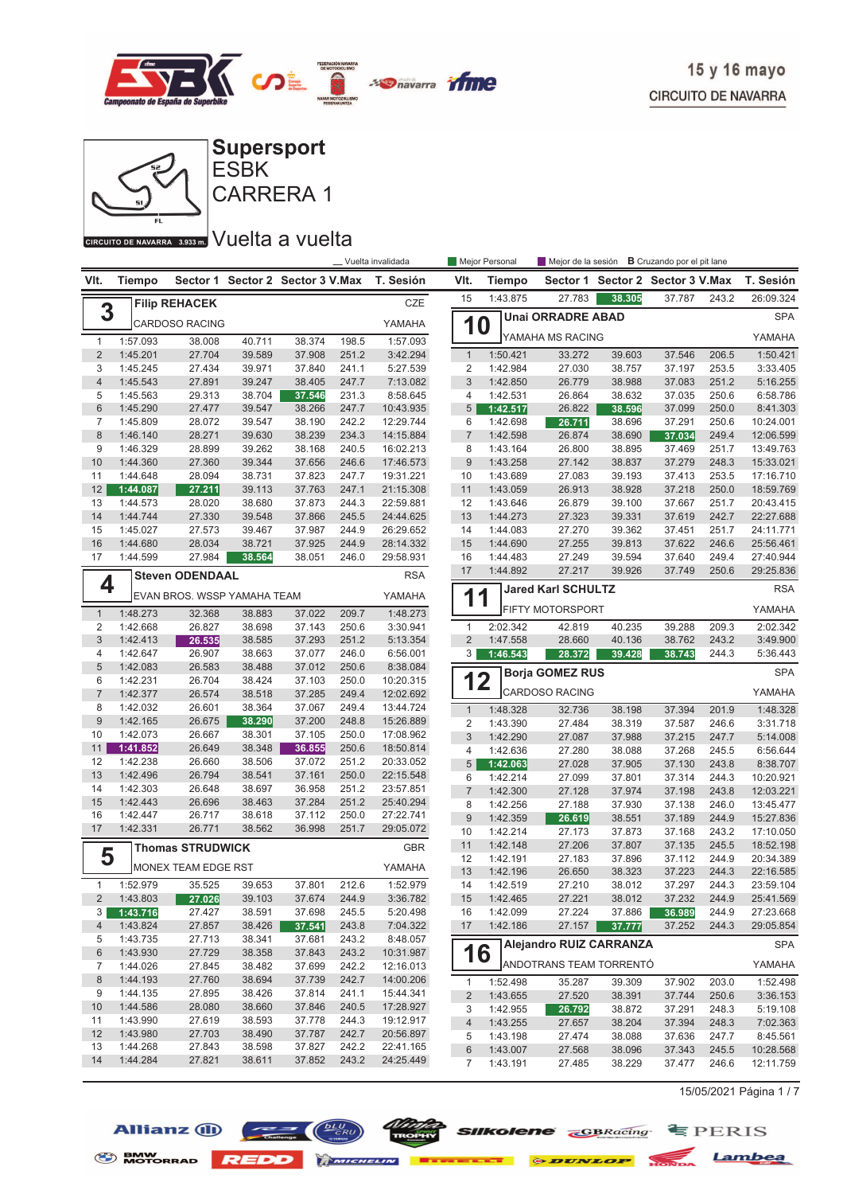15 y 16 mayo
CIRCUITO DE NAVARRA

# Supersport
## ESBK
## CARRERA 1
## Vuelta a vuelta

_ Vuelta invalidada | Mejor Personal | Mejor de la sesión | B Cruzando por el pit lane

### 3 Filip REHACEK — CZE — CARDOSO RACING — YAMAHA

| Vlt. | Tiempo | Sector 1 | Sector 2 | Sector 3 | V.Max | T. Sesión |
|---|---|---|---|---|---|---|
| 1 | 1:57.093 | 38.008 | 40.711 | 38.374 | 198.5 | 1:57.093 |
| 2 | 1:45.201 | 27.704 | 39.589 | 37.908 | 251.2 | 3:42.294 |
| 3 | 1:45.245 | 27.434 | 39.971 | 37.840 | 241.1 | 5:27.539 |
| 4 | 1:45.543 | 27.891 | 39.247 | 38.405 | 247.7 | 7:13.082 |
| 5 | 1:45.563 | 29.313 | 38.704 | 37.546 | 231.3 | 8:58.645 |
| 6 | 1:45.290 | 27.477 | 39.547 | 38.266 | 242.2 | 10:43.935 |
| 7 | 1:45.809 | 28.072 | 39.547 | 38.190 | 242.2 | 12:29.744 |
| 8 | 1:46.140 | 28.271 | 39.630 | 38.239 | 234.3 | 14:15.884 |
| 9 | 1:46.329 | 28.899 | 39.262 | 38.168 | 240.5 | 16:02.213 |
| 10 | 1:44.360 | 27.360 | 39.344 | 37.656 | 246.6 | 17:46.573 |
| 11 | 1:44.648 | 28.094 | 38.731 | 37.823 | 247.7 | 19:31.221 |
| 12 | 1:44.087 | 27.211 | 39.113 | 37.763 | 247.1 | 21:15.308 |
| 13 | 1:44.573 | 28.020 | 38.680 | 37.873 | 244.3 | 22:59.881 |
| 14 | 1:44.744 | 27.330 | 39.548 | 37.866 | 245.5 | 24:44.625 |
| 15 | 1:45.027 | 27.573 | 39.467 | 37.987 | 244.9 | 26:29.652 |
| 16 | 1:44.680 | 28.034 | 38.721 | 37.925 | 244.9 | 28:14.332 |
| 17 | 1:44.599 | 27.984 | 38.564 | 38.051 | 246.0 | 29:58.931 |

### 4 Steven ODENDAAL — RSA — EVAN BROS. WSSP YAMAHA TEAM — YAMAHA

| Vlt. | Tiempo | Sector 1 | Sector 2 | Sector 3 | V.Max | T. Sesión |
|---|---|---|---|---|---|---|
| 1 | 1:48.273 | 32.368 | 38.883 | 37.022 | 209.7 | 1:48.273 |
| 2 | 1:42.668 | 26.827 | 38.698 | 37.143 | 250.6 | 3:30.941 |
| 3 | 1:42.413 | 26.535 | 38.585 | 37.293 | 251.2 | 5:13.354 |
| 4 | 1:42.647 | 26.907 | 38.663 | 37.077 | 250.6 | 6:56.001 |
| 5 | 1:42.083 | 26.583 | 38.488 | 37.012 | 250.6 | 8:38.084 |
| 6 | 1:42.231 | 26.704 | 38.424 | 37.103 | 250.0 | 10:20.315 |
| 7 | 1:42.377 | 26.574 | 38.518 | 37.285 | 249.4 | 12:02.692 |
| 8 | 1:42.032 | 26.601 | 38.364 | 37.067 | 249.4 | 13:44.724 |
| 9 | 1:42.165 | 26.675 | 38.290 | 37.200 | 248.8 | 15:26.889 |
| 10 | 1:42.073 | 26.667 | 38.301 | 37.105 | 250.0 | 17:08.962 |
| 11 | 1:41.852 | 26.649 | 38.348 | 36.855 | 250.6 | 18:50.814 |
| 12 | 1:42.238 | 26.660 | 38.506 | 37.072 | 251.2 | 20:33.052 |
| 13 | 1:42.496 | 26.794 | 38.541 | 37.161 | 250.0 | 22:15.548 |
| 14 | 1:42.303 | 26.648 | 38.697 | 36.958 | 251.2 | 23:57.851 |
| 15 | 1:42.443 | 26.696 | 38.463 | 37.284 | 251.2 | 25:40.294 |
| 16 | 1:42.447 | 26.717 | 38.618 | 37.112 | 250.0 | 27:22.741 |
| 17 | 1:42.331 | 26.771 | 38.562 | 36.998 | 251.7 | 29:05.072 |

### 5 Thomas STRUDWICK — GBR — MONEX TEAM EDGE RST — YAMAHA

| Vlt. | Tiempo | Sector 1 | Sector 2 | Sector 3 | V.Max | T. Sesión |
|---|---|---|---|---|---|---|
| 1 | 1:52.979 | 35.525 | 39.653 | 37.801 | 212.6 | 1:52.979 |
| 2 | 1:43.803 | 27.026 | 39.103 | 37.674 | 244.9 | 3:36.782 |
| 3 | 1:43.716 | 27.427 | 38.591 | 37.698 | 245.5 | 5:20.498 |
| 4 | 1:43.824 | 27.857 | 38.426 | 37.541 | 243.8 | 7:04.322 |
| 5 | 1:43.735 | 27.713 | 38.341 | 37.681 | 243.2 | 8:48.057 |
| 6 | 1:43.930 | 27.729 | 38.358 | 37.843 | 243.2 | 10:31.987 |
| 7 | 1:44.026 | 27.845 | 38.482 | 37.699 | 242.2 | 12:16.013 |
| 8 | 1:44.193 | 27.760 | 38.694 | 37.739 | 242.7 | 14:00.206 |
| 9 | 1:44.135 | 27.895 | 38.426 | 37.814 | 241.1 | 15:44.341 |
| 10 | 1:44.586 | 28.080 | 38.660 | 37.846 | 240.5 | 17:28.927 |
| 11 | 1:43.990 | 27.619 | 38.593 | 37.778 | 244.3 | 19:12.917 |
| 12 | 1:43.980 | 27.703 | 38.490 | 37.787 | 242.7 | 20:56.897 |
| 13 | 1:44.268 | 27.843 | 38.598 | 37.827 | 242.2 | 22:41.165 |
| 14 | 1:44.284 | 27.821 | 38.611 | 37.852 | 243.2 | 24:25.449 |

### 10 Unai ORRADRE ABAD — SPA — YAMAHA MS RACING — YAMAHA

| Vlt. | Tiempo | Sector 1 | Sector 2 | Sector 3 | V.Max | T. Sesión |
|---|---|---|---|---|---|---|
| 1 | 1:50.421 | 33.272 | 39.603 | 37.546 | 206.5 | 1:50.421 |
| 2 | 1:42.984 | 27.030 | 38.757 | 37.197 | 253.5 | 3:33.405 |
| 3 | 1:42.850 | 26.779 | 38.988 | 37.083 | 251.2 | 5:16.255 |
| 4 | 1:42.531 | 26.864 | 38.632 | 37.035 | 250.6 | 6:58.786 |
| 5 | 1:42.517 | 26.822 | 38.596 | 37.099 | 250.0 | 8:41.303 |
| 6 | 1:42.698 | 26.711 | 38.696 | 37.291 | 250.6 | 10:24.001 |
| 7 | 1:42.598 | 26.874 | 38.690 | 37.034 | 249.4 | 12:06.599 |
| 8 | 1:43.164 | 26.800 | 38.895 | 37.469 | 251.7 | 13:49.763 |
| 9 | 1:43.258 | 27.142 | 38.837 | 37.279 | 248.3 | 15:33.021 |
| 10 | 1:43.689 | 27.083 | 39.193 | 37.413 | 253.5 | 17:16.710 |
| 11 | 1:43.059 | 26.913 | 38.928 | 37.218 | 250.0 | 18:59.769 |
| 12 | 1:43.646 | 26.879 | 39.100 | 37.667 | 251.7 | 20:43.415 |
| 13 | 1:44.273 | 27.323 | 39.331 | 37.619 | 242.7 | 22:27.688 |
| 14 | 1:44.083 | 27.270 | 39.362 | 37.451 | 251.7 | 24:11.771 |
| 15 | 1:44.690 | 27.255 | 39.813 | 37.622 | 246.6 | 25:56.461 |
| 16 | 1:44.483 | 27.249 | 39.594 | 37.640 | 249.4 | 27:40.944 |
| 17 | 1:44.892 | 27.217 | 39.926 | 37.749 | 250.6 | 29:25.836 |

### 11 Jared Karl SCHULTZ — RSA — FIFTY MOTORSPORT — YAMAHA

| Vlt. | Tiempo | Sector 1 | Sector 2 | Sector 3 | V.Max | T. Sesión |
|---|---|---|---|---|---|---|
| 1 | 2:02.342 | 42.819 | 40.235 | 39.288 | 209.3 | 2:02.342 |
| 2 | 1:47.558 | 28.660 | 40.136 | 38.762 | 243.2 | 3:49.900 |
| 3 | 1:46.543 | 28.372 | 39.428 | 38.743 | 244.3 | 5:36.443 |

### 12 Borja GOMEZ RUS — SPA — CARDOSO RACING — YAMAHA

| Vlt. | Tiempo | Sector 1 | Sector 2 | Sector 3 | V.Max | T. Sesión |
|---|---|---|---|---|---|---|
| 1 | 1:48.328 | 32.736 | 38.198 | 37.394 | 201.9 | 1:48.328 |
| 2 | 1:43.390 | 27.484 | 38.319 | 37.587 | 246.6 | 3:31.718 |
| 3 | 1:42.290 | 27.087 | 37.988 | 37.215 | 247.7 | 5:14.008 |
| 4 | 1:42.636 | 27.280 | 38.088 | 37.268 | 245.5 | 6:56.644 |
| 5 | 1:42.063 | 27.028 | 37.905 | 37.130 | 243.8 | 8:38.707 |
| 6 | 1:42.214 | 27.099 | 37.801 | 37.314 | 244.3 | 10:20.921 |
| 7 | 1:42.300 | 27.128 | 37.974 | 37.198 | 243.8 | 12:03.221 |
| 8 | 1:42.256 | 27.188 | 37.930 | 37.138 | 246.0 | 13:45.477 |
| 9 | 1:42.359 | 26.619 | 38.551 | 37.189 | 244.9 | 15:27.836 |
| 10 | 1:42.214 | 27.173 | 37.873 | 37.168 | 243.2 | 17:10.050 |
| 11 | 1:42.148 | 27.206 | 37.807 | 37.135 | 245.5 | 18:52.198 |
| 12 | 1:42.191 | 27.183 | 37.896 | 37.112 | 244.9 | 20:34.389 |
| 13 | 1:42.196 | 26.650 | 38.323 | 37.223 | 244.3 | 22:16.585 |
| 14 | 1:42.519 | 27.210 | 38.012 | 37.297 | 244.3 | 23:59.104 |
| 15 | 1:42.465 | 27.221 | 38.012 | 37.232 | 244.9 | 25:41.569 |
| 16 | 1:42.099 | 27.224 | 37.886 | 36.989 | 244.9 | 27:23.668 |
| 17 | 1:42.186 | 27.157 | 37.777 | 37.252 | 244.3 | 29:05.854 |

### 16 Alejandro RUIZ CARRANZA — SPA — ANDOTRANS TEAM TORRENTÓ — YAMAHA

| Vlt. | Tiempo | Sector 1 | Sector 2 | Sector 3 | V.Max | T. Sesión |
|---|---|---|---|---|---|---|
| 1 | 1:52.498 | 35.287 | 39.309 | 37.902 | 203.0 | 1:52.498 |
| 2 | 1:43.655 | 27.520 | 38.391 | 37.744 | 250.6 | 3:36.153 |
| 3 | 1:42.955 | 26.792 | 38.872 | 37.291 | 248.3 | 5:19.108 |
| 4 | 1:43.255 | 27.657 | 38.204 | 37.394 | 248.3 | 7:02.363 |
| 5 | 1:43.198 | 27.474 | 38.088 | 37.636 | 247.7 | 8:45.561 |
| 6 | 1:43.007 | 27.568 | 38.096 | 37.343 | 245.5 | 10:28.568 |
| 7 | 1:43.191 | 27.485 | 38.229 | 37.477 | 246.6 | 12:11.759 |

15/05/2021 Página 1 / 7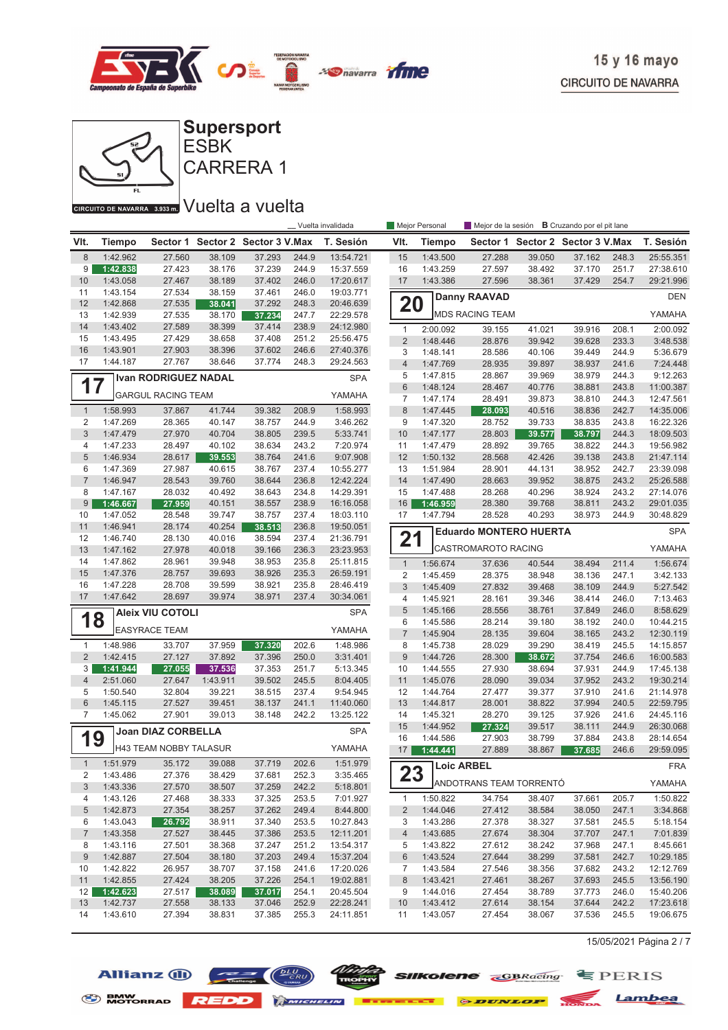# Supersport
## ESBK
## CARRERA 1
## Vuelta a vuelta

15 y 16 mayo
CIRCUITO DE NAVARRA

CIRCUITO DE NAVARRA 3.933 m.

_ Vuelta invalidada | Mejor Personal | Mejor de la sesión | B Cruzando por el pit lane

| Vlt. | Tiempo | Sector 1 | Sector 2 | Sector 3 | V.Max | T. Sesión |
|---|---|---|---|---|---|---|
| 8 | 1:42.962 | 27.560 | 38.109 | 37.293 | 244.9 | 13:54.721 |
| 9 | 1:42.838 | 27.423 | 38.176 | 37.239 | 244.9 | 15:37.559 |
| 10 | 1:43.058 | 27.467 | 38.189 | 37.402 | 246.0 | 17:20.617 |
| 11 | 1:43.154 | 27.534 | 38.159 | 37.461 | 246.0 | 19:03.771 |
| 12 | 1:42.868 | 27.535 | 38.041 | 37.292 | 248.3 | 20:46.639 |
| 13 | 1:42.939 | 27.535 | 38.170 | 37.234 | 247.7 | 22:29.578 |
| 14 | 1:43.402 | 27.589 | 38.399 | 37.414 | 238.9 | 24:12.980 |
| 15 | 1:43.495 | 27.429 | 38.658 | 37.408 | 251.2 | 25:56.475 |
| 16 | 1:43.901 | 27.903 | 38.396 | 37.602 | 246.6 | 27:40.376 |
| 17 | 1:44.187 | 27.767 | 38.646 | 37.774 | 248.3 | 29:24.563 |

### 17 Ivan RODRIGUEZ NADAL — SPA
GARGUL RACING TEAM — YAMAHA

| Vlt. | Tiempo | Sector 1 | Sector 2 | Sector 3 | V.Max | T. Sesión |
|---|---|---|---|---|---|---|
| 1 | 1:58.993 | 37.867 | 41.744 | 39.382 | 208.9 | 1:58.993 |
| 2 | 1:47.269 | 28.365 | 40.147 | 38.757 | 244.9 | 3:46.262 |
| 3 | 1:47.479 | 27.970 | 40.704 | 38.805 | 239.5 | 5:33.741 |
| 4 | 1:47.233 | 28.497 | 40.102 | 38.634 | 243.2 | 7:20.974 |
| 5 | 1:46.934 | 28.617 | 39.553 | 38.764 | 241.6 | 9:07.908 |
| 6 | 1:47.369 | 27.987 | 40.615 | 38.767 | 237.4 | 10:55.277 |
| 7 | 1:46.947 | 28.543 | 39.760 | 38.644 | 236.8 | 12:42.224 |
| 8 | 1:47.167 | 28.032 | 40.492 | 38.643 | 234.8 | 14:29.391 |
| 9 | 1:46.667 | 27.959 | 40.151 | 38.557 | 238.9 | 16:16.058 |
| 10 | 1:47.052 | 28.548 | 39.747 | 38.757 | 237.4 | 18:03.110 |
| 11 | 1:46.941 | 28.174 | 40.254 | 38.513 | 236.8 | 19:50.051 |
| 12 | 1:46.740 | 28.130 | 40.016 | 38.594 | 237.4 | 21:36.791 |
| 13 | 1:47.162 | 27.978 | 40.018 | 39.166 | 236.3 | 23:23.953 |
| 14 | 1:47.862 | 28.961 | 39.948 | 38.953 | 235.8 | 25:11.815 |
| 15 | 1:47.376 | 28.757 | 39.693 | 38.926 | 235.3 | 26:59.191 |
| 16 | 1:47.228 | 28.708 | 39.599 | 38.921 | 235.8 | 28:46.419 |
| 17 | 1:47.642 | 28.697 | 39.974 | 38.971 | 237.4 | 30:34.061 |

### 18 Aleix VIU COTOLI — SPA
EASYRACE TEAM — YAMAHA

| Vlt. | Tiempo | Sector 1 | Sector 2 | Sector 3 | V.Max | T. Sesión |
|---|---|---|---|---|---|---|
| 1 | 1:48.986 | 33.707 | 37.959 | 37.320 | 202.6 | 1:48.986 |
| 2 | 1:42.415 | 27.127 | 37.892 | 37.396 | 250.0 | 3:31.401 |
| 3 | 1:41.944 | 27.055 | 37.536 | 37.353 | 251.7 | 5:13.345 |
| 4 | 2:51.060 | 27.647 | 1:43.911 | 39.502 | 245.5 | 8:04.405 |
| 5 | 1:50.540 | 32.804 | 39.221 | 38.515 | 237.4 | 9:54.945 |
| 6 | 1:45.115 | 27.527 | 39.451 | 38.137 | 241.1 | 11:40.060 |
| 7 | 1:45.062 | 27.901 | 39.013 | 38.148 | 242.2 | 13:25.122 |

### 19 Joan DIAZ CORBELLA — SPA
H43 TEAM NOBBY TALASUR — YAMAHA

| Vlt. | Tiempo | Sector 1 | Sector 2 | Sector 3 | V.Max | T. Sesión |
|---|---|---|---|---|---|---|
| 1 | 1:51.979 | 35.172 | 39.088 | 37.719 | 202.6 | 1:51.979 |
| 2 | 1:43.486 | 27.376 | 38.429 | 37.681 | 252.3 | 3:35.465 |
| 3 | 1:43.336 | 27.570 | 38.507 | 37.259 | 242.2 | 5:18.801 |
| 4 | 1:43.126 | 27.468 | 38.333 | 37.325 | 253.5 | 7:01.927 |
| 5 | 1:42.873 | 27.354 | 38.257 | 37.262 | 249.4 | 8:44.800 |
| 6 | 1:43.043 | 26.792 | 38.911 | 37.340 | 253.5 | 10:27.843 |
| 7 | 1:43.358 | 27.527 | 38.445 | 37.386 | 253.5 | 12:11.201 |
| 8 | 1:43.116 | 27.501 | 38.368 | 37.247 | 251.2 | 13:54.317 |
| 9 | 1:42.887 | 27.504 | 38.180 | 37.203 | 249.4 | 15:37.204 |
| 10 | 1:42.822 | 26.957 | 38.707 | 37.158 | 241.6 | 17:20.026 |
| 11 | 1:42.855 | 27.424 | 38.205 | 37.226 | 254.1 | 19:02.881 |
| 12 | 1:42.623 | 27.517 | 38.089 | 37.017 | 254.1 | 20:45.504 |
| 13 | 1:42.737 | 27.558 | 38.133 | 37.046 | 252.9 | 22:28.241 |
| 14 | 1:43.610 | 27.394 | 38.831 | 37.385 | 255.3 | 24:11.851 |
| 15 | 1:43.500 | 27.288 | 39.050 | 37.162 | 248.3 | 25:55.351 |
| 16 | 1:43.259 | 27.597 | 38.492 | 37.170 | 251.7 | 27:38.610 |
| 17 | 1:43.386 | 27.596 | 38.361 | 37.429 | 254.7 | 29:21.996 |

### 20 Danny RAAVAD — DEN
MDS RACING TEAM — YAMAHA

| Vlt. | Tiempo | Sector 1 | Sector 2 | Sector 3 | V.Max | T. Sesión |
|---|---|---|---|---|---|---|
| 1 | 2:00.092 | 39.155 | 41.021 | 39.916 | 208.1 | 2:00.092 |
| 2 | 1:48.446 | 28.876 | 39.942 | 39.628 | 233.3 | 3:48.538 |
| 3 | 1:48.141 | 28.586 | 40.106 | 39.449 | 244.9 | 5:36.679 |
| 4 | 1:47.769 | 28.935 | 39.897 | 38.937 | 241.6 | 7:24.448 |
| 5 | 1:47.815 | 28.867 | 39.969 | 38.979 | 244.3 | 9:12.263 |
| 6 | 1:48.124 | 28.467 | 40.776 | 38.881 | 243.8 | 11:00.387 |
| 7 | 1:47.174 | 28.491 | 39.873 | 38.810 | 244.3 | 12:47.561 |
| 8 | 1:47.445 | 28.093 | 40.516 | 38.836 | 242.7 | 14:35.006 |
| 9 | 1:47.320 | 28.752 | 39.733 | 38.835 | 243.8 | 16:22.326 |
| 10 | 1:47.177 | 28.803 | 39.577 | 38.797 | 244.3 | 18:09.503 |
| 11 | 1:47.479 | 28.892 | 39.765 | 38.822 | 244.3 | 19:56.982 |
| 12 | 1:50.132 | 28.568 | 42.426 | 39.138 | 243.8 | 21:47.114 |
| 13 | 1:51.984 | 28.901 | 44.131 | 38.952 | 242.7 | 23:39.098 |
| 14 | 1:47.490 | 28.663 | 39.952 | 38.875 | 243.2 | 25:26.588 |
| 15 | 1:47.488 | 28.268 | 40.296 | 38.924 | 243.2 | 27:14.076 |
| 16 | 1:46.959 | 28.380 | 39.768 | 38.811 | 243.2 | 29:01.035 |
| 17 | 1:47.794 | 28.528 | 40.293 | 38.973 | 244.9 | 30:48.829 |

### 21 Eduardo MONTERO HUERTA — SPA
CASTROMAROTO RACING — YAMAHA

| Vlt. | Tiempo | Sector 1 | Sector 2 | Sector 3 | V.Max | T. Sesión |
|---|---|---|---|---|---|---|
| 1 | 1:56.674 | 37.636 | 40.544 | 38.494 | 211.4 | 1:56.674 |
| 2 | 1:45.459 | 28.375 | 38.948 | 38.136 | 247.1 | 3:42.133 |
| 3 | 1:45.409 | 27.832 | 39.468 | 38.109 | 244.9 | 5:27.542 |
| 4 | 1:45.921 | 28.161 | 39.346 | 38.414 | 246.0 | 7:13.463 |
| 5 | 1:45.166 | 28.556 | 38.761 | 37.849 | 246.0 | 8:58.629 |
| 6 | 1:45.586 | 28.214 | 39.180 | 38.192 | 240.0 | 10:44.215 |
| 7 | 1:45.904 | 28.135 | 39.604 | 38.165 | 243.2 | 12:30.119 |
| 8 | 1:45.738 | 28.029 | 39.290 | 38.419 | 245.5 | 14:15.857 |
| 9 | 1:44.726 | 28.300 | 38.672 | 37.754 | 246.6 | 16:00.583 |
| 10 | 1:44.555 | 27.930 | 38.694 | 37.931 | 244.9 | 17:45.138 |
| 11 | 1:45.076 | 28.090 | 39.034 | 37.952 | 243.2 | 19:30.214 |
| 12 | 1:44.764 | 27.477 | 39.377 | 37.910 | 241.6 | 21:14.978 |
| 13 | 1:44.817 | 28.001 | 38.822 | 37.994 | 240.5 | 22:59.795 |
| 14 | 1:45.321 | 28.270 | 39.125 | 37.926 | 241.6 | 24:45.116 |
| 15 | 1:44.952 | 27.324 | 39.517 | 38.111 | 244.9 | 26:30.068 |
| 16 | 1:44.586 | 27.903 | 38.799 | 37.884 | 243.8 | 28:14.654 |
| 17 | 1:44.441 | 27.889 | 38.867 | 37.685 | 246.6 | 29:59.095 |

### 23 Loic ARBEL — FRA
ANDOTRANS TEAM TORRENTÓ — YAMAHA

| Vlt. | Tiempo | Sector 1 | Sector 2 | Sector 3 | V.Max | T. Sesión |
|---|---|---|---|---|---|---|
| 1 | 1:50.822 | 34.754 | 38.407 | 37.661 | 205.7 | 1:50.822 |
| 2 | 1:44.046 | 27.412 | 38.584 | 38.050 | 247.1 | 3:34.868 |
| 3 | 1:43.286 | 27.378 | 38.327 | 37.581 | 245.5 | 5:18.154 |
| 4 | 1:43.685 | 27.674 | 38.304 | 37.707 | 247.1 | 7:01.839 |
| 5 | 1:43.822 | 27.612 | 38.242 | 37.968 | 247.1 | 8:45.661 |
| 6 | 1:43.524 | 27.644 | 38.299 | 37.581 | 242.7 | 10:29.185 |
| 7 | 1:43.584 | 27.546 | 38.356 | 37.682 | 243.2 | 12:12.769 |
| 8 | 1:43.421 | 27.461 | 38.267 | 37.693 | 245.5 | 13:56.190 |
| 9 | 1:44.016 | 27.454 | 38.789 | 37.773 | 246.0 | 15:40.206 |
| 10 | 1:43.412 | 27.614 | 38.154 | 37.644 | 242.2 | 17:23.618 |
| 11 | 1:43.057 | 27.454 | 38.067 | 37.536 | 245.5 | 19:06.675 |

15/05/2021 Página 2 / 7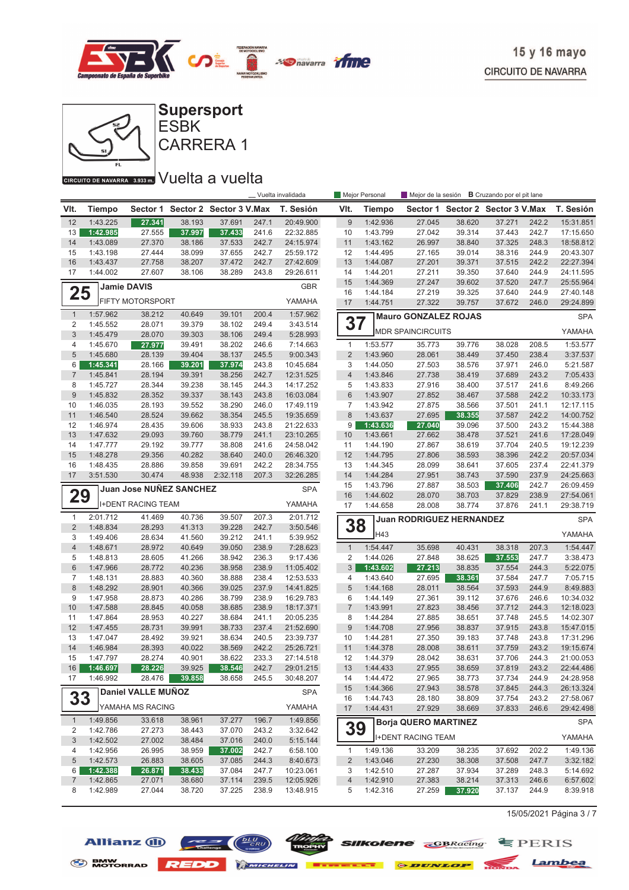# Supersport

ESBK

CARRERA 1

Vuelta a vuelta

15 y 16 mayo

CIRCUITO DE NAVARRA

CIRCUITO DE NAVARRA 3.933 m.

_ Vuelta invalidada | Mejor Personal | Mejor de la sesión | B Cruzando por el pit lane

| Vlt. | Tiempo | Sector 1 | Sector 2 | Sector 3 | V.Max | T. Sesión |
|---|---|---|---|---|---|---|
| 12 | 1:43.225 | 27.341 | 38.193 | 37.691 | 247.1 | 20:49.900 |
| 13 | 1:42.985 | 27.555 | 37.997 | 37.433 | 241.6 | 22:32.885 |
| 14 | 1:43.089 | 27.370 | 38.186 | 37.533 | 242.7 | 24:15.974 |
| 15 | 1:43.198 | 27.444 | 38.099 | 37.655 | 242.7 | 25:59.172 |
| 16 | 1:43.437 | 27.758 | 38.207 | 37.472 | 242.7 | 27:42.609 |
| 17 | 1:44.002 | 27.607 | 38.106 | 38.289 | 243.8 | 29:26.611 |

## 25 Jamie DAVIS — GBR

FIFTY MOTORSPORT — YAMAHA

| Vlt. | Tiempo | Sector 1 | Sector 2 | Sector 3 | V.Max | T. Sesión |
|---|---|---|---|---|---|---|
| 1 | 1:57.962 | 38.212 | 40.649 | 39.101 | 200.4 | 1:57.962 |
| 2 | 1:45.552 | 28.071 | 39.379 | 38.102 | 249.4 | 3:43.514 |
| 3 | 1:45.479 | 28.070 | 39.303 | 38.106 | 249.4 | 5:28.993 |
| 4 | 1:45.670 | 27.977 | 39.491 | 38.202 | 246.6 | 7:14.663 |
| 5 | 1:45.680 | 28.139 | 39.404 | 38.137 | 245.5 | 9:00.343 |
| 6 | 1:45.341 | 28.166 | 39.201 | 37.974 | 243.8 | 10:45.684 |
| 7 | 1:45.841 | 28.194 | 39.391 | 38.256 | 242.7 | 12:31.525 |
| 8 | 1:45.727 | 28.344 | 39.238 | 38.145 | 244.3 | 14:17.252 |
| 9 | 1:45.832 | 28.352 | 39.337 | 38.143 | 243.8 | 16:03.084 |
| 10 | 1:46.035 | 28.193 | 39.552 | 38.290 | 246.0 | 17:49.119 |
| 11 | 1:46.540 | 28.524 | 39.662 | 38.354 | 245.5 | 19:35.659 |
| 12 | 1:46.974 | 28.435 | 39.606 | 38.933 | 243.8 | 21:22.633 |
| 13 | 1:47.632 | 29.093 | 39.760 | 38.779 | 241.1 | 23:10.265 |
| 14 | 1:47.777 | 29.192 | 39.777 | 38.808 | 241.6 | 24:58.042 |
| 15 | 1:48.278 | 29.356 | 40.282 | 38.640 | 240.0 | 26:46.320 |
| 16 | 1:48.435 | 28.886 | 39.858 | 39.691 | 242.2 | 28:34.755 |
| 17 | 3:51.530 | 30.474 | 48.938 | 2:32.118 | 207.3 | 32:26.285 |

## 29 Juan Jose NUÑEZ SANCHEZ — SPA

I+DENT RACING TEAM — YAMAHA

| Vlt. | Tiempo | Sector 1 | Sector 2 | Sector 3 | V.Max | T. Sesión |
|---|---|---|---|---|---|---|
| 1 | 2:01.712 | 41.469 | 40.736 | 39.507 | 207.3 | 2:01.712 |
| 2 | 1:48.834 | 28.293 | 41.313 | 39.228 | 242.7 | 3:50.546 |
| 3 | 1:49.406 | 28.634 | 41.560 | 39.212 | 241.1 | 5:39.952 |
| 4 | 1:48.671 | 28.972 | 40.649 | 39.050 | 238.9 | 7:28.623 |
| 5 | 1:48.813 | 28.605 | 41.266 | 38.942 | 236.3 | 9:17.436 |
| 6 | 1:47.966 | 28.772 | 40.236 | 38.958 | 238.9 | 11:05.402 |
| 7 | 1:48.131 | 28.883 | 40.360 | 38.888 | 238.4 | 12:53.533 |
| 8 | 1:48.292 | 28.901 | 40.366 | 39.025 | 237.9 | 14:41.825 |
| 9 | 1:47.958 | 28.873 | 40.286 | 38.799 | 238.9 | 16:29.783 |
| 10 | 1:47.588 | 28.845 | 40.058 | 38.685 | 238.9 | 18:17.371 |
| 11 | 1:47.864 | 28.953 | 40.227 | 38.684 | 241.1 | 20:05.235 |
| 12 | 1:47.455 | 28.731 | 39.991 | 38.733 | 237.4 | 21:52.690 |
| 13 | 1:47.047 | 28.492 | 39.921 | 38.634 | 240.5 | 23:39.737 |
| 14 | 1:46.984 | 28.393 | 40.022 | 38.569 | 242.2 | 25:26.721 |
| 15 | 1:47.797 | 28.274 | 40.901 | 38.622 | 233.3 | 27:14.518 |
| 16 | 1:46.697 | 28.226 | 39.925 | 38.546 | 242.7 | 29:01.215 |
| 17 | 1:46.992 | 28.476 | 39.858 | 38.658 | 245.5 | 30:48.207 |

## 33 Daniel VALLE MUÑOZ — SPA

YAMAHA MS RACING — YAMAHA

| Vlt. | Tiempo | Sector 1 | Sector 2 | Sector 3 | V.Max | T. Sesión |
|---|---|---|---|---|---|---|
| 1 | 1:49.856 | 33.618 | 38.961 | 37.277 | 196.7 | 1:49.856 |
| 2 | 1:42.786 | 27.273 | 38.443 | 37.070 | 243.2 | 3:32.642 |
| 3 | 1:42.502 | 27.002 | 38.484 | 37.016 | 240.0 | 5:15.144 |
| 4 | 1:42.956 | 26.995 | 38.959 | 37.002 | 242.7 | 6:58.100 |
| 5 | 1:42.573 | 26.883 | 38.605 | 37.085 | 244.3 | 8:40.673 |
| 6 | 1:42.388 | 26.871 | 38.433 | 37.084 | 247.7 | 10:23.061 |
| 7 | 1:42.865 | 27.071 | 38.680 | 37.114 | 239.5 | 12:05.926 |
| 8 | 1:42.989 | 27.044 | 38.720 | 37.225 | 238.9 | 13:48.915 |

| Vlt. | Tiempo | Sector 1 | Sector 2 | Sector 3 | V.Max | T. Sesión |
|---|---|---|---|---|---|---|
| 9 | 1:42.936 | 27.045 | 38.620 | 37.271 | 242.2 | 15:31.851 |
| 10 | 1:43.799 | 27.042 | 39.314 | 37.443 | 242.7 | 17:15.650 |
| 11 | 1:43.162 | 26.997 | 38.840 | 37.325 | 248.3 | 18:58.812 |
| 12 | 1:44.495 | 27.165 | 39.014 | 38.316 | 244.9 | 20:43.307 |
| 13 | 1:44.087 | 27.201 | 39.371 | 37.515 | 242.2 | 22:27.394 |
| 14 | 1:44.201 | 27.211 | 39.350 | 37.640 | 244.9 | 24:11.595 |
| 15 | 1:44.369 | 27.247 | 39.602 | 37.520 | 247.7 | 25:55.964 |
| 16 | 1:44.184 | 27.219 | 39.325 | 37.640 | 244.9 | 27:40.148 |
| 17 | 1:44.751 | 27.322 | 39.757 | 37.672 | 246.0 | 29:24.899 |

## 37 Mauro GONZALEZ ROJAS — SPA

MDR SPAINCIRCUITS — YAMAHA

| Vlt. | Tiempo | Sector 1 | Sector 2 | Sector 3 | V.Max | T. Sesión |
|---|---|---|---|---|---|---|
| 1 | 1:53.577 | 35.773 | 39.776 | 38.028 | 208.5 | 1:53.577 |
| 2 | 1:43.960 | 28.061 | 38.449 | 37.450 | 238.4 | 3:37.537 |
| 3 | 1:44.050 | 27.503 | 38.576 | 37.971 | 246.0 | 5:21.587 |
| 4 | 1:43.846 | 27.738 | 38.419 | 37.689 | 243.2 | 7:05.433 |
| 5 | 1:43.833 | 27.916 | 38.400 | 37.517 | 241.6 | 8:49.266 |
| 6 | 1:43.907 | 27.852 | 38.467 | 37.588 | 242.2 | 10:33.173 |
| 7 | 1:43.942 | 27.875 | 38.566 | 37.501 | 241.1 | 12:17.115 |
| 8 | 1:43.637 | 27.695 | 38.355 | 37.587 | 242.2 | 14:00.752 |
| 9 | 1:43.636 | 27.040 | 39.096 | 37.500 | 243.2 | 15:44.388 |
| 10 | 1:43.661 | 27.662 | 38.478 | 37.521 | 241.6 | 17:28.049 |
| 11 | 1:44.190 | 27.867 | 38.619 | 37.704 | 240.5 | 19:12.239 |
| 12 | 1:44.795 | 28.006 | 38.593 | 38.396 | 242.2 | 20:57.034 |
| 13 | 1:44.345 | 28.099 | 38.641 | 37.605 | 237.4 | 22:41.379 |
| 14 | 1:44.284 | 27.951 | 38.743 | 37.590 | 237.9 | 24:25.663 |
| 15 | 1:43.796 | 27.887 | 38.503 | 37.406 | 242.7 | 26:09.459 |
| 16 | 1:44.602 | 28.070 | 38.703 | 37.829 | 238.9 | 27:54.061 |
| 17 | 1:44.658 | 28.008 | 38.774 | 37.876 | 241.1 | 29:38.719 |

## 38 Juan RODRIGUEZ HERNANDEZ — SPA

H43 — YAMAHA

| Vlt. | Tiempo | Sector 1 | Sector 2 | Sector 3 | V.Max | T. Sesión |
|---|---|---|---|---|---|---|
| 1 | 1:54.447 | 35.698 | 40.431 | 38.318 | 207.3 | 1:54.447 |
| 2 | 1:44.026 | 27.848 | 38.625 | 37.553 | 247.7 | 3:38.473 |
| 3 | 1:43.602 | 27.213 | 38.835 | 37.554 | 244.3 | 5:22.075 |
| 4 | 1:43.640 | 27.695 | 38.361 | 37.584 | 247.7 | 7:05.715 |
| 5 | 1:44.168 | 28.011 | 38.564 | 37.593 | 244.9 | 8:49.883 |
| 6 | 1:44.149 | 27.361 | 39.112 | 37.676 | 246.6 | 10:34.032 |
| 7 | 1:43.991 | 27.823 | 38.456 | 37.712 | 244.3 | 12:18.023 |
| 8 | 1:44.284 | 27.885 | 38.651 | 37.748 | 245.5 | 14:02.307 |
| 9 | 1:44.708 | 27.956 | 38.837 | 37.915 | 243.8 | 15:47.015 |
| 10 | 1:44.281 | 27.350 | 39.183 | 37.748 | 243.8 | 17:31.296 |
| 11 | 1:44.378 | 28.008 | 38.611 | 37.759 | 243.2 | 19:15.674 |
| 12 | 1:44.379 | 28.042 | 38.631 | 37.706 | 244.3 | 21:00.053 |
| 13 | 1:44.433 | 27.955 | 38.659 | 37.819 | 243.2 | 22:44.486 |
| 14 | 1:44.472 | 27.965 | 38.773 | 37.734 | 244.9 | 24:28.958 |
| 15 | 1:44.366 | 27.943 | 38.578 | 37.845 | 244.3 | 26:13.324 |
| 16 | 1:44.743 | 28.180 | 38.809 | 37.754 | 243.2 | 27:58.067 |
| 17 | 1:44.431 | 27.929 | 38.669 | 37.833 | 246.6 | 29:42.498 |

## 39 Borja QUERO MARTINEZ — SPA

I+DENT RACING TEAM — YAMAHA

| Vlt. | Tiempo | Sector 1 | Sector 2 | Sector 3 | V.Max | T. Sesión |
|---|---|---|---|---|---|---|
| 1 | 1:49.136 | 33.209 | 38.235 | 37.692 | 202.2 | 1:49.136 |
| 2 | 1:43.046 | 27.230 | 38.308 | 37.508 | 247.7 | 3:32.182 |
| 3 | 1:42.510 | 27.287 | 37.934 | 37.289 | 248.3 | 5:14.692 |
| 4 | 1:42.910 | 27.383 | 38.214 | 37.313 | 246.6 | 6:57.602 |
| 5 | 1:42.316 | 27.259 | 37.920 | 37.137 | 244.9 | 8:39.918 |

15/05/2021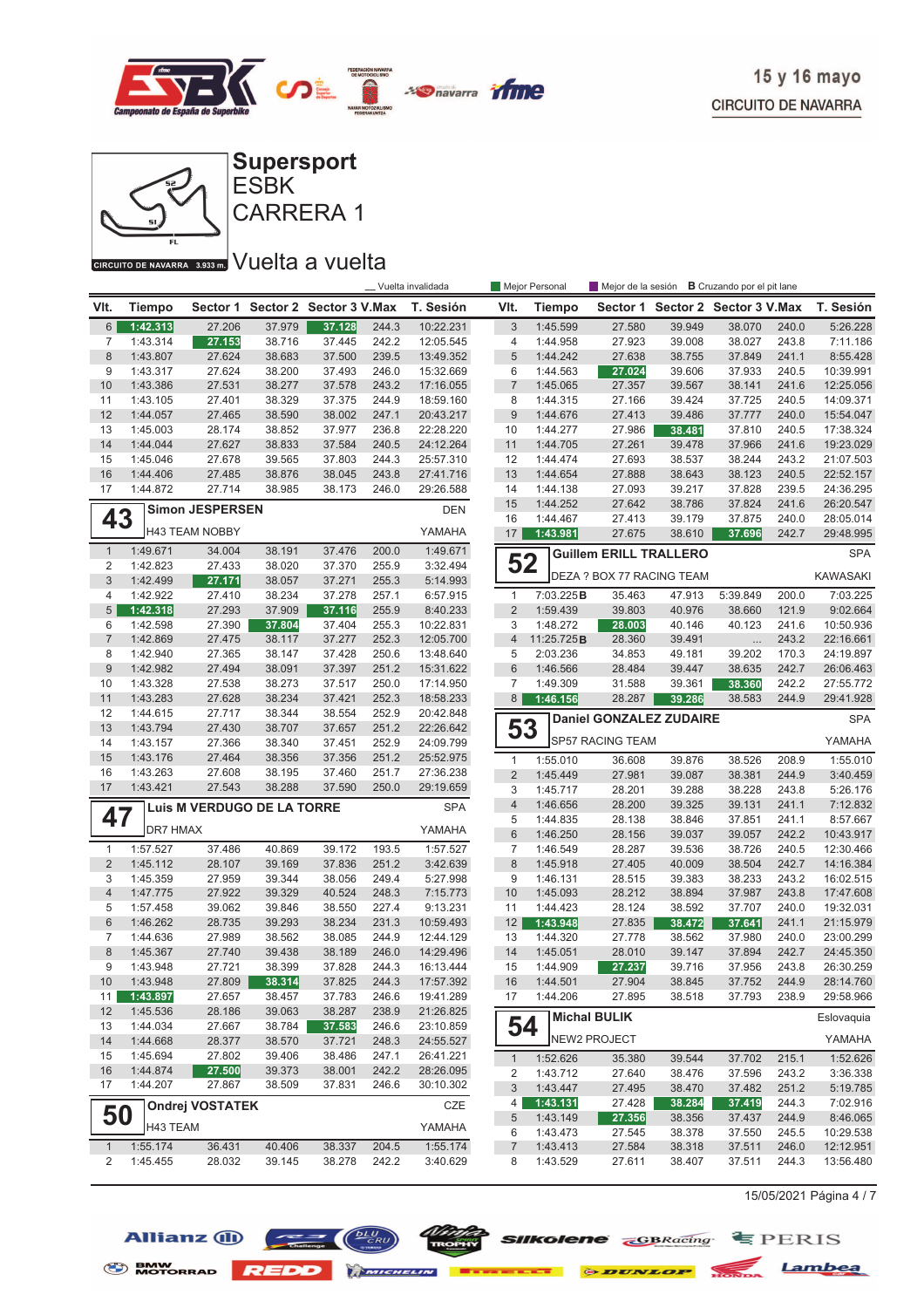15 y 16 mayo
CIRCUITO DE NAVARRA

# Supersport
## ESBK
## CARRERA 1

CIRCUITO DE NAVARRA 3.933 m.

## Vuelta a vuelta

_ Vuelta invalidada · Mejor Personal · Mejor de la sesión · B Cruzando por el pit lane

| Vlt. | Tiempo | Sector 1 | Sector 2 | Sector 3 | V.Max | T. Sesión |
|---|---|---|---|---|---|---|
| 6 | 1:42.313 | 27.206 | 37.979 | 37.128 | 244.3 | 10:22.231 |
| 7 | 1:43.314 | 27.153 | 38.716 | 37.445 | 242.2 | 12:05.545 |
| 8 | 1:43.807 | 27.624 | 38.683 | 37.500 | 239.5 | 13:49.352 |
| 9 | 1:43.317 | 27.624 | 38.200 | 37.493 | 246.0 | 15:32.669 |
| 10 | 1:43.386 | 27.531 | 38.277 | 37.578 | 243.2 | 17:16.055 |
| 11 | 1:43.105 | 27.401 | 38.329 | 37.375 | 244.9 | 18:59.160 |
| 12 | 1:44.057 | 27.465 | 38.590 | 38.002 | 247.1 | 20:43.217 |
| 13 | 1:45.003 | 28.174 | 38.852 | 37.977 | 236.8 | 22:28.220 |
| 14 | 1:44.044 | 27.627 | 38.833 | 37.584 | 240.5 | 24:12.264 |
| 15 | 1:45.046 | 27.678 | 39.565 | 37.803 | 244.3 | 25:57.310 |
| 16 | 1:44.406 | 27.485 | 38.876 | 38.045 | 243.8 | 27:41.716 |
| 17 | 1:44.872 | 27.714 | 38.985 | 38.173 | 246.0 | 29:26.588 |

### 43 Simon JESPERSEN — DEN
H43 TEAM NOBBY — YAMAHA

| Vlt. | Tiempo | Sector 1 | Sector 2 | Sector 3 | V.Max | T. Sesión |
|---|---|---|---|---|---|---|
| 1 | 1:49.671 | 34.004 | 38.191 | 37.476 | 200.0 | 1:49.671 |
| 2 | 1:42.823 | 27.433 | 38.020 | 37.370 | 255.9 | 3:32.494 |
| 3 | 1:42.499 | 27.171 | 38.057 | 37.271 | 255.3 | 5:14.993 |
| 4 | 1:42.922 | 27.410 | 38.234 | 37.278 | 257.1 | 6:57.915 |
| 5 | 1:42.318 | 27.293 | 37.909 | 37.116 | 255.9 | 8:40.233 |
| 6 | 1:42.598 | 27.390 | 37.804 | 37.404 | 255.3 | 10:22.831 |
| 7 | 1:42.869 | 27.475 | 38.117 | 37.277 | 252.3 | 12:05.700 |
| 8 | 1:42.940 | 27.365 | 38.147 | 37.428 | 250.6 | 13:48.640 |
| 9 | 1:42.982 | 27.494 | 38.091 | 37.397 | 251.2 | 15:31.622 |
| 10 | 1:43.328 | 27.538 | 38.273 | 37.517 | 250.0 | 17:14.950 |
| 11 | 1:43.283 | 27.628 | 38.234 | 37.421 | 252.3 | 18:58.233 |
| 12 | 1:44.615 | 27.717 | 38.344 | 38.554 | 252.9 | 20:42.848 |
| 13 | 1:43.794 | 27.430 | 38.707 | 37.657 | 251.2 | 22:26.642 |
| 14 | 1:43.157 | 27.366 | 38.340 | 37.451 | 252.9 | 24:09.799 |
| 15 | 1:43.176 | 27.464 | 38.356 | 37.356 | 251.2 | 25:52.975 |
| 16 | 1:43.263 | 27.608 | 38.195 | 37.460 | 251.7 | 27:36.238 |
| 17 | 1:43.421 | 27.543 | 38.288 | 37.590 | 250.0 | 29:19.659 |

### 47 Luis M VERDUGO DE LA TORRE — SPA
DR7 HMAX — YAMAHA

| Vlt. | Tiempo | Sector 1 | Sector 2 | Sector 3 | V.Max | T. Sesión |
|---|---|---|---|---|---|---|
| 1 | 1:57.527 | 37.486 | 40.869 | 39.172 | 193.5 | 1:57.527 |
| 2 | 1:45.112 | 28.107 | 39.169 | 37.836 | 251.2 | 3:42.639 |
| 3 | 1:45.359 | 27.959 | 39.344 | 38.056 | 249.4 | 5:27.998 |
| 4 | 1:47.775 | 27.922 | 39.329 | 40.524 | 248.3 | 7:15.773 |
| 5 | 1:57.458 | 39.062 | 39.846 | 38.550 | 227.4 | 9:13.231 |
| 6 | 1:46.262 | 28.735 | 39.293 | 38.234 | 231.3 | 10:59.493 |
| 7 | 1:44.636 | 27.989 | 38.562 | 38.085 | 244.9 | 12:44.129 |
| 8 | 1:45.367 | 27.740 | 39.438 | 38.189 | 246.0 | 14:29.496 |
| 9 | 1:43.948 | 27.721 | 38.399 | 37.828 | 244.3 | 16:13.444 |
| 10 | 1:43.948 | 27.809 | 38.314 | 37.825 | 244.3 | 17:57.392 |
| 11 | 1:43.897 | 27.657 | 38.457 | 37.783 | 246.6 | 19:41.289 |
| 12 | 1:45.536 | 28.186 | 39.063 | 38.287 | 238.9 | 21:26.825 |
| 13 | 1:44.034 | 27.667 | 38.784 | 37.583 | 246.6 | 23:10.859 |
| 14 | 1:44.668 | 28.377 | 38.570 | 37.721 | 248.3 | 24:55.527 |
| 15 | 1:45.694 | 27.802 | 39.406 | 38.486 | 247.1 | 26:41.221 |
| 16 | 1:44.874 | 27.500 | 39.373 | 38.001 | 242.2 | 28:26.095 |
| 17 | 1:44.207 | 27.867 | 38.509 | 37.831 | 246.6 | 30:10.302 |

### 50 Ondrej VOSTATEK — CZE
H43 TEAM — YAMAHA

| Vlt. | Tiempo | Sector 1 | Sector 2 | Sector 3 | V.Max | T. Sesión |
|---|---|---|---|---|---|---|
| 1 | 1:55.174 | 36.431 | 40.406 | 38.337 | 204.5 | 1:55.174 |
| 2 | 1:45.455 | 28.032 | 39.145 | 38.278 | 242.2 | 3:40.629 |
| 3 | 1:45.599 | 27.580 | 39.949 | 38.070 | 240.0 | 5:26.228 |
| 4 | 1:44.958 | 27.923 | 39.008 | 38.027 | 243.8 | 7:11.186 |
| 5 | 1:44.242 | 27.638 | 38.755 | 37.849 | 241.1 | 8:55.428 |
| 6 | 1:44.563 | 27.024 | 39.606 | 37.933 | 240.5 | 10:39.991 |
| 7 | 1:45.065 | 27.357 | 39.567 | 38.141 | 241.6 | 12:25.056 |
| 8 | 1:44.315 | 27.166 | 39.424 | 37.725 | 240.5 | 14:09.371 |
| 9 | 1:44.676 | 27.413 | 39.486 | 37.777 | 240.0 | 15:54.047 |
| 10 | 1:44.277 | 27.986 | 38.481 | 37.810 | 240.5 | 17:38.324 |
| 11 | 1:44.705 | 27.261 | 39.478 | 37.966 | 241.6 | 19:23.029 |
| 12 | 1:44.474 | 27.693 | 38.537 | 38.244 | 243.2 | 21:07.503 |
| 13 | 1:44.654 | 27.888 | 38.643 | 38.123 | 240.5 | 22:52.157 |
| 14 | 1:44.138 | 27.093 | 39.217 | 37.828 | 239.5 | 24:36.295 |
| 15 | 1:44.252 | 27.642 | 38.786 | 37.824 | 241.6 | 26:20.547 |
| 16 | 1:44.467 | 27.413 | 39.179 | 37.875 | 240.0 | 28:05.014 |
| 17 | 1:43.981 | 27.675 | 38.610 | 37.696 | 242.7 | 29:48.995 |

### 52 Guillem ERILL TRALLERO — SPA
DEZA ? BOX 77 RACING TEAM — KAWASAKI

| Vlt. | Tiempo | Sector 1 | Sector 2 | Sector 3 | V.Max | T. Sesión |
|---|---|---|---|---|---|---|
| 1 | 7:03.225B | 35.463 | 47.913 | 5:39.849 | 200.0 | 7:03.225 |
| 2 | 1:59.439 | 39.803 | 40.976 | 38.660 | 121.9 | 9:02.664 |
| 3 | 1:48.272 | 28.003 | 40.146 | 40.123 | 241.6 | 10:50.936 |
| 4 | 11:25.725B | 28.360 | 39.491 | ... | 243.2 | 22:16.661 |
| 5 | 2:03.236 | 34.853 | 49.181 | 39.202 | 170.3 | 24:19.897 |
| 6 | 1:46.566 | 28.484 | 39.447 | 38.635 | 242.7 | 26:06.463 |
| 7 | 1:49.309 | 31.588 | 39.361 | 38.360 | 242.2 | 27:55.772 |
| 8 | 1:46.156 | 28.287 | 39.286 | 38.583 | 244.9 | 29:41.928 |

### 53 Daniel GONZALEZ ZUDAIRE — SPA
SP57 RACING TEAM — YAMAHA

| Vlt. | Tiempo | Sector 1 | Sector 2 | Sector 3 | V.Max | T. Sesión |
|---|---|---|---|---|---|---|
| 1 | 1:55.010 | 36.608 | 39.876 | 38.526 | 208.9 | 1:55.010 |
| 2 | 1:45.449 | 27.981 | 39.087 | 38.381 | 244.9 | 3:40.459 |
| 3 | 1:45.717 | 28.201 | 39.288 | 38.228 | 243.8 | 5:26.176 |
| 4 | 1:46.656 | 28.200 | 39.325 | 39.131 | 241.1 | 7:12.832 |
| 5 | 1:44.835 | 28.138 | 38.846 | 37.851 | 241.1 | 8:57.667 |
| 6 | 1:46.250 | 28.156 | 39.037 | 39.057 | 242.2 | 10:43.917 |
| 7 | 1:46.549 | 28.287 | 39.536 | 38.726 | 240.5 | 12:30.466 |
| 8 | 1:45.918 | 27.405 | 40.009 | 38.504 | 242.7 | 14:16.384 |
| 9 | 1:46.131 | 28.515 | 39.383 | 38.233 | 243.2 | 16:02.515 |
| 10 | 1:45.093 | 28.212 | 38.894 | 37.987 | 243.8 | 17:47.608 |
| 11 | 1:44.423 | 28.124 | 38.592 | 37.707 | 240.0 | 19:32.031 |
| 12 | 1:43.948 | 27.835 | 38.472 | 37.641 | 241.1 | 21:15.979 |
| 13 | 1:44.320 | 27.778 | 38.562 | 37.980 | 240.0 | 23:00.299 |
| 14 | 1:45.051 | 28.010 | 39.147 | 37.894 | 242.7 | 24:45.350 |
| 15 | 1:44.909 | 27.237 | 39.716 | 37.956 | 243.8 | 26:30.259 |
| 16 | 1:44.501 | 27.904 | 38.845 | 37.752 | 244.9 | 28:14.760 |
| 17 | 1:44.206 | 27.895 | 38.518 | 37.793 | 238.9 | 29:58.966 |

### 54 Michal BULIK — Eslovaquia
NEW2 PROJECT — YAMAHA

| Vlt. | Tiempo | Sector 1 | Sector 2 | Sector 3 | V.Max | T. Sesión |
|---|---|---|---|---|---|---|
| 1 | 1:52.626 | 35.380 | 39.544 | 37.702 | 215.1 | 1:52.626 |
| 2 | 1:43.712 | 27.640 | 38.476 | 37.596 | 243.2 | 3:36.338 |
| 3 | 1:43.447 | 27.495 | 38.470 | 37.482 | 251.2 | 5:19.785 |
| 4 | 1:43.131 | 27.428 | 38.284 | 37.419 | 244.3 | 7:02.916 |
| 5 | 1:43.149 | 27.356 | 38.356 | 37.437 | 244.9 | 8:46.065 |
| 6 | 1:43.473 | 27.545 | 38.378 | 37.550 | 245.5 | 10:29.538 |
| 7 | 1:43.413 | 27.584 | 38.318 | 37.511 | 246.0 | 12:12.951 |
| 8 | 1:43.529 | 27.611 | 38.407 | 37.511 | 244.3 | 13:56.480 |

15/05/2021 Página 4 / 7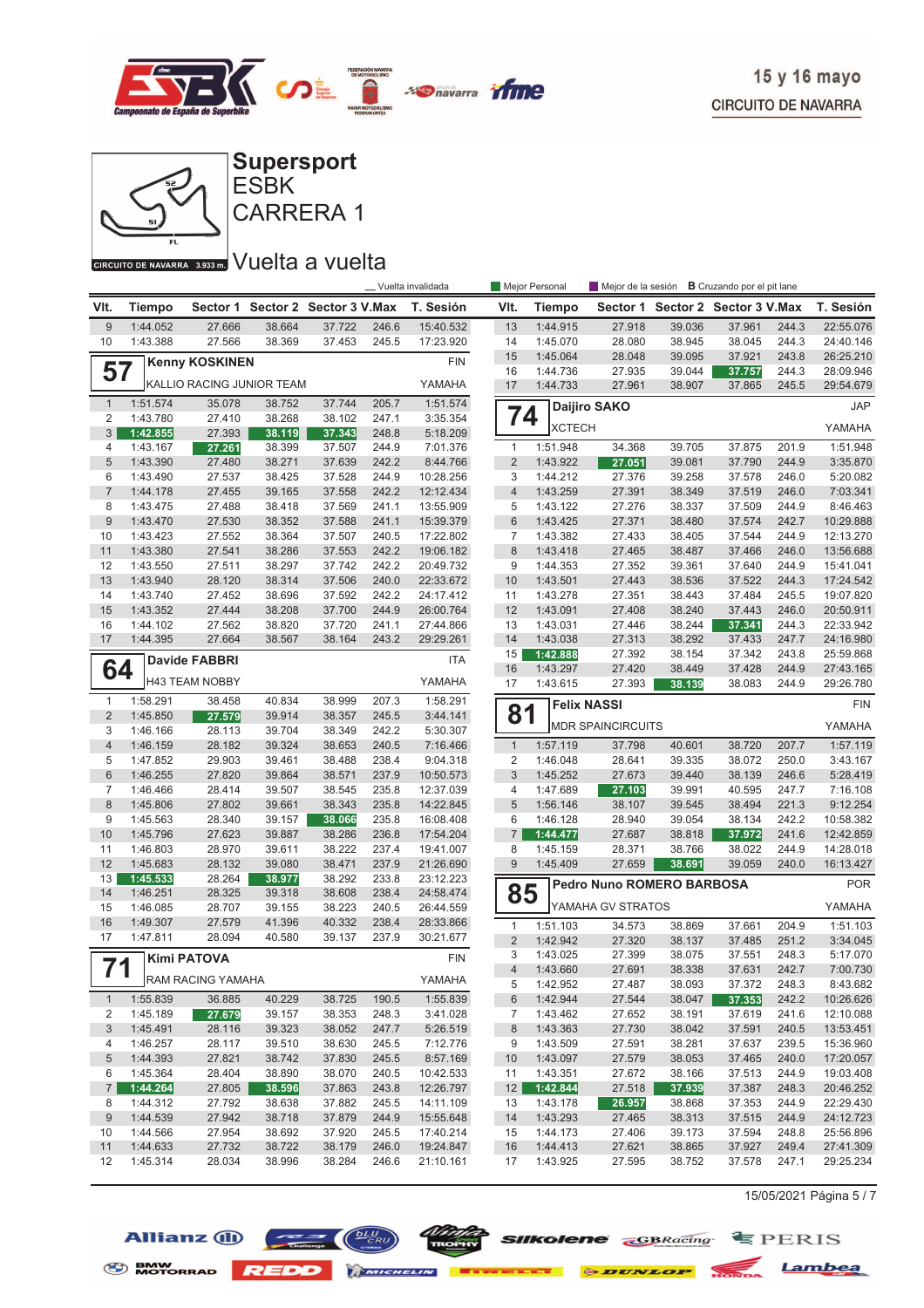# Supersport ESBK CARRERA 1

15 y 16 mayo
CIRCUITO DE NAVARRA

CIRCUITO DE NAVARRA 3.933 m.

## Vuelta a vuelta

_ Vuelta invalidada | Mejor Personal | Mejor de la sesión | B Cruzando por el pit lane

| Vlt. | Tiempo | Sector 1 | Sector 2 | Sector 3 | V.Max | T. Sesión |
|---|---|---|---|---|---|---|
| 9 | 1:44.052 | 27.666 | 38.664 | 37.722 | 246.6 | 15:40.532 |
| 10 | 1:43.388 | 27.566 | 38.369 | 37.453 | 245.5 | 17:23.920 |

### 57 Kenny KOSKINEN — FIN
KALLIO RACING JUNIOR TEAM — YAMAHA

| Vlt. | Tiempo | Sector 1 | Sector 2 | Sector 3 | V.Max | T. Sesión |
|---|---|---|---|---|---|---|
| 1 | 1:51.574 | 35.078 | 38.752 | 37.744 | 205.7 | 1:51.574 |
| 2 | 1:43.780 | 27.410 | 38.268 | 38.102 | 247.1 | 3:35.354 |
| 3 | 1:42.855 | 27.393 | 38.119 | 37.343 | 248.8 | 5:18.209 |
| 4 | 1:43.167 | 27.261 | 38.399 | 37.507 | 244.9 | 7:01.376 |
| 5 | 1:43.390 | 27.480 | 38.271 | 37.639 | 242.2 | 8:44.766 |
| 6 | 1:43.490 | 27.537 | 38.425 | 37.528 | 244.9 | 10:28.256 |
| 7 | 1:44.178 | 27.455 | 39.165 | 37.558 | 242.2 | 12:12.434 |
| 8 | 1:43.475 | 27.488 | 38.418 | 37.569 | 241.1 | 13:55.909 |
| 9 | 1:43.470 | 27.530 | 38.352 | 37.588 | 241.1 | 15:39.379 |
| 10 | 1:43.423 | 27.552 | 38.364 | 37.507 | 240.5 | 17:22.802 |
| 11 | 1:43.380 | 27.541 | 38.286 | 37.553 | 242.2 | 19:06.182 |
| 12 | 1:43.550 | 27.511 | 38.297 | 37.742 | 242.2 | 20:49.732 |
| 13 | 1:43.940 | 28.120 | 38.314 | 37.506 | 240.0 | 22:33.672 |
| 14 | 1:43.740 | 27.452 | 38.696 | 37.592 | 242.2 | 24:17.412 |
| 15 | 1:43.352 | 27.444 | 38.208 | 37.700 | 244.9 | 26:00.764 |
| 16 | 1:44.102 | 27.562 | 38.820 | 37.720 | 241.1 | 27:44.866 |
| 17 | 1:44.395 | 27.664 | 38.567 | 38.164 | 243.2 | 29:29.261 |

### 64 Davide FABBRI — ITA
H43 TEAM NOBBY — YAMAHA

| Vlt. | Tiempo | Sector 1 | Sector 2 | Sector 3 | V.Max | T. Sesión |
|---|---|---|---|---|---|---|
| 1 | 1:58.291 | 38.458 | 40.834 | 38.999 | 207.3 | 1:58.291 |
| 2 | 1:45.850 | 27.579 | 39.914 | 38.357 | 245.5 | 3:44.141 |
| 3 | 1:46.166 | 28.113 | 39.704 | 38.349 | 242.2 | 5:30.307 |
| 4 | 1:46.159 | 28.182 | 39.324 | 38.653 | 240.5 | 7:16.466 |
| 5 | 1:47.852 | 29.903 | 39.461 | 38.488 | 238.4 | 9:04.318 |
| 6 | 1:46.255 | 27.820 | 39.864 | 38.571 | 237.9 | 10:50.573 |
| 7 | 1:46.466 | 28.414 | 39.507 | 38.545 | 235.8 | 12:37.039 |
| 8 | 1:45.806 | 27.802 | 39.661 | 38.343 | 235.8 | 14:22.845 |
| 9 | 1:45.563 | 28.340 | 39.157 | 38.066 | 235.8 | 16:08.408 |
| 10 | 1:45.796 | 27.623 | 39.887 | 38.286 | 236.8 | 17:54.204 |
| 11 | 1:46.803 | 28.970 | 39.611 | 38.222 | 237.4 | 19:41.007 |
| 12 | 1:45.683 | 28.132 | 39.080 | 38.471 | 237.9 | 21:26.690 |
| 13 | 1:45.533 | 28.264 | 38.977 | 38.292 | 233.8 | 23:12.223 |
| 14 | 1:46.251 | 28.325 | 39.318 | 38.608 | 238.4 | 24:58.474 |
| 15 | 1:46.085 | 28.707 | 39.155 | 38.223 | 240.5 | 26:44.559 |
| 16 | 1:49.307 | 27.579 | 41.396 | 40.332 | 238.4 | 28:33.866 |
| 17 | 1:47.811 | 28.094 | 40.580 | 39.137 | 237.9 | 30:21.677 |

### 71 Kimi PATOVA — FIN
RAM RACING YAMAHA — YAMAHA

| Vlt. | Tiempo | Sector 1 | Sector 2 | Sector 3 | V.Max | T. Sesión |
|---|---|---|---|---|---|---|
| 1 | 1:55.839 | 36.885 | 40.229 | 38.725 | 190.5 | 1:55.839 |
| 2 | 1:45.189 | 27.679 | 39.157 | 38.353 | 248.3 | 3:41.028 |
| 3 | 1:45.491 | 28.116 | 39.323 | 38.052 | 247.7 | 5:26.519 |
| 4 | 1:46.257 | 28.117 | 39.510 | 38.630 | 245.5 | 7:12.776 |
| 5 | 1:44.393 | 27.821 | 38.742 | 37.830 | 245.5 | 8:57.169 |
| 6 | 1:45.364 | 28.404 | 38.890 | 38.070 | 240.5 | 10:42.533 |
| 7 | 1:44.264 | 27.805 | 38.596 | 37.863 | 243.8 | 12:26.797 |
| 8 | 1:44.312 | 27.792 | 38.638 | 37.882 | 245.5 | 14:11.109 |
| 9 | 1:44.539 | 27.942 | 38.718 | 37.879 | 244.9 | 15:55.648 |
| 10 | 1:44.566 | 27.954 | 38.692 | 37.920 | 245.5 | 17:40.214 |
| 11 | 1:44.633 | 27.732 | 38.722 | 38.179 | 246.0 | 19:24.847 |
| 12 | 1:45.314 | 28.034 | 38.996 | 38.284 | 246.6 | 21:10.161 |
| 13 | 1:44.915 | 27.918 | 39.036 | 37.961 | 244.3 | 22:55.076 |
| 14 | 1:45.070 | 28.080 | 38.945 | 38.045 | 244.3 | 24:40.146 |
| 15 | 1:45.064 | 28.048 | 39.095 | 37.921 | 243.8 | 26:25.210 |
| 16 | 1:44.736 | 27.935 | 39.044 | 37.757 | 244.3 | 28:09.946 |
| 17 | 1:44.733 | 27.961 | 38.907 | 37.865 | 245.5 | 29:54.679 |

### 74 Daijiro SAKO — JAP
XCTECH — YAMAHA

| Vlt. | Tiempo | Sector 1 | Sector 2 | Sector 3 | V.Max | T. Sesión |
|---|---|---|---|---|---|---|
| 1 | 1:51.948 | 34.368 | 39.705 | 37.875 | 201.9 | 1:51.948 |
| 2 | 1:43.922 | 27.051 | 39.081 | 37.790 | 244.9 | 3:35.870 |
| 3 | 1:44.212 | 27.376 | 39.258 | 37.578 | 246.0 | 5:20.082 |
| 4 | 1:43.259 | 27.391 | 38.349 | 37.519 | 246.0 | 7:03.341 |
| 5 | 1:43.122 | 27.276 | 38.337 | 37.509 | 244.9 | 8:46.463 |
| 6 | 1:43.425 | 27.371 | 38.480 | 37.574 | 242.7 | 10:29.888 |
| 7 | 1:43.382 | 27.433 | 38.405 | 37.544 | 244.9 | 12:13.270 |
| 8 | 1:43.418 | 27.465 | 38.487 | 37.466 | 246.0 | 13:56.688 |
| 9 | 1:44.353 | 27.352 | 39.361 | 37.640 | 244.9 | 15:41.041 |
| 10 | 1:43.501 | 27.443 | 38.536 | 37.522 | 244.3 | 17:24.542 |
| 11 | 1:43.278 | 27.351 | 38.443 | 37.484 | 245.5 | 19:07.820 |
| 12 | 1:43.091 | 27.408 | 38.240 | 37.443 | 246.0 | 20:50.911 |
| 13 | 1:43.031 | 27.446 | 38.244 | 37.341 | 244.3 | 22:33.942 |
| 14 | 1:43.038 | 27.313 | 38.292 | 37.433 | 247.7 | 24:16.980 |
| 15 | 1:42.888 | 27.392 | 38.154 | 37.342 | 243.8 | 25:59.868 |
| 16 | 1:43.297 | 27.420 | 38.449 | 37.428 | 244.9 | 27:43.165 |
| 17 | 1:43.615 | 27.393 | 38.139 | 38.083 | 244.9 | 29:26.780 |

### 81 Felix NASSI — FIN
MDR SPAINCIRCUITS — YAMAHA

| Vlt. | Tiempo | Sector 1 | Sector 2 | Sector 3 | V.Max | T. Sesión |
|---|---|---|---|---|---|---|
| 1 | 1:57.119 | 37.798 | 40.601 | 38.720 | 207.7 | 1:57.119 |
| 2 | 1:46.048 | 28.641 | 39.335 | 38.072 | 250.0 | 3:43.167 |
| 3 | 1:45.252 | 27.673 | 39.440 | 38.139 | 246.6 | 5:28.419 |
| 4 | 1:47.689 | 27.103 | 39.991 | 40.595 | 247.7 | 7:16.108 |
| 5 | 1:56.146 | 38.107 | 39.545 | 38.494 | 221.3 | 9:12.254 |
| 6 | 1:46.128 | 28.940 | 39.054 | 38.134 | 242.2 | 10:58.382 |
| 7 | 1:44.477 | 27.687 | 38.818 | 37.972 | 241.6 | 12:42.859 |
| 8 | 1:45.159 | 28.371 | 38.766 | 38.022 | 244.9 | 14:28.018 |
| 9 | 1:45.409 | 27.659 | 38.691 | 39.059 | 240.0 | 16:13.427 |

### 85 Pedro Nuno ROMERO BARBOSA — POR
YAMAHA GV STRATOS — YAMAHA

| Vlt. | Tiempo | Sector 1 | Sector 2 | Sector 3 | V.Max | T. Sesión |
|---|---|---|---|---|---|---|
| 1 | 1:51.103 | 34.573 | 38.869 | 37.661 | 204.9 | 1:51.103 |
| 2 | 1:42.942 | 27.320 | 38.137 | 37.485 | 251.2 | 3:34.045 |
| 3 | 1:43.025 | 27.399 | 38.075 | 37.551 | 248.3 | 5:17.070 |
| 4 | 1:43.660 | 27.691 | 38.338 | 37.631 | 242.7 | 7:00.730 |
| 5 | 1:42.952 | 27.487 | 38.093 | 37.372 | 248.3 | 8:43.682 |
| 6 | 1:42.944 | 27.544 | 38.047 | 37.353 | 242.2 | 10:26.626 |
| 7 | 1:43.462 | 27.652 | 38.191 | 37.619 | 241.6 | 12:10.088 |
| 8 | 1:43.363 | 27.730 | 38.042 | 37.591 | 240.5 | 13:53.451 |
| 9 | 1:43.509 | 27.591 | 38.281 | 37.637 | 239.5 | 15:36.960 |
| 10 | 1:43.097 | 27.579 | 38.053 | 37.465 | 240.0 | 17:20.057 |
| 11 | 1:43.351 | 27.672 | 38.166 | 37.513 | 244.9 | 19:03.408 |
| 12 | 1:42.844 | 27.518 | 37.939 | 37.387 | 248.3 | 20:46.252 |
| 13 | 1:43.178 | 26.957 | 38.868 | 37.353 | 244.9 | 22:29.430 |
| 14 | 1:43.293 | 27.465 | 38.313 | 37.515 | 244.9 | 24:12.723 |
| 15 | 1:44.173 | 27.406 | 39.173 | 37.594 | 248.8 | 25:56.896 |
| 16 | 1:44.413 | 27.621 | 38.865 | 37.927 | 249.4 | 27:41.309 |
| 17 | 1:43.925 | 27.595 | 38.752 | 37.578 | 247.1 | 29:25.234 |

15/05/2021 Página 5 / 7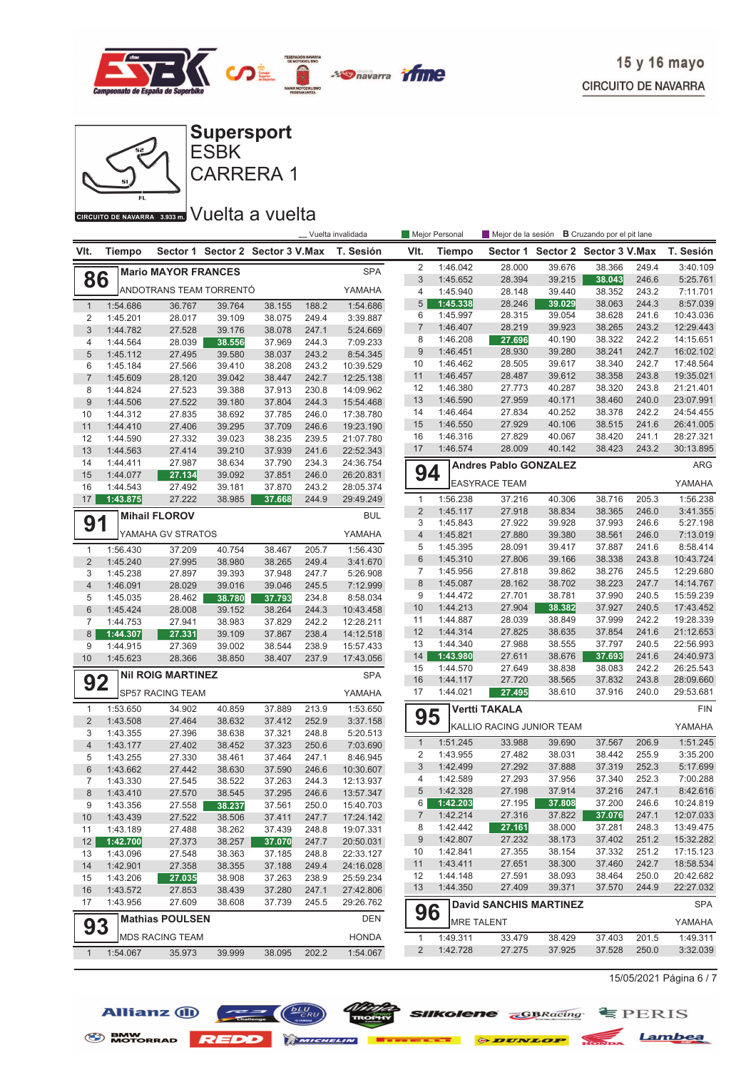15 y 16 mayo
CIRCUITO DE NAVARRA

# Supersport
## ESBK
## CARRERA 1

CIRCUITO DE NAVARRA 3.933 m.

## Vuelta a vuelta

_ Vuelta invalidada | Mejor Personal | Mejor de la sesión | B Cruzando por el pit lane

### 86 Mario MAYOR FRANCES — SPA
ANDOTRANS TEAM TORRENTÓ — YAMAHA

| Vlt. | Tiempo | Sector 1 | Sector 2 | Sector 3 | V.Max | T. Sesión |
|---|---|---|---|---|---|---|
| 1 | 1:54.686 | 36.767 | 39.764 | 38.155 | 188.2 | 1:54.686 |
| 2 | 1:45.201 | 28.017 | 39.109 | 38.075 | 249.4 | 3:39.887 |
| 3 | 1:44.782 | 27.528 | 39.176 | 38.078 | 247.1 | 5:24.669 |
| 4 | 1:44.564 | 28.039 | 38.556 | 37.969 | 244.3 | 7:09.233 |
| 5 | 1:45.112 | 27.495 | 39.580 | 38.037 | 243.2 | 8:54.345 |
| 6 | 1:45.184 | 27.566 | 39.410 | 38.208 | 243.2 | 10:39.529 |
| 7 | 1:45.609 | 28.120 | 39.042 | 38.447 | 242.7 | 12:25.138 |
| 8 | 1:44.824 | 27.523 | 39.388 | 37.913 | 230.8 | 14:09.962 |
| 9 | 1:44.506 | 27.522 | 39.180 | 37.804 | 244.3 | 15:54.468 |
| 10 | 1:44.312 | 27.835 | 38.692 | 37.785 | 246.0 | 17:38.780 |
| 11 | 1:44.410 | 27.406 | 39.295 | 37.709 | 246.6 | 19:23.190 |
| 12 | 1:44.590 | 27.332 | 39.023 | 38.235 | 239.5 | 21:07.780 |
| 13 | 1:44.563 | 27.414 | 39.210 | 37.939 | 241.6 | 22:52.343 |
| 14 | 1:44.411 | 27.987 | 38.634 | 37.790 | 234.3 | 24:36.754 |
| 15 | 1:44.077 | 27.134 | 39.092 | 37.851 | 246.0 | 26:20.831 |
| 16 | 1:44.543 | 27.492 | 39.181 | 37.870 | 243.2 | 28:05.374 |
| 17 | 1:43.875 | 27.222 | 38.985 | 37.668 | 244.9 | 29:49.249 |

### 91 Mihail FLOROV — BUL
YAMAHA GV STRATOS — YAMAHA

| Vlt. | Tiempo | Sector 1 | Sector 2 | Sector 3 | V.Max | T. Sesión |
|---|---|---|---|---|---|---|
| 1 | 1:56.430 | 37.209 | 40.754 | 38.467 | 205.7 | 1:56.430 |
| 2 | 1:45.240 | 27.995 | 38.980 | 38.265 | 249.4 | 3:41.670 |
| 3 | 1:45.238 | 27.897 | 39.393 | 37.948 | 247.7 | 5:26.908 |
| 4 | 1:46.091 | 28.029 | 39.016 | 39.046 | 245.5 | 7:12.999 |
| 5 | 1:45.035 | 28.462 | 38.780 | 37.793 | 234.8 | 8:58.034 |
| 6 | 1:45.424 | 28.008 | 39.152 | 38.264 | 244.3 | 10:43.458 |
| 7 | 1:44.753 | 27.941 | 38.983 | 37.829 | 242.2 | 12:28.211 |
| 8 | 1:44.307 | 27.331 | 39.109 | 37.867 | 238.4 | 14:12.518 |
| 9 | 1:44.915 | 27.369 | 39.002 | 38.544 | 238.9 | 15:57.433 |
| 10 | 1:45.623 | 28.366 | 38.850 | 38.407 | 237.9 | 17:43.056 |

### 92 Nil ROIG MARTINEZ — SPA
SP57 RACING TEAM — YAMAHA

| Vlt. | Tiempo | Sector 1 | Sector 2 | Sector 3 | V.Max | T. Sesión |
|---|---|---|---|---|---|---|
| 1 | 1:53.650 | 34.902 | 40.859 | 37.889 | 213.9 | 1:53.650 |
| 2 | 1:43.508 | 27.464 | 38.632 | 37.412 | 252.9 | 3:37.158 |
| 3 | 1:43.355 | 27.396 | 38.638 | 37.321 | 248.8 | 5:20.513 |
| 4 | 1:43.177 | 27.402 | 38.452 | 37.323 | 250.6 | 7:03.690 |
| 5 | 1:43.255 | 27.330 | 38.461 | 37.464 | 247.1 | 8:46.945 |
| 6 | 1:43.662 | 27.442 | 38.630 | 37.590 | 246.6 | 10:30.607 |
| 7 | 1:43.330 | 27.545 | 38.522 | 37.263 | 244.3 | 12:13.937 |
| 8 | 1:43.410 | 27.570 | 38.545 | 37.295 | 246.6 | 13:57.347 |
| 9 | 1:43.356 | 27.558 | 38.237 | 37.561 | 250.0 | 15:40.703 |
| 10 | 1:43.439 | 27.522 | 38.506 | 37.411 | 247.7 | 17:24.142 |
| 11 | 1:43.189 | 27.488 | 38.262 | 37.439 | 248.8 | 19:07.331 |
| 12 | 1:42.700 | 27.373 | 38.257 | 37.070 | 247.7 | 20:50.031 |
| 13 | 1:43.096 | 27.548 | 38.363 | 37.185 | 248.8 | 22:33.127 |
| 14 | 1:42.901 | 27.358 | 38.355 | 37.188 | 249.4 | 24:16.028 |
| 15 | 1:43.206 | 27.035 | 38.908 | 37.263 | 238.9 | 25:59.234 |
| 16 | 1:43.572 | 27.853 | 38.439 | 37.280 | 247.1 | 27:42.806 |
| 17 | 1:43.956 | 27.609 | 38.608 | 37.739 | 245.5 | 29:26.762 |

### 93 Mathias POULSEN — DEN
MDS RACING TEAM — HONDA

| Vlt. | Tiempo | Sector 1 | Sector 2 | Sector 3 | V.Max | T. Sesión |
|---|---|---|---|---|---|---|
| 1 | 1:54.067 | 35.973 | 39.999 | 38.095 | 202.2 | 1:54.067 |
| 2 | 1:46.042 | 28.000 | 39.676 | 38.366 | 249.4 | 3:40.109 |
| 3 | 1:45.652 | 28.394 | 39.215 | 38.043 | 246.6 | 5:25.761 |
| 4 | 1:45.940 | 28.148 | 39.440 | 38.352 | 243.2 | 7:11.701 |
| 5 | 1:45.338 | 28.246 | 39.029 | 38.063 | 244.3 | 8:57.039 |
| 6 | 1:45.997 | 28.315 | 39.054 | 38.628 | 241.6 | 10:43.036 |
| 7 | 1:46.407 | 28.219 | 39.923 | 38.265 | 243.2 | 12:29.443 |
| 8 | 1:46.208 | 27.696 | 40.190 | 38.322 | 242.2 | 14:15.651 |
| 9 | 1:46.451 | 28.930 | 39.280 | 38.241 | 242.7 | 16:02.102 |
| 10 | 1:46.462 | 28.505 | 39.617 | 38.340 | 242.7 | 17:48.564 |
| 11 | 1:46.457 | 28.487 | 39.612 | 38.358 | 243.8 | 19:35.021 |
| 12 | 1:46.380 | 27.773 | 40.287 | 38.320 | 243.8 | 21:21.401 |
| 13 | 1:46.590 | 27.959 | 40.171 | 38.460 | 240.0 | 23:07.991 |
| 14 | 1:46.464 | 27.834 | 40.252 | 38.378 | 242.2 | 24:54.455 |
| 15 | 1:46.550 | 27.929 | 40.106 | 38.515 | 243.8 | 26:41.005 |
| 16 | 1:46.316 | 27.829 | 40.067 | 38.420 | 241.1 | 28:27.321 |
| 17 | 1:46.574 | 28.009 | 40.142 | 38.423 | 243.2 | 30:13.895 |

### 94 Andres Pablo GONZALEZ — ARG
EASYRACE TEAM — YAMAHA

| Vlt. | Tiempo | Sector 1 | Sector 2 | Sector 3 | V.Max | T. Sesión |
|---|---|---|---|---|---|---|
| 1 | 1:56.238 | 37.216 | 40.306 | 38.716 | 205.3 | 1:56.238 |
| 2 | 1:45.117 | 27.918 | 38.834 | 38.365 | 246.0 | 3:41.355 |
| 3 | 1:45.843 | 27.922 | 39.928 | 37.993 | 246.6 | 5:27.198 |
| 4 | 1:45.821 | 27.880 | 39.380 | 38.561 | 246.0 | 7:13.019 |
| 5 | 1:45.395 | 28.091 | 39.417 | 37.887 | 241.6 | 8:58.414 |
| 6 | 1:45.310 | 27.806 | 39.166 | 38.338 | 243.8 | 10:43.724 |
| 7 | 1:45.956 | 27.818 | 39.862 | 38.276 | 245.5 | 12:29.680 |
| 8 | 1:45.087 | 28.162 | 38.702 | 38.223 | 247.7 | 14:14.767 |
| 9 | 1:44.472 | 27.701 | 38.781 | 37.990 | 240.5 | 15:59.239 |
| 10 | 1:44.213 | 27.904 | 38.382 | 37.927 | 240.5 | 17:43.452 |
| 11 | 1:44.887 | 28.039 | 38.849 | 37.999 | 242.2 | 19:28.339 |
| 12 | 1:44.314 | 27.825 | 38.635 | 37.854 | 241.6 | 21:12.653 |
| 13 | 1:44.340 | 27.988 | 38.555 | 37.797 | 240.5 | 22:56.993 |
| 14 | 1:43.980 | 27.611 | 38.676 | 37.693 | 241.6 | 24:40.973 |
| 15 | 1:44.570 | 27.649 | 38.838 | 38.083 | 242.2 | 26:25.543 |
| 16 | 1:44.117 | 27.720 | 38.565 | 37.832 | 243.8 | 28:09.660 |
| 17 | 1:44.021 | 27.495 | 38.610 | 37.916 | 240.0 | 29:53.681 |

### 95 Vertti TAKALA — FIN
KALLIO RACING JUNIOR TEAM — YAMAHA

| Vlt. | Tiempo | Sector 1 | Sector 2 | Sector 3 | V.Max | T. Sesión |
|---|---|---|---|---|---|---|
| 1 | 1:51.245 | 33.988 | 39.690 | 37.567 | 206.9 | 1:51.245 |
| 2 | 1:43.955 | 27.482 | 38.031 | 38.442 | 255.9 | 3:35.200 |
| 3 | 1:42.499 | 27.292 | 37.888 | 37.319 | 252.3 | 5:17.699 |
| 4 | 1:42.589 | 27.293 | 37.956 | 37.340 | 252.3 | 7:00.288 |
| 5 | 1:42.328 | 27.198 | 37.914 | 37.216 | 247.1 | 8:42.616 |
| 6 | 1:42.203 | 27.195 | 37.808 | 37.200 | 246.6 | 10:24.819 |
| 7 | 1:42.214 | 27.316 | 37.822 | 37.076 | 247.1 | 12:07.033 |
| 8 | 1:42.442 | 27.161 | 38.000 | 37.281 | 248.3 | 13:49.475 |
| 9 | 1:42.807 | 27.232 | 38.173 | 37.402 | 251.2 | 15:32.282 |
| 10 | 1:42.841 | 27.355 | 38.154 | 37.332 | 251.2 | 17:15.123 |
| 11 | 1:43.411 | 27.651 | 38.300 | 37.460 | 242.7 | 18:58.534 |
| 12 | 1:44.148 | 27.591 | 38.093 | 38.464 | 250.0 | 20:42.682 |
| 13 | 1:44.350 | 27.409 | 39.371 | 37.570 | 244.9 | 22:27.032 |

### 96 David SANCHIS MARTINEZ — SPA
MRE TALENT — YAMAHA

| Vlt. | Tiempo | Sector 1 | Sector 2 | Sector 3 | V.Max | T. Sesión |
|---|---|---|---|---|---|---|
| 1 | 1:49.311 | 33.479 | 38.429 | 37.403 | 201.5 | 1:49.311 |
| 2 | 1:42.728 | 27.275 | 37.925 | 37.528 | 250.0 | 3:32.039 |

15/05/2021 Página 6 / 7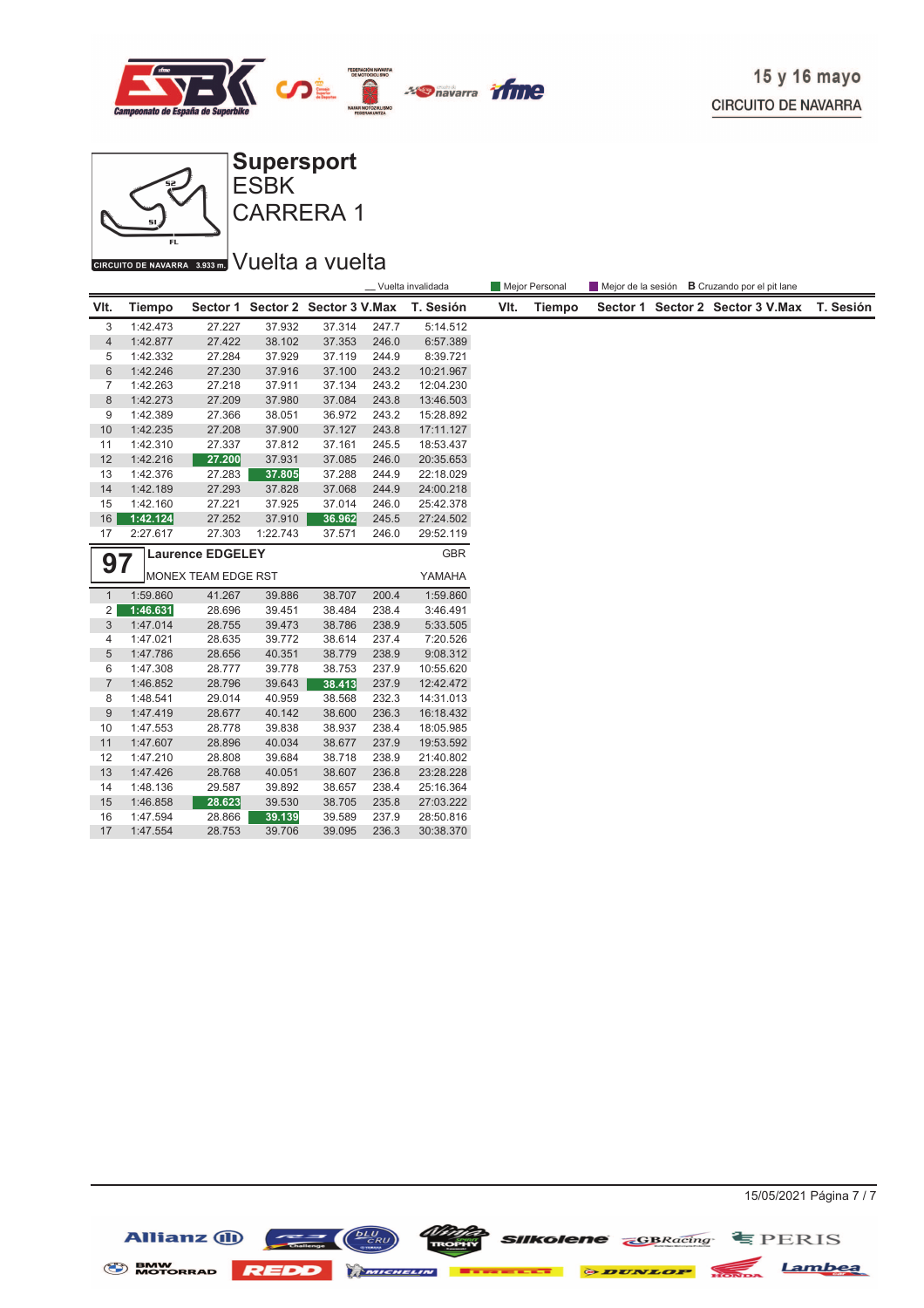15 y 16 mayo
CIRCUITO DE NAVARRA

# Supersport
## ESBK
## CARRERA 1

CIRCUITO DE NAVARRA 3.933 m.

## Vuelta a vuelta

_ Vuelta invalidada | Mejor Personal | Mejor de la sesión | **B** Cruzando por el pit lane

| Vlt. | Tiempo | Sector 1 | Sector 2 | Sector 3 | V.Max | T. Sesión |
|---|---|---|---|---|---|---|
| 3 | 1:42.473 | 27.227 | 37.932 | 37.314 | 247.7 | 5:14.512 |
| 4 | 1:42.877 | 27.422 | 38.102 | 37.353 | 246.0 | 6:57.389 |
| 5 | 1:42.332 | 27.284 | 37.929 | 37.119 | 244.9 | 8:39.721 |
| 6 | 1:42.246 | 27.230 | 37.916 | 37.100 | 243.2 | 10:21.967 |
| 7 | 1:42.263 | 27.218 | 37.911 | 37.134 | 243.2 | 12:04.230 |
| 8 | 1:42.273 | 27.209 | 37.980 | 37.084 | 243.8 | 13:46.503 |
| 9 | 1:42.389 | 27.366 | 38.051 | 36.972 | 243.2 | 15:28.892 |
| 10 | 1:42.235 | 27.208 | 37.900 | 37.127 | 243.8 | 17:11.127 |
| 11 | 1:42.310 | 27.337 | 37.812 | 37.161 | 245.5 | 18:53.437 |
| 12 | 1:42.216 | 27.200 | 37.931 | 37.085 | 246.0 | 20:35.653 |
| 13 | 1:42.376 | 27.283 | 37.805 | 37.288 | 244.9 | 22:18.029 |
| 14 | 1:42.189 | 27.293 | 37.828 | 37.068 | 244.9 | 24:00.218 |
| 15 | 1:42.160 | 27.221 | 37.925 | 37.014 | 246.0 | 25:42.378 |
| 16 | 1:42.124 | 27.252 | 37.910 | 36.962 | 245.5 | 27:24.502 |
| 17 | 2:27.617 | 27.303 | 1:22.743 | 37.571 | 246.0 | 29:52.119 |

**97** **Laurence EDGELEY** GBR
MONEX TEAM EDGE RST YAMAHA

| Vlt. | Tiempo | Sector 1 | Sector 2 | Sector 3 | V.Max | T. Sesión |
|---|---|---|---|---|---|---|
| 1 | 1:59.860 | 41.267 | 39.886 | 38.707 | 200.4 | 1:59.860 |
| 2 | 1:46.631 | 28.696 | 39.451 | 38.484 | 238.4 | 3:46.491 |
| 3 | 1:47.014 | 28.755 | 39.473 | 38.786 | 238.9 | 5:33.505 |
| 4 | 1:47.021 | 28.635 | 39.772 | 38.614 | 237.4 | 7:20.526 |
| 5 | 1:47.786 | 28.656 | 40.351 | 38.779 | 238.9 | 9:08.312 |
| 6 | 1:47.308 | 28.777 | 39.778 | 38.753 | 237.9 | 10:55.620 |
| 7 | 1:46.852 | 28.796 | 39.643 | 38.413 | 237.9 | 12:42.472 |
| 8 | 1:48.541 | 29.014 | 40.959 | 38.568 | 232.3 | 14:31.013 |
| 9 | 1:47.419 | 28.677 | 40.142 | 38.600 | 236.3 | 16:18.432 |
| 10 | 1:47.553 | 28.778 | 39.838 | 38.937 | 238.4 | 18:05.985 |
| 11 | 1:47.607 | 28.896 | 40.034 | 38.677 | 237.9 | 19:53.592 |
| 12 | 1:47.210 | 28.808 | 39.684 | 38.718 | 238.9 | 21:40.802 |
| 13 | 1:47.426 | 28.768 | 40.051 | 38.607 | 236.8 | 23:28.228 |
| 14 | 1:48.136 | 29.587 | 39.892 | 38.657 | 238.4 | 25:16.364 |
| 15 | 1:46.858 | 28.623 | 39.530 | 38.705 | 235.8 | 27:03.222 |
| 16 | 1:47.594 | 28.866 | 39.139 | 39.589 | 237.9 | 28:50.816 |
| 17 | 1:47.554 | 28.753 | 39.706 | 39.095 | 236.3 | 30:38.370 |

15/05/2021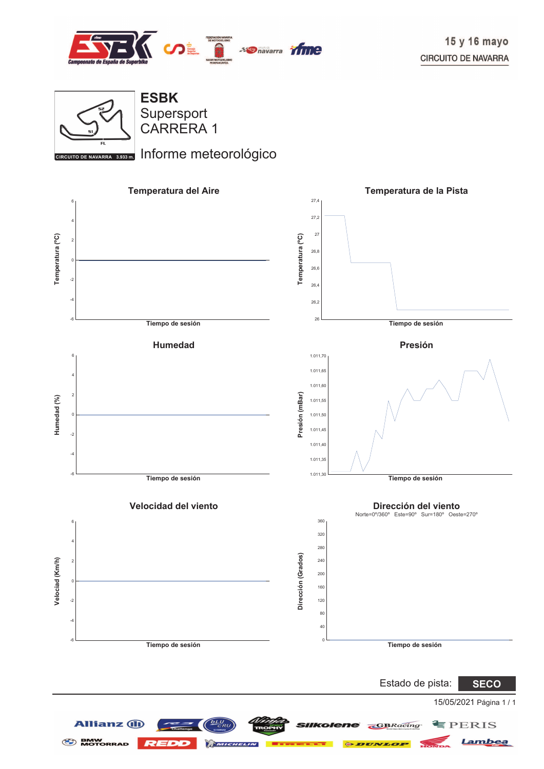15 y 16 mayo

CIRCUITO DE NAVARRA

# ESBK

Supersport

CARRERA 1

CIRCUITO DE NAVARRA 3.933 m.

## Informe meteorológico

### Temperatura del Aire

Temperatura (ºC)

6
4
2
0
-2
-4
-6

Tiempo de sesión

### Temperatura de la Pista

Temperatura (ºC)

27,4
27,2
27
26,8
26,6
26,4
26,2
26

Tiempo de sesión

### Humedad

Humedad (%)

6
4
2
0
-2
-4
-6

Tiempo de sesión

### Presión

Presión (mBar)

1.011,70
1.011,65
1.011,60
1.011,55
1.011,50
1.011,45
1.011,40
1.011,35
1.011,30

Tiempo de sesión

### Velocidad del viento

Velocidad (Km/h)

6
4
2
0
-2
-4
-6

Tiempo de sesión

### Dirección del viento

Norte=0º/360º Este=90º Sur=180º Oeste=270º

Dirección (Grados)

360
320
280
240
200
160
120
80
40
0

Tiempo de sesión

Estado de pista: **SECO**

15/05/2021